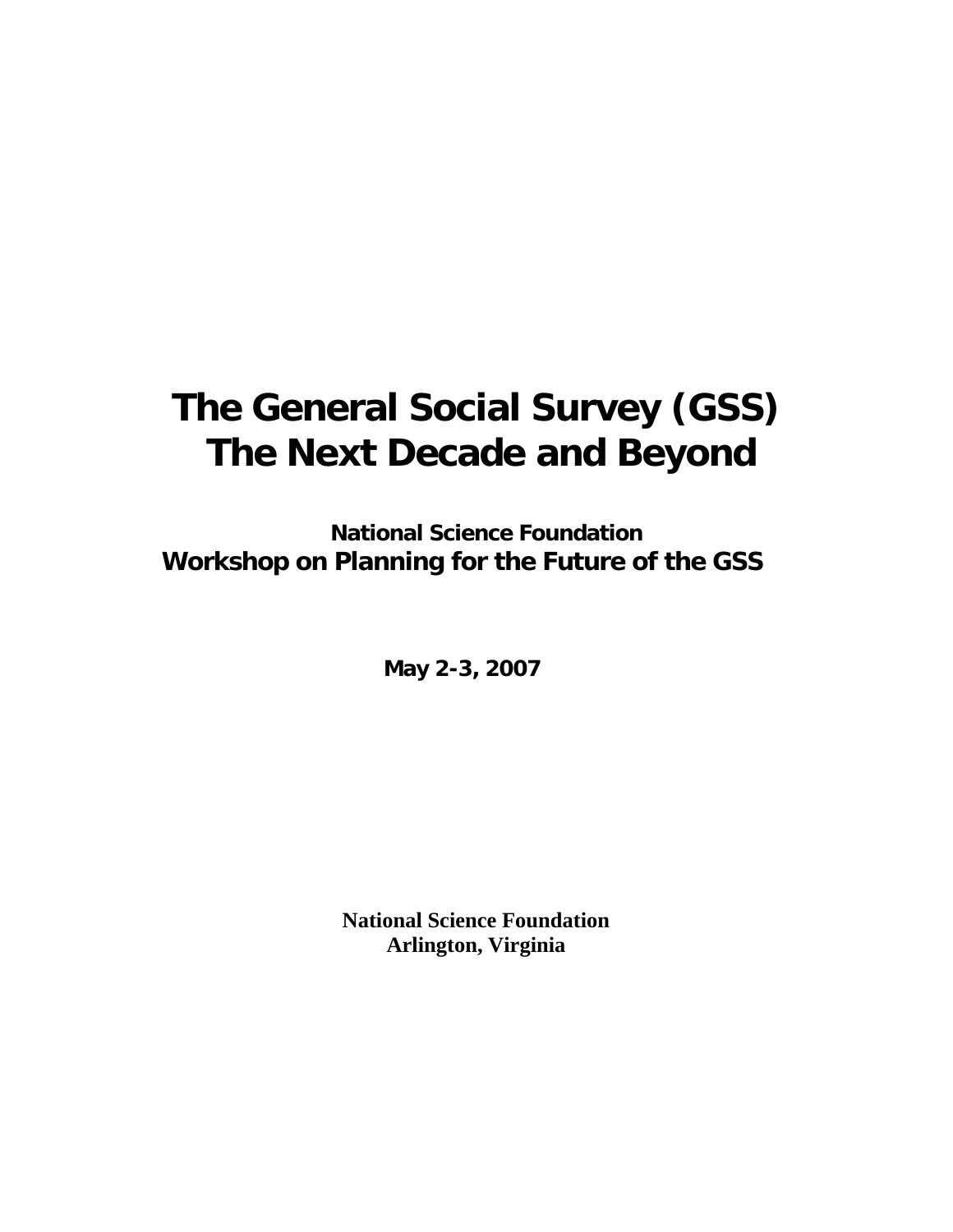# The General Social Survey (GSS) The Next Decade and Beyond

**National Science Foundation**
**Workshop on Planning for the Future of the GSS**

**May 2-3, 2007**

**National Science Foundation**
**Arlington, Virginia**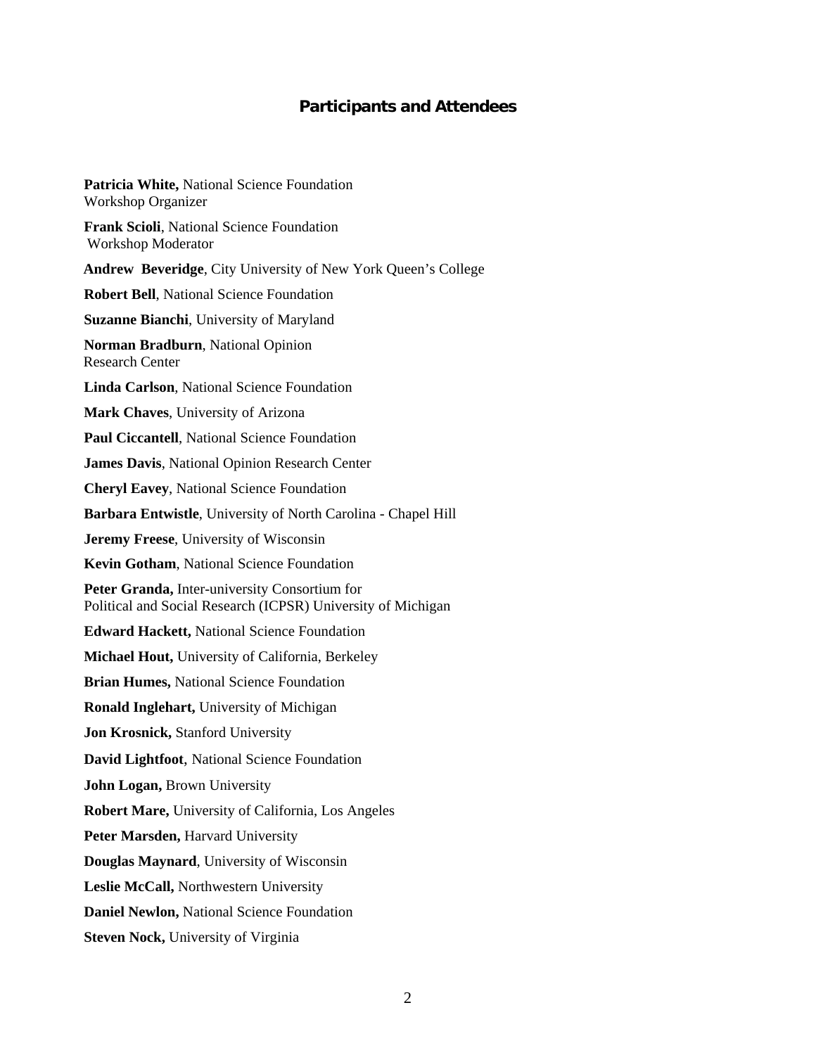## Participants and Attendees

**Patricia White,** National Science Foundation
Workshop Organizer

**Frank Scioli**, National Science Foundation
Workshop Moderator

**Andrew Beveridge**, City University of New York Queen's College

**Robert Bell**, National Science Foundation

**Suzanne Bianchi**, University of Maryland

**Norman Bradburn**, National Opinion
Research Center

**Linda Carlson**, National Science Foundation

**Mark Chaves**, University of Arizona

**Paul Ciccantell**, National Science Foundation

**James Davis**, National Opinion Research Center

**Cheryl Eavey**, National Science Foundation

**Barbara Entwistle**, University of North Carolina - Chapel Hill

**Jeremy Freese**, University of Wisconsin

**Kevin Gotham**, National Science Foundation

**Peter Granda,** Inter-university Consortium for
Political and Social Research (ICPSR) University of Michigan

**Edward Hackett,** National Science Foundation

**Michael Hout,** University of California, Berkeley

**Brian Humes,** National Science Foundation

**Ronald Inglehart,** University of Michigan

**Jon Krosnick,** Stanford University

**David Lightfoot**, National Science Foundation

**John Logan,** Brown University

**Robert Mare,** University of California, Los Angeles

**Peter Marsden,** Harvard University

**Douglas Maynard**, University of Wisconsin

**Leslie McCall,** Northwestern University

**Daniel Newlon,** National Science Foundation

**Steven Nock,** University of Virginia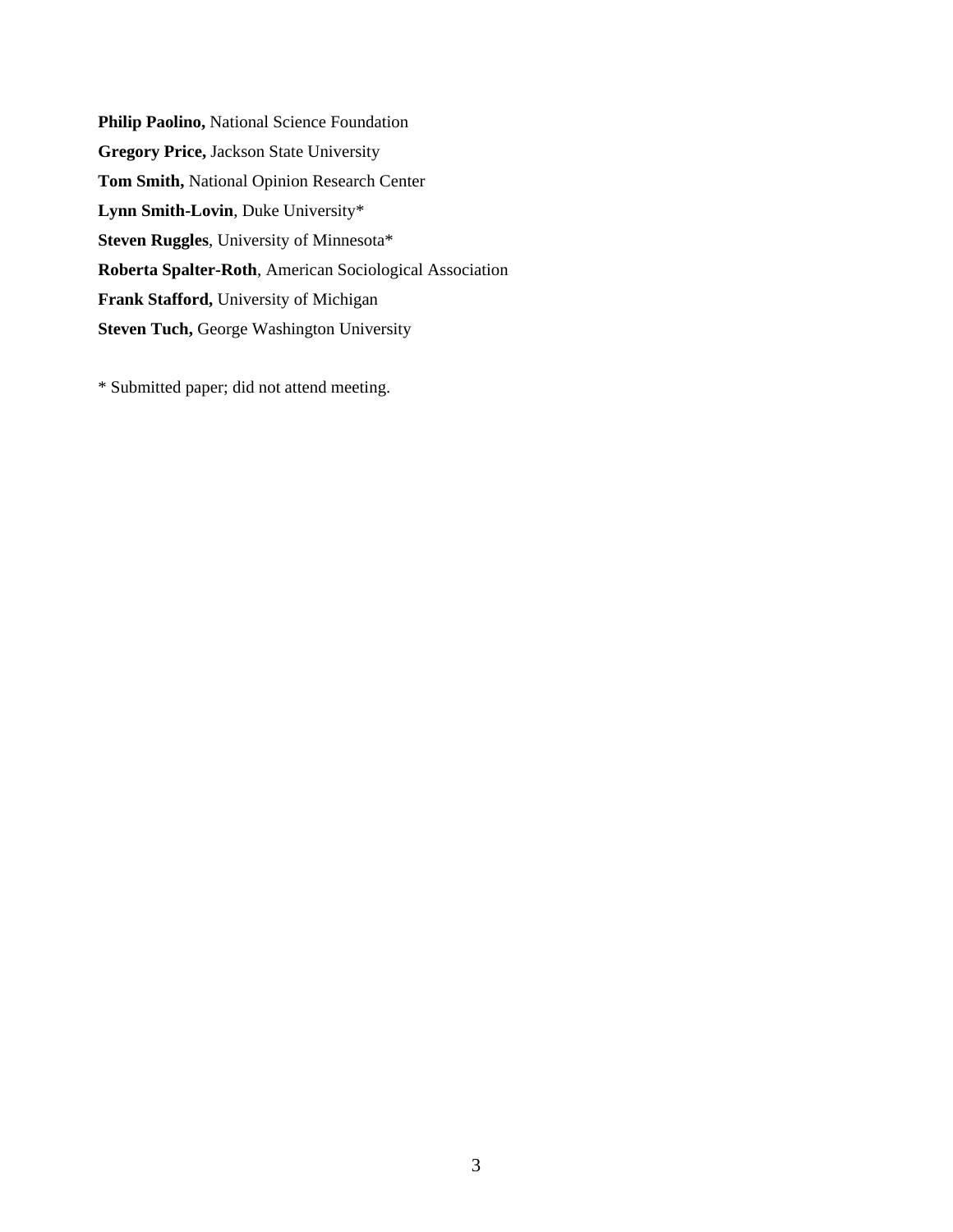**Philip Paolino,** National Science Foundation

**Gregory Price,** Jackson State University

**Tom Smith,** National Opinion Research Center

**Lynn Smith-Lovin**, Duke University*

**Steven Ruggles**, University of Minnesota*

**Roberta Spalter-Roth**, American Sociological Association

**Frank Stafford,** University of Michigan

**Steven Tuch,** George Washington University

* Submitted paper; did not attend meeting.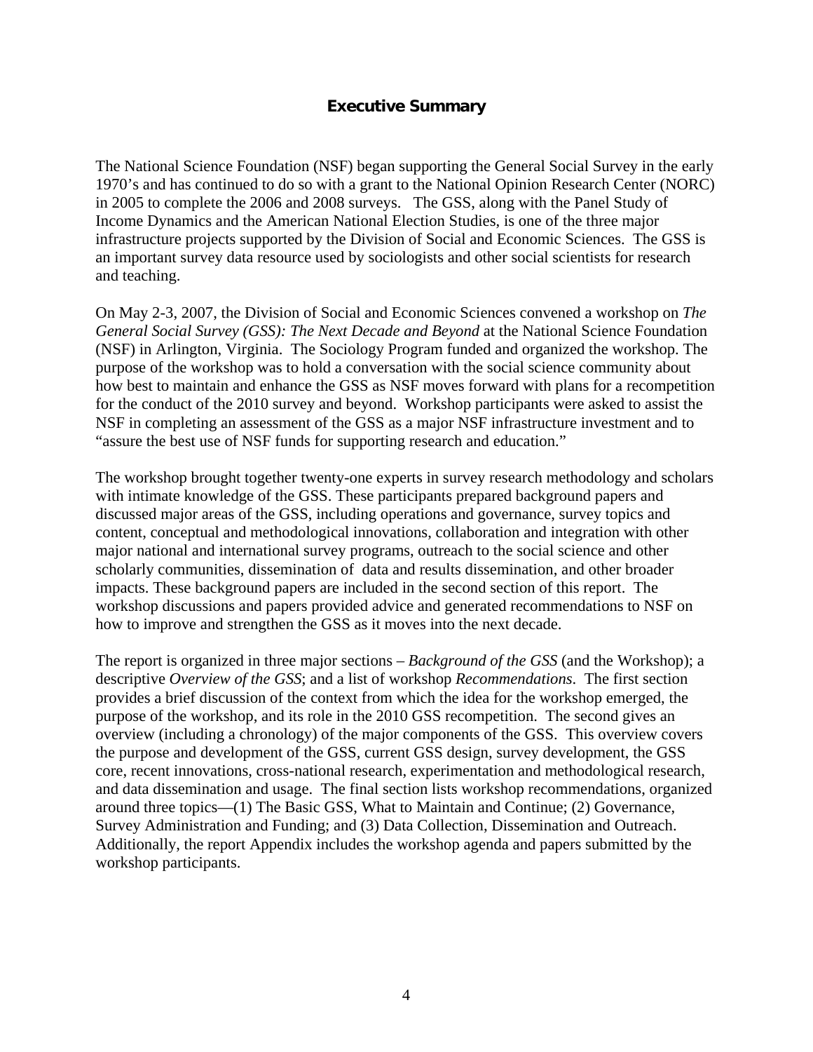## Executive Summary

The National Science Foundation (NSF) began supporting the General Social Survey in the early 1970's and has continued to do so with a grant to the National Opinion Research Center (NORC) in 2005 to complete the 2006 and 2008 surveys. The GSS, along with the Panel Study of Income Dynamics and the American National Election Studies, is one of the three major infrastructure projects supported by the Division of Social and Economic Sciences. The GSS is an important survey data resource used by sociologists and other social scientists for research and teaching.

On May 2-3, 2007, the Division of Social and Economic Sciences convened a workshop on *The General Social Survey (GSS): The Next Decade and Beyond* at the National Science Foundation (NSF) in Arlington, Virginia. The Sociology Program funded and organized the workshop. The purpose of the workshop was to hold a conversation with the social science community about how best to maintain and enhance the GSS as NSF moves forward with plans for a recompetition for the conduct of the 2010 survey and beyond. Workshop participants were asked to assist the NSF in completing an assessment of the GSS as a major NSF infrastructure investment and to "assure the best use of NSF funds for supporting research and education."

The workshop brought together twenty-one experts in survey research methodology and scholars with intimate knowledge of the GSS. These participants prepared background papers and discussed major areas of the GSS, including operations and governance, survey topics and content, conceptual and methodological innovations, collaboration and integration with other major national and international survey programs, outreach to the social science and other scholarly communities, dissemination of data and results dissemination, and other broader impacts. These background papers are included in the second section of this report. The workshop discussions and papers provided advice and generated recommendations to NSF on how to improve and strengthen the GSS as it moves into the next decade.

The report is organized in three major sections – *Background of the GSS* (and the Workshop); a descriptive *Overview of the GSS*; and a list of workshop *Recommendations*. The first section provides a brief discussion of the context from which the idea for the workshop emerged, the purpose of the workshop, and its role in the 2010 GSS recompetition. The second gives an overview (including a chronology) of the major components of the GSS. This overview covers the purpose and development of the GSS, current GSS design, survey development, the GSS core, recent innovations, cross-national research, experimentation and methodological research, and data dissemination and usage. The final section lists workshop recommendations, organized around three topics—(1) The Basic GSS, What to Maintain and Continue; (2) Governance, Survey Administration and Funding; and (3) Data Collection, Dissemination and Outreach. Additionally, the report Appendix includes the workshop agenda and papers submitted by the workshop participants.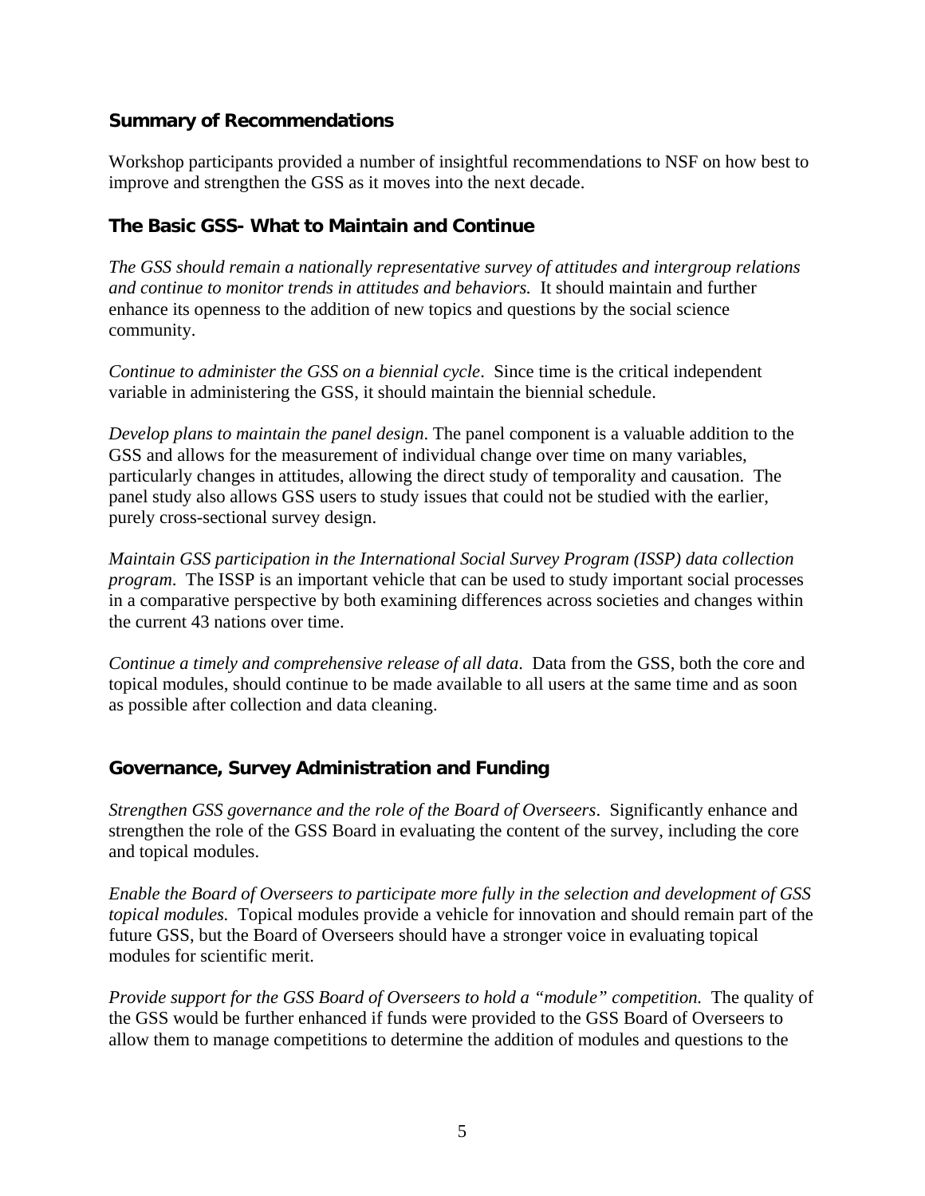## Summary of Recommendations

Workshop participants provided a number of insightful recommendations to NSF on how best to improve and strengthen the GSS as it moves into the next decade.

### The Basic GSS- What to Maintain and Continue

*The GSS should remain a nationally representative survey of attitudes and intergroup relations and continue to monitor trends in attitudes and behaviors.* It should maintain and further enhance its openness to the addition of new topics and questions by the social science community.

*Continue to administer the GSS on a biennial cycle*. Since time is the critical independent variable in administering the GSS, it should maintain the biennial schedule.

*Develop plans to maintain the panel design*. The panel component is a valuable addition to the GSS and allows for the measurement of individual change over time on many variables, particularly changes in attitudes, allowing the direct study of temporality and causation. The panel study also allows GSS users to study issues that could not be studied with the earlier, purely cross-sectional survey design.

*Maintain GSS participation in the International Social Survey Program (ISSP) data collection program*. The ISSP is an important vehicle that can be used to study important social processes in a comparative perspective by both examining differences across societies and changes within the current 43 nations over time.

*Continue a timely and comprehensive release of all data*. Data from the GSS, both the core and topical modules, should continue to be made available to all users at the same time and as soon as possible after collection and data cleaning.

### Governance, Survey Administration and Funding

*Strengthen GSS governance and the role of the Board of Overseers*. Significantly enhance and strengthen the role of the GSS Board in evaluating the content of the survey, including the core and topical modules.

*Enable the Board of Overseers to participate more fully in the selection and development of GSS topical modules.* Topical modules provide a vehicle for innovation and should remain part of the future GSS, but the Board of Overseers should have a stronger voice in evaluating topical modules for scientific merit.

*Provide support for the GSS Board of Overseers to hold a "module" competition.* The quality of the GSS would be further enhanced if funds were provided to the GSS Board of Overseers to allow them to manage competitions to determine the addition of modules and questions to the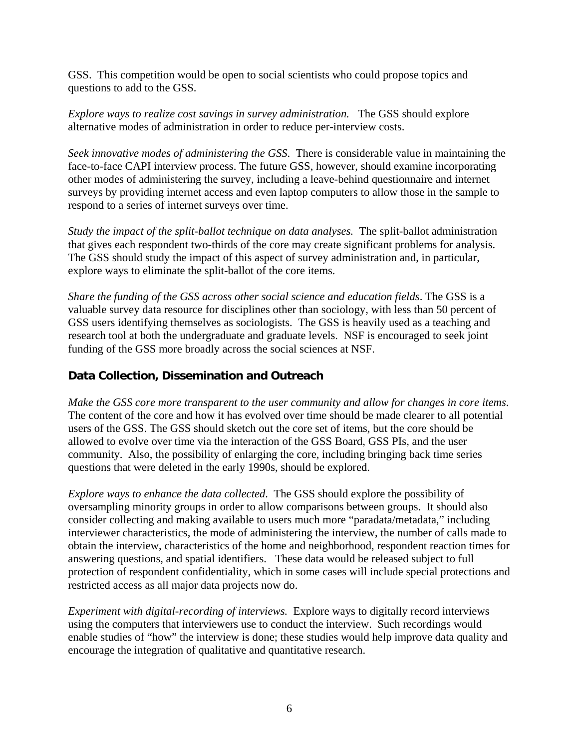GSS. This competition would be open to social scientists who could propose topics and questions to add to the GSS.

*Explore ways to realize cost savings in survey administration.* The GSS should explore alternative modes of administration in order to reduce per-interview costs.

*Seek innovative modes of administering the GSS.* There is considerable value in maintaining the face-to-face CAPI interview process. The future GSS, however, should examine incorporating other modes of administering the survey, including a leave-behind questionnaire and internet surveys by providing internet access and even laptop computers to allow those in the sample to respond to a series of internet surveys over time.

*Study the impact of the split-ballot technique on data analyses.* The split-ballot administration that gives each respondent two-thirds of the core may create significant problems for analysis. The GSS should study the impact of this aspect of survey administration and, in particular, explore ways to eliminate the split-ballot of the core items.

*Share the funding of the GSS across other social science and education fields*. The GSS is a valuable survey data resource for disciplines other than sociology, with less than 50 percent of GSS users identifying themselves as sociologists. The GSS is heavily used as a teaching and research tool at both the undergraduate and graduate levels. NSF is encouraged to seek joint funding of the GSS more broadly across the social sciences at NSF.

### Data Collection, Dissemination and Outreach

*Make the GSS core more transparent to the user community and allow for changes in core items*. The content of the core and how it has evolved over time should be made clearer to all potential users of the GSS. The GSS should sketch out the core set of items, but the core should be allowed to evolve over time via the interaction of the GSS Board, GSS PIs, and the user community. Also, the possibility of enlarging the core, including bringing back time series questions that were deleted in the early 1990s, should be explored.

*Explore ways to enhance the data collected*. The GSS should explore the possibility of oversampling minority groups in order to allow comparisons between groups. It should also consider collecting and making available to users much more "paradata/metadata," including interviewer characteristics, the mode of administering the interview, the number of calls made to obtain the interview, characteristics of the home and neighborhood, respondent reaction times for answering questions, and spatial identifiers. These data would be released subject to full protection of respondent confidentiality, which in some cases will include special protections and restricted access as all major data projects now do.

*Experiment with digital-recording of interviews.* Explore ways to digitally record interviews using the computers that interviewers use to conduct the interview. Such recordings would enable studies of "how" the interview is done; these studies would help improve data quality and encourage the integration of qualitative and quantitative research.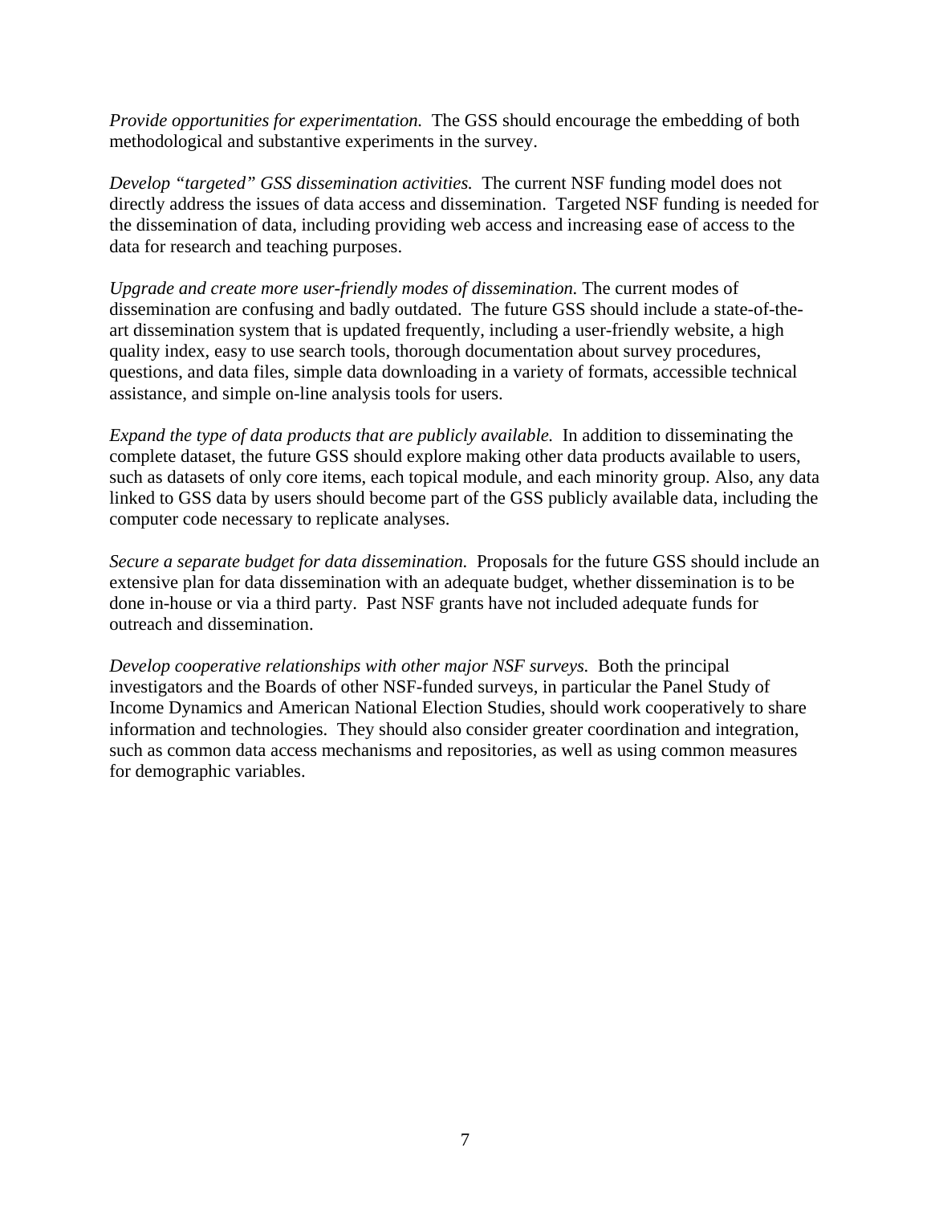*Provide opportunities for experimentation.* The GSS should encourage the embedding of both methodological and substantive experiments in the survey.

*Develop "targeted" GSS dissemination activities.* The current NSF funding model does not directly address the issues of data access and dissemination. Targeted NSF funding is needed for the dissemination of data, including providing web access and increasing ease of access to the data for research and teaching purposes.

*Upgrade and create more user-friendly modes of dissemination.* The current modes of dissemination are confusing and badly outdated. The future GSS should include a state-of-the-art dissemination system that is updated frequently, including a user-friendly website, a high quality index, easy to use search tools, thorough documentation about survey procedures, questions, and data files, simple data downloading in a variety of formats, accessible technical assistance, and simple on-line analysis tools for users.

*Expand the type of data products that are publicly available.* In addition to disseminating the complete dataset, the future GSS should explore making other data products available to users, such as datasets of only core items, each topical module, and each minority group. Also, any data linked to GSS data by users should become part of the GSS publicly available data, including the computer code necessary to replicate analyses.

*Secure a separate budget for data dissemination.* Proposals for the future GSS should include an extensive plan for data dissemination with an adequate budget, whether dissemination is to be done in-house or via a third party. Past NSF grants have not included adequate funds for outreach and dissemination.

*Develop cooperative relationships with other major NSF surveys.* Both the principal investigators and the Boards of other NSF-funded surveys, in particular the Panel Study of Income Dynamics and American National Election Studies, should work cooperatively to share information and technologies. They should also consider greater coordination and integration, such as common data access mechanisms and repositories, as well as using common measures for demographic variables.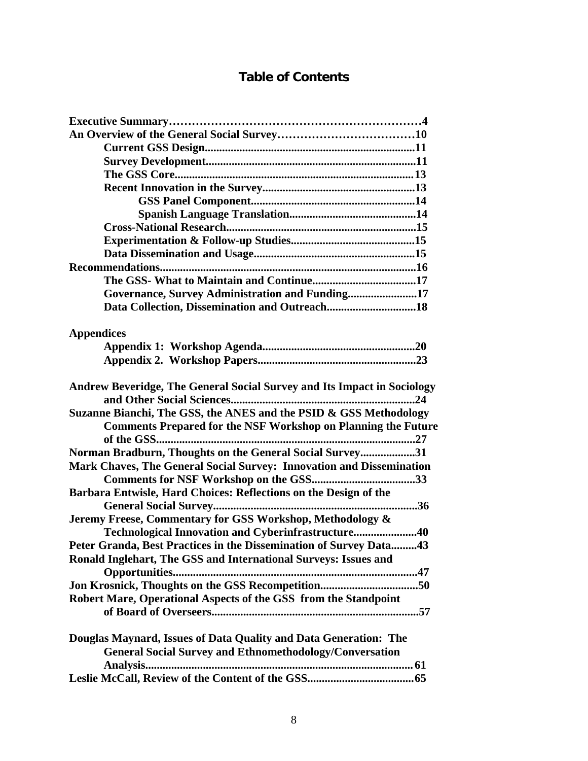# Table of Contents

**Executive Summary………………………………………………………4**
**An Overview of the General Social Survey………………………………10**
- **Current GSS Design........................................................................11**
- **Survey Development........................................................................11**
- **The GSS Core..................................................................................13**
- **Recent Innovation in the Survey.....................................................13**
  - **GSS Panel Component.........................................................14**
  - **Spanish Language Translation............................................14**
- **Cross-National Research.................................................................15**
- **Experimentation & Follow-up Studies...........................................15**
- **Data Dissemination and Usage........................................................15**

**Recommendations.........................................................................................16**
- **The GSS- What to Maintain and Continue....................................17**
- **Governance, Survey Administration and Funding........................17**
- **Data Collection, Dissemination and Outreach...............................18**

**Appendices**
- **Appendix 1: Workshop Agenda.....................................................20**
- **Appendix 2. Workshop Papers.......................................................23**

**Andrew Beveridge, The General Social Survey and Its Impact in Sociology and Other Social Sciences................................................................24**
**Suzanne Bianchi, The GSS, the ANES and the PSID & GSS Methodology Comments Prepared for the NSF Workshop on Planning the Future of the GSS...........................................................................................27**
**Norman Bradburn, Thoughts on the General Social Survey...................31**
**Mark Chaves, The General Social Survey: Innovation and Dissemination Comments for NSF Workshop on the GSS....................................33**
**Barbara Entwisle, Hard Choices: Reflections on the Design of the General Social Survey......................................................................36**
**Jeremy Freese, Commentary for GSS Workshop, Methodology & Technological Innovation and Cyberinfrastructure......................40**
**Peter Granda, Best Practices in the Dissemination of Survey Data.........43**
**Ronald Inglehart, The GSS and International Surveys: Issues and Opportunities....................................................................................47**
**Jon Krosnick, Thoughts on the GSS Recompetition..................................50**
**Robert Mare, Operational Aspects of the GSS from the Standpoint of Board of Overseers.......................................................................57**

**Douglas Maynard, Issues of Data Quality and Data Generation: The General Social Survey and Ethnomethodology/Conversation Analysis............................................................................................ 61**
**Leslie McCall, Review of the Content of the GSS.....................................65**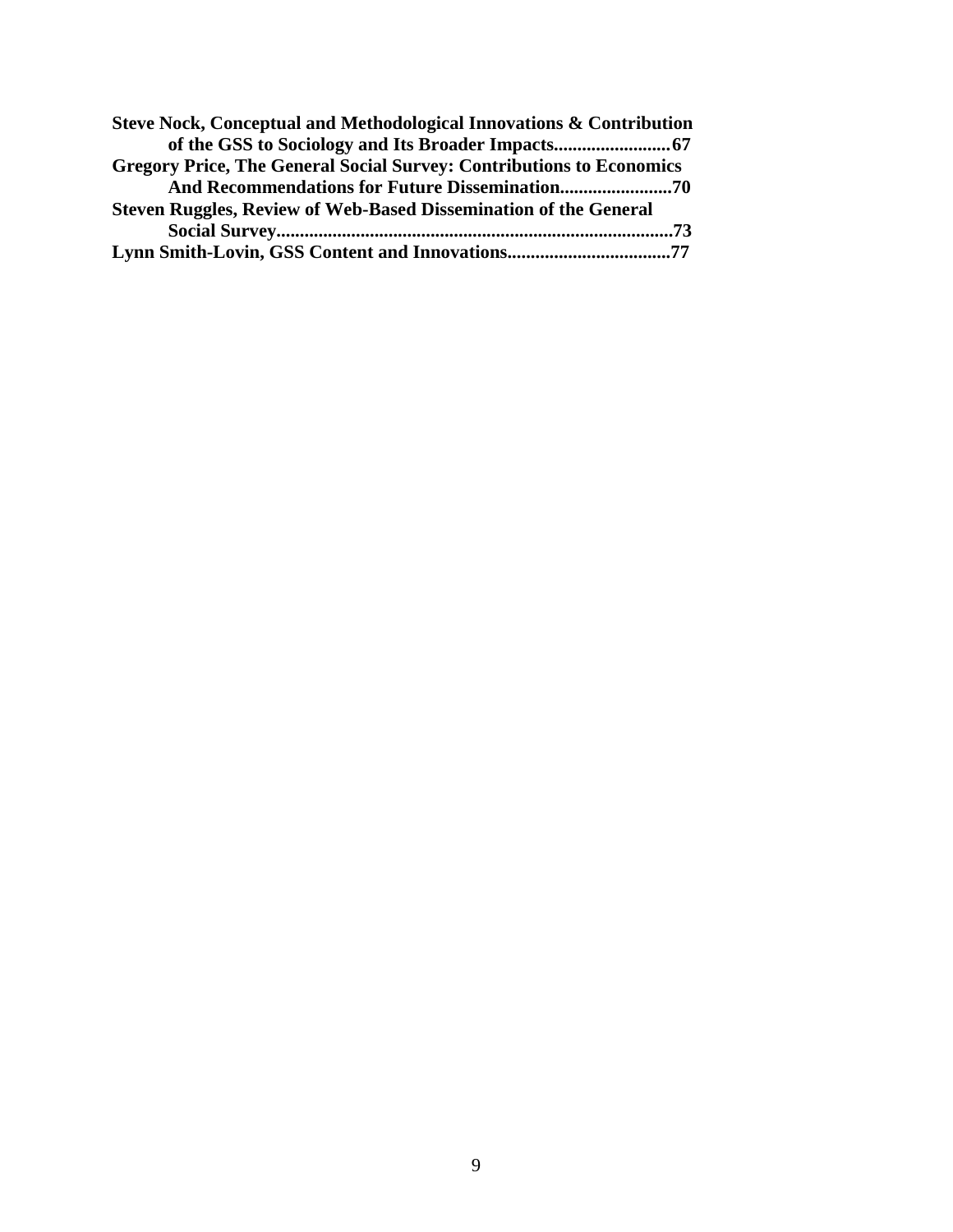**Steve Nock, Conceptual and Methodological Innovations & Contribution of the GSS to Sociology and Its Broader Impacts.........................67**

**Gregory Price, The General Social Survey: Contributions to Economics And Recommendations for Future Dissemination........................70**

**Steven Ruggles, Review of Web-Based Dissemination of the General Social Survey....................................................................................73**

**Lynn Smith-Lovin, GSS Content and Innovations..................................77**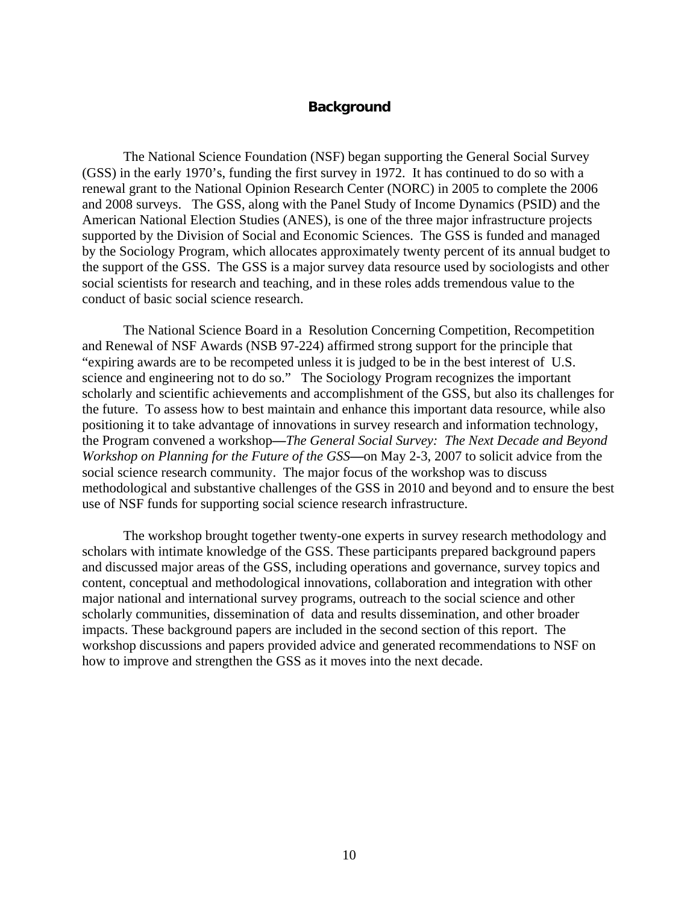# Background

The National Science Foundation (NSF) began supporting the General Social Survey (GSS) in the early 1970's, funding the first survey in 1972. It has continued to do so with a renewal grant to the National Opinion Research Center (NORC) in 2005 to complete the 2006 and 2008 surveys. The GSS, along with the Panel Study of Income Dynamics (PSID) and the American National Election Studies (ANES), is one of the three major infrastructure projects supported by the Division of Social and Economic Sciences. The GSS is funded and managed by the Sociology Program, which allocates approximately twenty percent of its annual budget to the support of the GSS. The GSS is a major survey data resource used by sociologists and other social scientists for research and teaching, and in these roles adds tremendous value to the conduct of basic social science research.

The National Science Board in a Resolution Concerning Competition, Recompetition and Renewal of NSF Awards (NSB 97-224) affirmed strong support for the principle that "expiring awards are to be recompeted unless it is judged to be in the best interest of U.S. science and engineering not to do so." The Sociology Program recognizes the important scholarly and scientific achievements and accomplishment of the GSS, but also its challenges for the future. To assess how to best maintain and enhance this important data resource, while also positioning it to take advantage of innovations in survey research and information technology, the Program convened a workshop—*The General Social Survey: The Next Decade and Beyond Workshop on Planning for the Future of the GSS*—on May 2-3, 2007 to solicit advice from the social science research community. The major focus of the workshop was to discuss methodological and substantive challenges of the GSS in 2010 and beyond and to ensure the best use of NSF funds for supporting social science research infrastructure.

The workshop brought together twenty-one experts in survey research methodology and scholars with intimate knowledge of the GSS. These participants prepared background papers and discussed major areas of the GSS, including operations and governance, survey topics and content, conceptual and methodological innovations, collaboration and integration with other major national and international survey programs, outreach to the social science and other scholarly communities, dissemination of data and results dissemination, and other broader impacts. These background papers are included in the second section of this report. The workshop discussions and papers provided advice and generated recommendations to NSF on how to improve and strengthen the GSS as it moves into the next decade.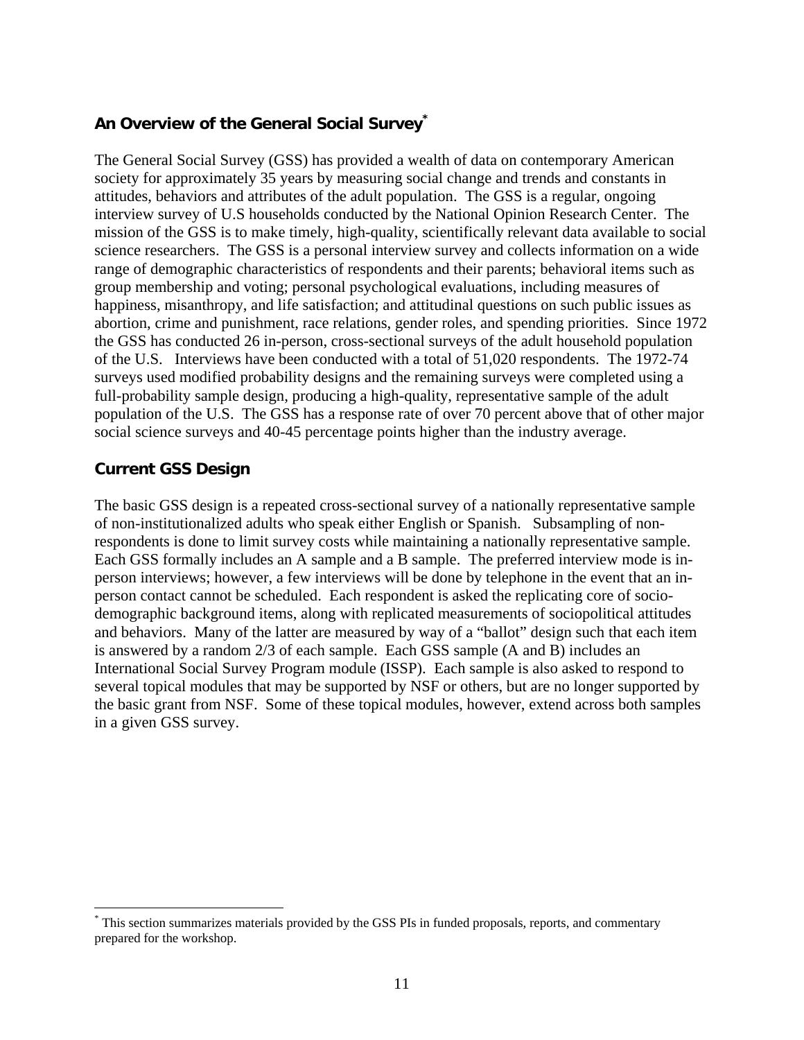## An Overview of the General Social Survey[*]

The General Social Survey (GSS) has provided a wealth of data on contemporary American society for approximately 35 years by measuring social change and trends and constants in attitudes, behaviors and attributes of the adult population. The GSS is a regular, ongoing interview survey of U.S households conducted by the National Opinion Research Center. The mission of the GSS is to make timely, high-quality, scientifically relevant data available to social science researchers. The GSS is a personal interview survey and collects information on a wide range of demographic characteristics of respondents and their parents; behavioral items such as group membership and voting; personal psychological evaluations, including measures of happiness, misanthropy, and life satisfaction; and attitudinal questions on such public issues as abortion, crime and punishment, race relations, gender roles, and spending priorities. Since 1972 the GSS has conducted 26 in-person, cross-sectional surveys of the adult household population of the U.S. Interviews have been conducted with a total of 51,020 respondents. The 1972-74 surveys used modified probability designs and the remaining surveys were completed using a full-probability sample design, producing a high-quality, representative sample of the adult population of the U.S. The GSS has a response rate of over 70 percent above that of other major social science surveys and 40-45 percentage points higher than the industry average.

## Current GSS Design

The basic GSS design is a repeated cross-sectional survey of a nationally representative sample of non-institutionalized adults who speak either English or Spanish. Subsampling of non-respondents is done to limit survey costs while maintaining a nationally representative sample. Each GSS formally includes an A sample and a B sample. The preferred interview mode is in-person interviews; however, a few interviews will be done by telephone in the event that an in-person contact cannot be scheduled. Each respondent is asked the replicating core of socio-demographic background items, along with replicated measurements of sociopolitical attitudes and behaviors. Many of the latter are measured by way of a "ballot" design such that each item is answered by a random 2/3 of each sample. Each GSS sample (A and B) includes an International Social Survey Program module (ISSP). Each sample is also asked to respond to several topical modules that may be supported by NSF or others, but are no longer supported by the basic grant from NSF. Some of these topical modules, however, extend across both samples in a given GSS survey.

---

[*] This section summarizes materials provided by the GSS PIs in funded proposals, reports, and commentary prepared for the workshop.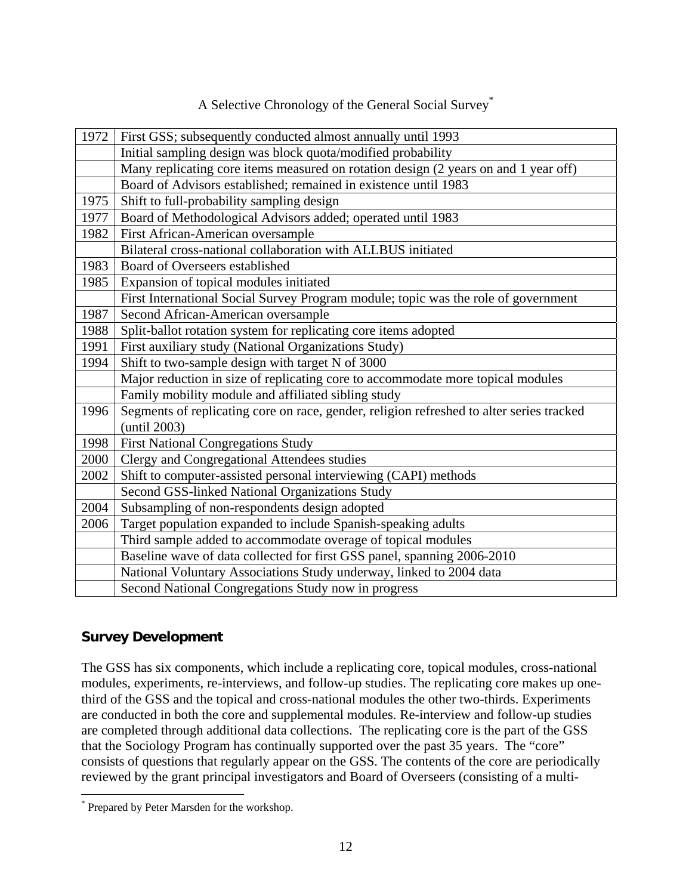A Selective Chronology of the General Social Survey[*]

| | |
|---|---|
| 1972 | First GSS; subsequently conducted almost annually until 1993 |
| | Initial sampling design was block quota/modified probability |
| | Many replicating core items measured on rotation design (2 years on and 1 year off) |
| | Board of Advisors established; remained in existence until 1983 |
| 1975 | Shift to full-probability sampling design |
| 1977 | Board of Methodological Advisors added; operated until 1983 |
| 1982 | First African-American oversample |
| | Bilateral cross-national collaboration with ALLBUS initiated |
| 1983 | Board of Overseers established |
| 1985 | Expansion of topical modules initiated |
| | First International Social Survey Program module; topic was the role of government |
| 1987 | Second African-American oversample |
| 1988 | Split-ballot rotation system for replicating core items adopted |
| 1991 | First auxiliary study (National Organizations Study) |
| 1994 | Shift to two-sample design with target N of 3000 |
| | Major reduction in size of replicating core to accommodate more topical modules |
| | Family mobility module and affiliated sibling study |
| 1996 | Segments of replicating core on race, gender, religion refreshed to alter series tracked (until 2003) |
| 1998 | First National Congregations Study |
| 2000 | Clergy and Congregational Attendees studies |
| 2002 | Shift to computer-assisted personal interviewing (CAPI) methods |
| | Second GSS-linked National Organizations Study |
| 2004 | Subsampling of non-respondents design adopted |
| 2006 | Target population expanded to include Spanish-speaking adults |
| | Third sample added to accommodate overage of topical modules |
| | Baseline wave of data collected for first GSS panel, spanning 2006-2010 |
| | National Voluntary Associations Study underway, linked to 2004 data |
| | Second National Congregations Study now in progress |

## Survey Development

The GSS has six components, which include a replicating core, topical modules, cross-national modules, experiments, re-interviews, and follow-up studies. The replicating core makes up one-third of the GSS and the topical and cross-national modules the other two-thirds. Experiments are conducted in both the core and supplemental modules. Re-interview and follow-up studies are completed through additional data collections. The replicating core is the part of the GSS that the Sociology Program has continually supported over the past 35 years. The "core" consists of questions that regularly appear on the GSS. The contents of the core are periodically reviewed by the grant principal investigators and Board of Overseers (consisting of a multi-

[*] Prepared by Peter Marsden for the workshop.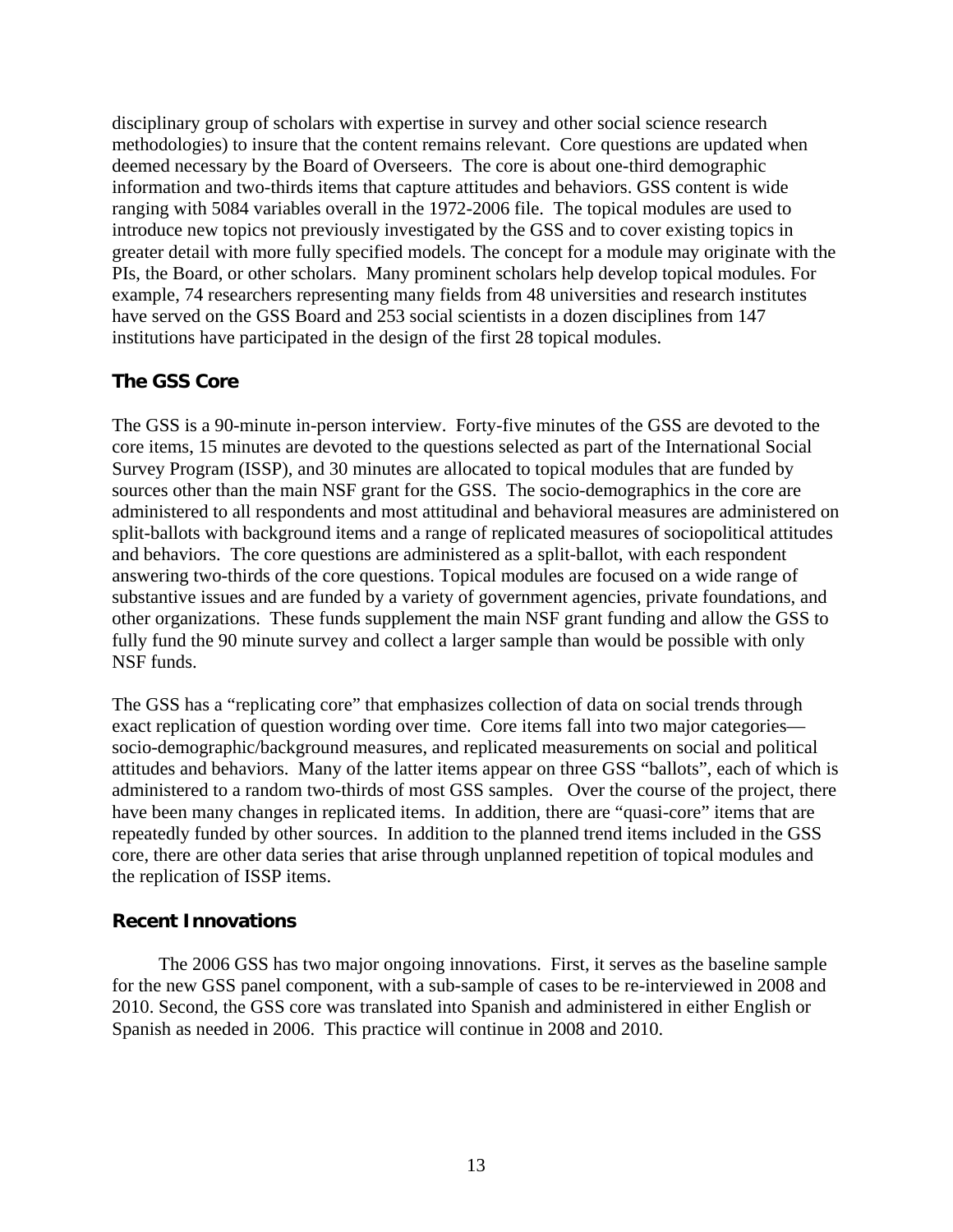disciplinary group of scholars with expertise in survey and other social science research methodologies) to insure that the content remains relevant. Core questions are updated when deemed necessary by the Board of Overseers. The core is about one-third demographic information and two-thirds items that capture attitudes and behaviors. GSS content is wide ranging with 5084 variables overall in the 1972-2006 file. The topical modules are used to introduce new topics not previously investigated by the GSS and to cover existing topics in greater detail with more fully specified models. The concept for a module may originate with the PIs, the Board, or other scholars. Many prominent scholars help develop topical modules. For example, 74 researchers representing many fields from 48 universities and research institutes have served on the GSS Board and 253 social scientists in a dozen disciplines from 147 institutions have participated in the design of the first 28 topical modules.

### The GSS Core

The GSS is a 90-minute in-person interview. Forty-five minutes of the GSS are devoted to the core items, 15 minutes are devoted to the questions selected as part of the International Social Survey Program (ISSP), and 30 minutes are allocated to topical modules that are funded by sources other than the main NSF grant for the GSS. The socio-demographics in the core are administered to all respondents and most attitudinal and behavioral measures are administered on split-ballots with background items and a range of replicated measures of sociopolitical attitudes and behaviors. The core questions are administered as a split-ballot, with each respondent answering two-thirds of the core questions. Topical modules are focused on a wide range of substantive issues and are funded by a variety of government agencies, private foundations, and other organizations. These funds supplement the main NSF grant funding and allow the GSS to fully fund the 90 minute survey and collect a larger sample than would be possible with only NSF funds.

The GSS has a "replicating core" that emphasizes collection of data on social trends through exact replication of question wording over time. Core items fall into two major categories—socio-demographic/background measures, and replicated measurements on social and political attitudes and behaviors. Many of the latter items appear on three GSS "ballots", each of which is administered to a random two-thirds of most GSS samples. Over the course of the project, there have been many changes in replicated items. In addition, there are "quasi-core" items that are repeatedly funded by other sources. In addition to the planned trend items included in the GSS core, there are other data series that arise through unplanned repetition of topical modules and the replication of ISSP items.

### Recent Innovations

The 2006 GSS has two major ongoing innovations. First, it serves as the baseline sample for the new GSS panel component, with a sub-sample of cases to be re-interviewed in 2008 and 2010. Second, the GSS core was translated into Spanish and administered in either English or Spanish as needed in 2006. This practice will continue in 2008 and 2010.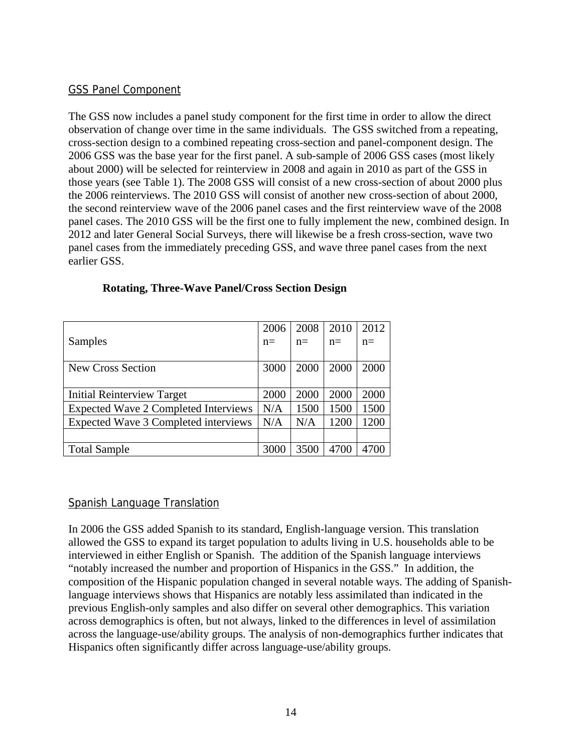## GSS Panel Component

The GSS now includes a panel study component for the first time in order to allow the direct observation of change over time in the same individuals. The GSS switched from a repeating, cross-section design to a combined repeating cross-section and panel-component design. The 2006 GSS was the base year for the first panel. A sub-sample of 2006 GSS cases (most likely about 2000) will be selected for reinterview in 2008 and again in 2010 as part of the GSS in those years (see Table 1). The 2008 GSS will consist of a new cross-section of about 2000 plus the 2006 reinterviews. The 2010 GSS will consist of another new cross-section of about 2000, the second reinterview wave of the 2006 panel cases and the first reinterview wave of the 2008 panel cases. The 2010 GSS will be the first one to fully implement the new, combined design. In 2012 and later General Social Surveys, there will likewise be a fresh cross-section, wave two panel cases from the immediately preceding GSS, and wave three panel cases from the next earlier GSS.

**Rotating, Three-Wave Panel/Cross Section Design**

| Samples | 2006 n= | 2008 n= | 2010 n= | 2012 n= |
|---|---|---|---|---|
| New Cross Section | 3000 | 2000 | 2000 | 2000 |
| Initial Reinterview Target | 2000 | 2000 | 2000 | 2000 |
| Expected Wave 2 Completed Interviews | N/A | 1500 | 1500 | 1500 |
| Expected Wave 3 Completed interviews | N/A | N/A | 1200 | 1200 |
| | | | | |
| Total Sample | 3000 | 3500 | 4700 | 4700 |

## Spanish Language Translation

In 2006 the GSS added Spanish to its standard, English-language version. This translation allowed the GSS to expand its target population to adults living in U.S. households able to be interviewed in either English or Spanish. The addition of the Spanish language interviews "notably increased the number and proportion of Hispanics in the GSS." In addition, the composition of the Hispanic population changed in several notable ways. The adding of Spanish-language interviews shows that Hispanics are notably less assimilated than indicated in the previous English-only samples and also differ on several other demographics. This variation across demographics is often, but not always, linked to the differences in level of assimilation across the language-use/ability groups. The analysis of non-demographics further indicates that Hispanics often significantly differ across language-use/ability groups.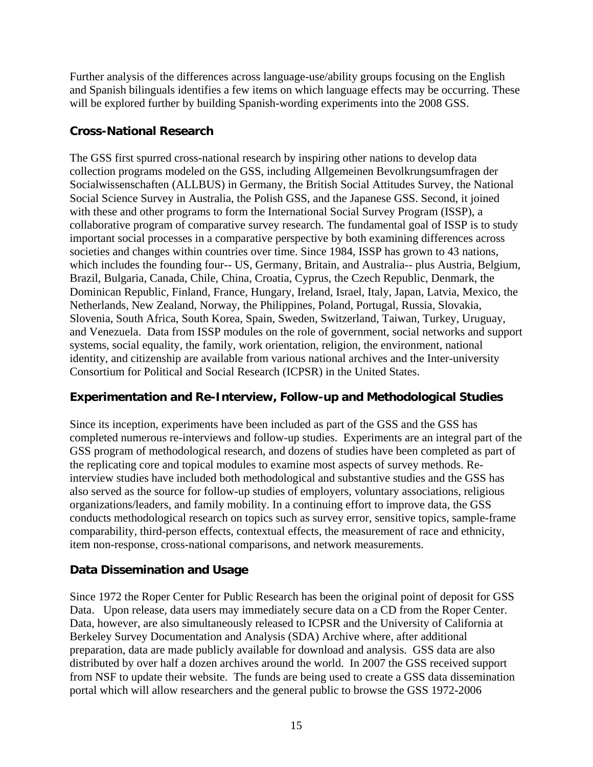Further analysis of the differences across language-use/ability groups focusing on the English and Spanish bilinguals identifies a few items on which language effects may be occurring. These will be explored further by building Spanish-wording experiments into the 2008 GSS.

### Cross-National Research

The GSS first spurred cross-national research by inspiring other nations to develop data collection programs modeled on the GSS, including Allgemeinen Bevolkrungsumfragen der Socialwissenschaften (ALLBUS) in Germany, the British Social Attitudes Survey, the National Social Science Survey in Australia, the Polish GSS, and the Japanese GSS. Second, it joined with these and other programs to form the International Social Survey Program (ISSP), a collaborative program of comparative survey research. The fundamental goal of ISSP is to study important social processes in a comparative perspective by both examining differences across societies and changes within countries over time. Since 1984, ISSP has grown to 43 nations, which includes the founding four-- US, Germany, Britain, and Australia-- plus Austria, Belgium, Brazil, Bulgaria, Canada, Chile, China, Croatia, Cyprus, the Czech Republic, Denmark, the Dominican Republic, Finland, France, Hungary, Ireland, Israel, Italy, Japan, Latvia, Mexico, the Netherlands, New Zealand, Norway, the Philippines, Poland, Portugal, Russia, Slovakia, Slovenia, South Africa, South Korea, Spain, Sweden, Switzerland, Taiwan, Turkey, Uruguay, and Venezuela. Data from ISSP modules on the role of government, social networks and support systems, social equality, the family, work orientation, religion, the environment, national identity, and citizenship are available from various national archives and the Inter-university Consortium for Political and Social Research (ICPSR) in the United States.

### Experimentation and Re-Interview, Follow-up and Methodological Studies

Since its inception, experiments have been included as part of the GSS and the GSS has completed numerous re-interviews and follow-up studies. Experiments are an integral part of the GSS program of methodological research, and dozens of studies have been completed as part of the replicating core and topical modules to examine most aspects of survey methods. Re-interview studies have included both methodological and substantive studies and the GSS has also served as the source for follow-up studies of employers, voluntary associations, religious organizations/leaders, and family mobility. In a continuing effort to improve data, the GSS conducts methodological research on topics such as survey error, sensitive topics, sample-frame comparability, third-person effects, contextual effects, the measurement of race and ethnicity, item non-response, cross-national comparisons, and network measurements.

### Data Dissemination and Usage

Since 1972 the Roper Center for Public Research has been the original point of deposit for GSS Data. Upon release, data users may immediately secure data on a CD from the Roper Center. Data, however, are also simultaneously released to ICPSR and the University of California at Berkeley Survey Documentation and Analysis (SDA) Archive where, after additional preparation, data are made publicly available for download and analysis. GSS data are also distributed by over half a dozen archives around the world. In 2007 the GSS received support from NSF to update their website. The funds are being used to create a GSS data dissemination portal which will allow researchers and the general public to browse the GSS 1972-2006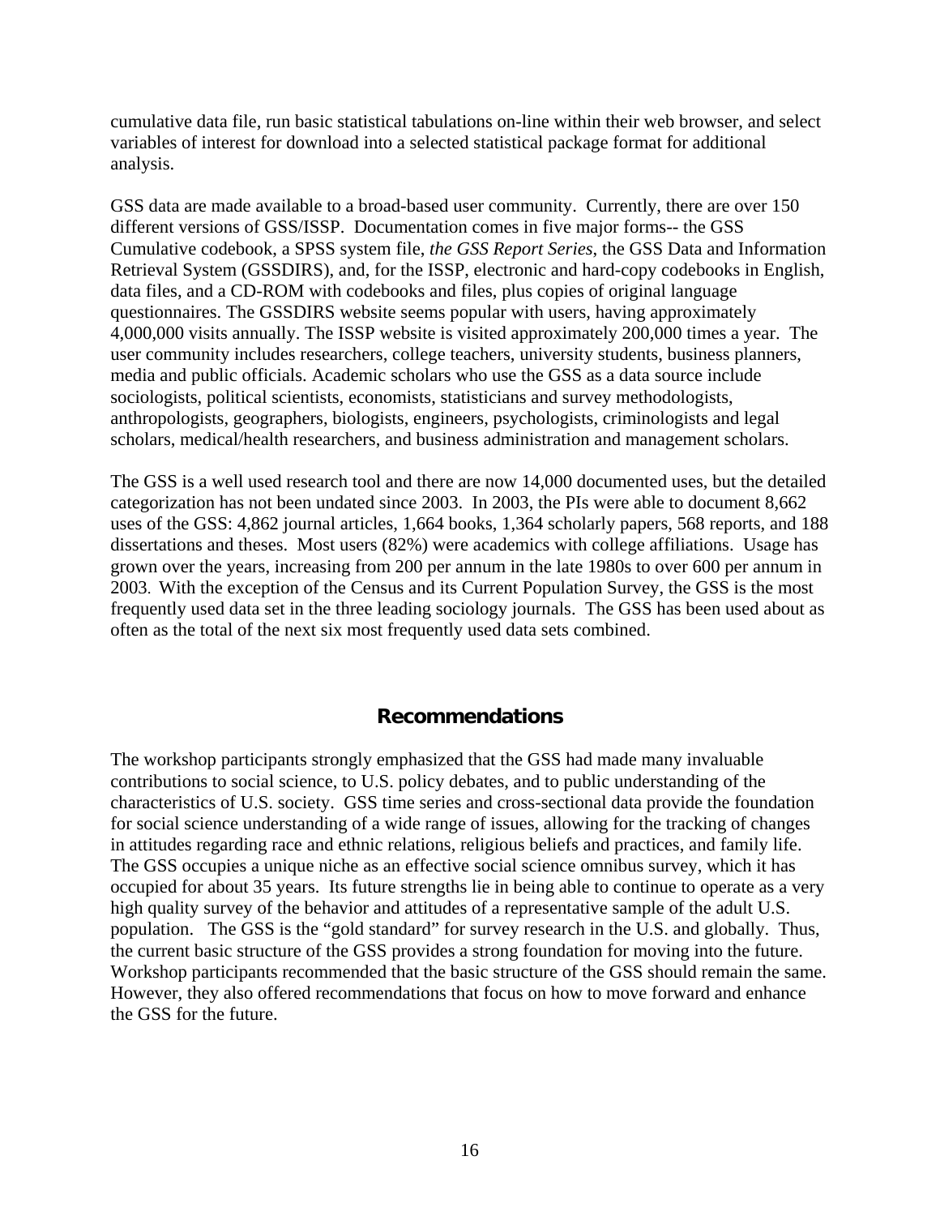cumulative data file, run basic statistical tabulations on-line within their web browser, and select variables of interest for download into a selected statistical package format for additional analysis.

GSS data are made available to a broad-based user community. Currently, there are over 150 different versions of GSS/ISSP. Documentation comes in five major forms-- the GSS Cumulative codebook, a SPSS system file, *the GSS Report Series*, the GSS Data and Information Retrieval System (GSSDIRS), and, for the ISSP, electronic and hard-copy codebooks in English, data files, and a CD-ROM with codebooks and files, plus copies of original language questionnaires. The GSSDIRS website seems popular with users, having approximately 4,000,000 visits annually. The ISSP website is visited approximately 200,000 times a year. The user community includes researchers, college teachers, university students, business planners, media and public officials. Academic scholars who use the GSS as a data source include sociologists, political scientists, economists, statisticians and survey methodologists, anthropologists, geographers, biologists, engineers, psychologists, criminologists and legal scholars, medical/health researchers, and business administration and management scholars.

The GSS is a well used research tool and there are now 14,000 documented uses, but the detailed categorization has not been undated since 2003. In 2003, the PIs were able to document 8,662 uses of the GSS: 4,862 journal articles, 1,664 books, 1,364 scholarly papers, 568 reports, and 188 dissertations and theses. Most users (82%) were academics with college affiliations. Usage has grown over the years, increasing from 200 per annum in the late 1980s to over 600 per annum in 2003. With the exception of the Census and its Current Population Survey, the GSS is the most frequently used data set in the three leading sociology journals. The GSS has been used about as often as the total of the next six most frequently used data sets combined.

## Recommendations

The workshop participants strongly emphasized that the GSS had made many invaluable contributions to social science, to U.S. policy debates, and to public understanding of the characteristics of U.S. society. GSS time series and cross-sectional data provide the foundation for social science understanding of a wide range of issues, allowing for the tracking of changes in attitudes regarding race and ethnic relations, religious beliefs and practices, and family life. The GSS occupies a unique niche as an effective social science omnibus survey, which it has occupied for about 35 years. Its future strengths lie in being able to continue to operate as a very high quality survey of the behavior and attitudes of a representative sample of the adult U.S. population. The GSS is the "gold standard" for survey research in the U.S. and globally. Thus, the current basic structure of the GSS provides a strong foundation for moving into the future. Workshop participants recommended that the basic structure of the GSS should remain the same. However, they also offered recommendations that focus on how to move forward and enhance the GSS for the future.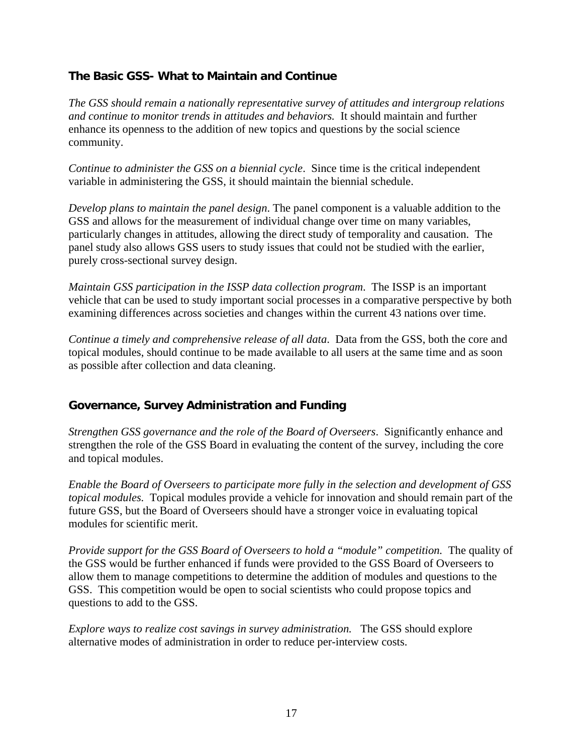### The Basic GSS- What to Maintain and Continue

*The GSS should remain a nationally representative survey of attitudes and intergroup relations and continue to monitor trends in attitudes and behaviors.* It should maintain and further enhance its openness to the addition of new topics and questions by the social science community.

*Continue to administer the GSS on a biennial cycle*. Since time is the critical independent variable in administering the GSS, it should maintain the biennial schedule.

*Develop plans to maintain the panel design*. The panel component is a valuable addition to the GSS and allows for the measurement of individual change over time on many variables, particularly changes in attitudes, allowing the direct study of temporality and causation. The panel study also allows GSS users to study issues that could not be studied with the earlier, purely cross-sectional survey design.

*Maintain GSS participation in the ISSP data collection program*. The ISSP is an important vehicle that can be used to study important social processes in a comparative perspective by both examining differences across societies and changes within the current 43 nations over time.

*Continue a timely and comprehensive release of all data*. Data from the GSS, both the core and topical modules, should continue to be made available to all users at the same time and as soon as possible after collection and data cleaning.

### Governance, Survey Administration and Funding

*Strengthen GSS governance and the role of the Board of Overseers*. Significantly enhance and strengthen the role of the GSS Board in evaluating the content of the survey, including the core and topical modules.

*Enable the Board of Overseers to participate more fully in the selection and development of GSS topical modules.* Topical modules provide a vehicle for innovation and should remain part of the future GSS, but the Board of Overseers should have a stronger voice in evaluating topical modules for scientific merit.

*Provide support for the GSS Board of Overseers to hold a "module" competition.* The quality of the GSS would be further enhanced if funds were provided to the GSS Board of Overseers to allow them to manage competitions to determine the addition of modules and questions to the GSS. This competition would be open to social scientists who could propose topics and questions to add to the GSS.

*Explore ways to realize cost savings in survey administration.* The GSS should explore alternative modes of administration in order to reduce per-interview costs.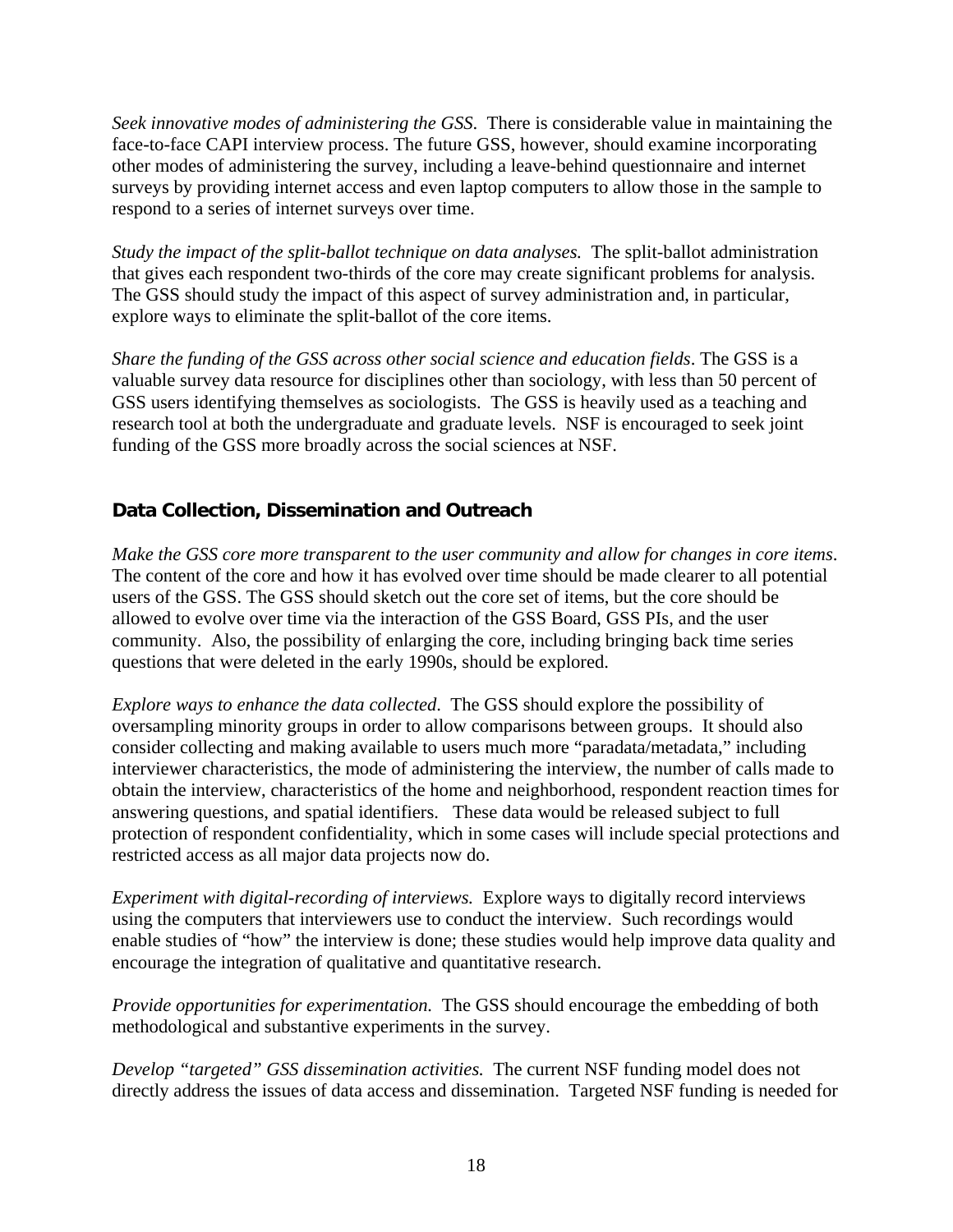*Seek innovative modes of administering the GSS.* There is considerable value in maintaining the face-to-face CAPI interview process. The future GSS, however, should examine incorporating other modes of administering the survey, including a leave-behind questionnaire and internet surveys by providing internet access and even laptop computers to allow those in the sample to respond to a series of internet surveys over time.

*Study the impact of the split-ballot technique on data analyses.* The split-ballot administration that gives each respondent two-thirds of the core may create significant problems for analysis. The GSS should study the impact of this aspect of survey administration and, in particular, explore ways to eliminate the split-ballot of the core items.

*Share the funding of the GSS across other social science and education fields*. The GSS is a valuable survey data resource for disciplines other than sociology, with less than 50 percent of GSS users identifying themselves as sociologists. The GSS is heavily used as a teaching and research tool at both the undergraduate and graduate levels. NSF is encouraged to seek joint funding of the GSS more broadly across the social sciences at NSF.

## Data Collection, Dissemination and Outreach

*Make the GSS core more transparent to the user community and allow for changes in core items*. The content of the core and how it has evolved over time should be made clearer to all potential users of the GSS. The GSS should sketch out the core set of items, but the core should be allowed to evolve over time via the interaction of the GSS Board, GSS PIs, and the user community. Also, the possibility of enlarging the core, including bringing back time series questions that were deleted in the early 1990s, should be explored.

*Explore ways to enhance the data collected*. The GSS should explore the possibility of oversampling minority groups in order to allow comparisons between groups. It should also consider collecting and making available to users much more "paradata/metadata," including interviewer characteristics, the mode of administering the interview, the number of calls made to obtain the interview, characteristics of the home and neighborhood, respondent reaction times for answering questions, and spatial identifiers. These data would be released subject to full protection of respondent confidentiality, which in some cases will include special protections and restricted access as all major data projects now do.

*Experiment with digital-recording of interviews.* Explore ways to digitally record interviews using the computers that interviewers use to conduct the interview. Such recordings would enable studies of "how" the interview is done; these studies would help improve data quality and encourage the integration of qualitative and quantitative research.

*Provide opportunities for experimentation.* The GSS should encourage the embedding of both methodological and substantive experiments in the survey.

*Develop "targeted" GSS dissemination activities.* The current NSF funding model does not directly address the issues of data access and dissemination. Targeted NSF funding is needed for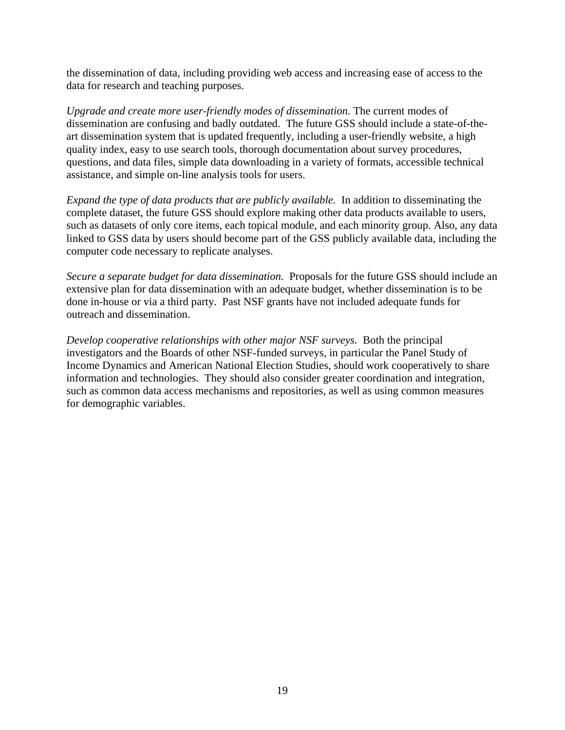the dissemination of data, including providing web access and increasing ease of access to the data for research and teaching purposes.

*Upgrade and create more user-friendly modes of dissemination.* The current modes of dissemination are confusing and badly outdated. The future GSS should include a state-of-the-art dissemination system that is updated frequently, including a user-friendly website, a high quality index, easy to use search tools, thorough documentation about survey procedures, questions, and data files, simple data downloading in a variety of formats, accessible technical assistance, and simple on-line analysis tools for users.

*Expand the type of data products that are publicly available.* In addition to disseminating the complete dataset, the future GSS should explore making other data products available to users, such as datasets of only core items, each topical module, and each minority group. Also, any data linked to GSS data by users should become part of the GSS publicly available data, including the computer code necessary to replicate analyses.

*Secure a separate budget for data dissemination.* Proposals for the future GSS should include an extensive plan for data dissemination with an adequate budget, whether dissemination is to be done in-house or via a third party. Past NSF grants have not included adequate funds for outreach and dissemination.

*Develop cooperative relationships with other major NSF surveys.* Both the principal investigators and the Boards of other NSF-funded surveys, in particular the Panel Study of Income Dynamics and American National Election Studies, should work cooperatively to share information and technologies. They should also consider greater coordination and integration, such as common data access mechanisms and repositories, as well as using common measures for demographic variables.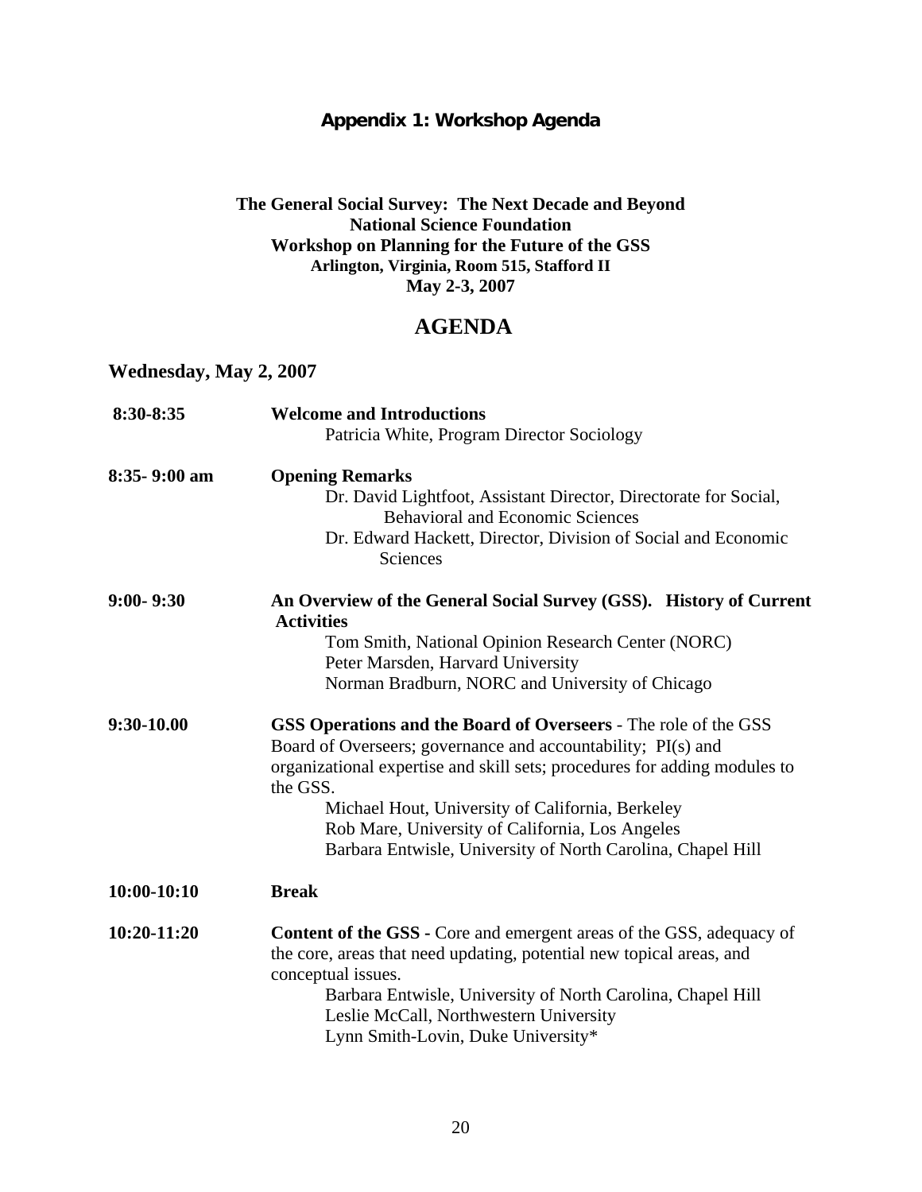## Appendix 1: Workshop Agenda

**The General Social Survey: The Next Decade and Beyond**
**National Science Foundation**
**Workshop on Planning for the Future of the GSS**
**Arlington, Virginia, Room 515, Stafford II**
**May 2-3, 2007**

# AGENDA

### Wednesday, May 2, 2007

**8:30-8:35** **Welcome and Introductions**
Patricia White, Program Director Sociology

**8:35- 9:00 am** **Opening Remarks**
Dr. David Lightfoot, Assistant Director, Directorate for Social, Behavioral and Economic Sciences
Dr. Edward Hackett, Director, Division of Social and Economic Sciences

**9:00- 9:30** **An Overview of the General Social Survey (GSS). History of Current Activities**
Tom Smith, National Opinion Research Center (NORC)
Peter Marsden, Harvard University
Norman Bradburn, NORC and University of Chicago

**9:30-10.00** **GSS Operations and the Board of Overseers** - The role of the GSS Board of Overseers; governance and accountability; PI(s) and organizational expertise and skill sets; procedures for adding modules to the GSS.
Michael Hout, University of California, Berkeley
Rob Mare, University of California, Los Angeles
Barbara Entwisle, University of North Carolina, Chapel Hill

**10:00-10:10** **Break**

**10:20-11:20** **Content of the GSS** - Core and emergent areas of the GSS, adequacy of the core, areas that need updating, potential new topical areas, and conceptual issues.
Barbara Entwisle, University of North Carolina, Chapel Hill
Leslie McCall, Northwestern University
Lynn Smith-Lovin, Duke University*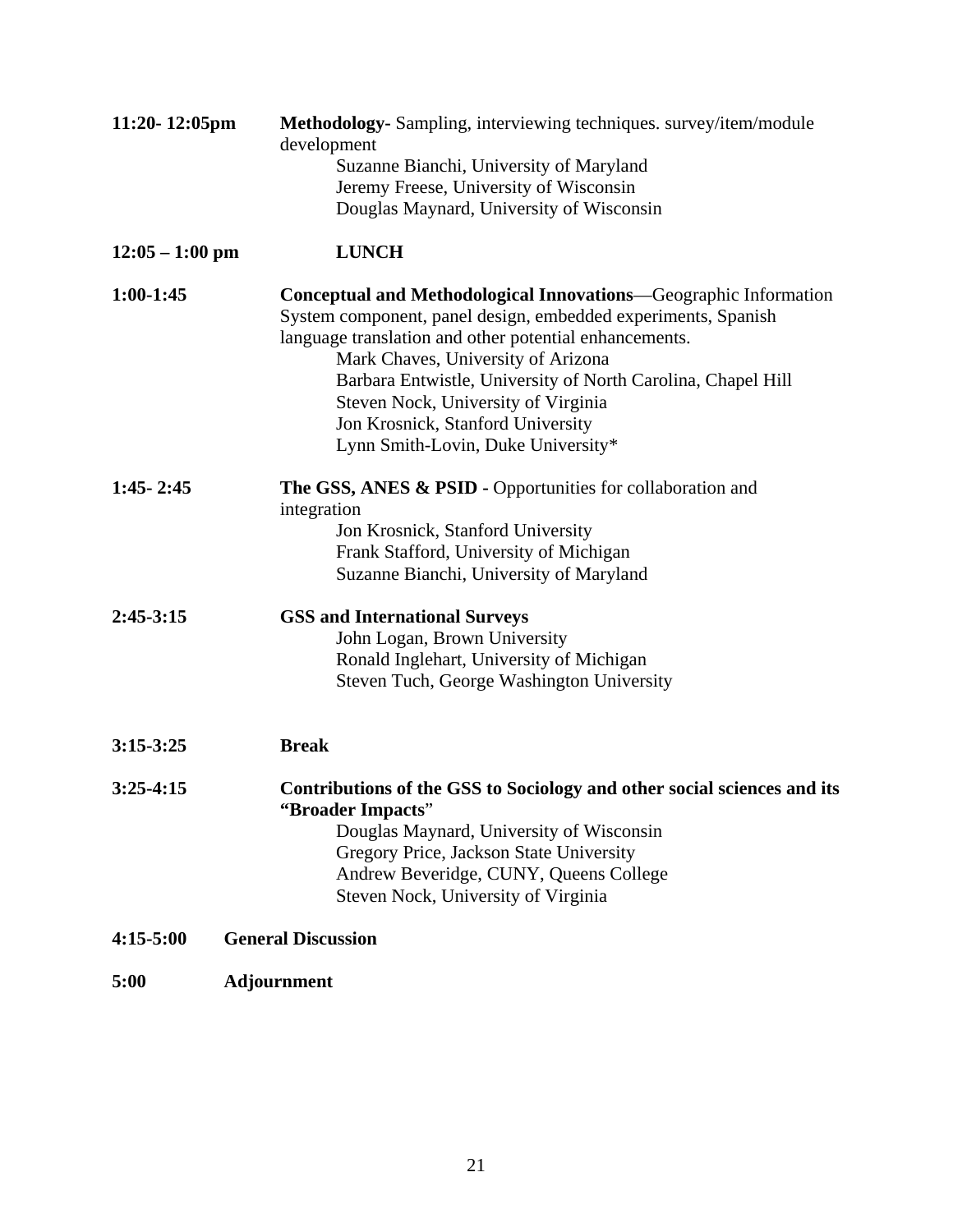**11:20- 12:05pm** **Methodology-** Sampling, interviewing techniques. survey/item/module development

Suzanne Bianchi, University of Maryland
Jeremy Freese, University of Wisconsin
Douglas Maynard, University of Wisconsin

**12:05 – 1:00 pm** **LUNCH**

**1:00-1:45** **Conceptual and Methodological Innovations**—Geographic Information System component, panel design, embedded experiments, Spanish language translation and other potential enhancements.

Mark Chaves, University of Arizona
Barbara Entwistle, University of North Carolina, Chapel Hill
Steven Nock, University of Virginia
Jon Krosnick, Stanford University
Lynn Smith-Lovin, Duke University*

**1:45- 2:45** **The GSS, ANES & PSID -** Opportunities for collaboration and integration

Jon Krosnick, Stanford University
Frank Stafford, University of Michigan
Suzanne Bianchi, University of Maryland

**2:45-3:15** **GSS and International Surveys**

John Logan, Brown University
Ronald Inglehart, University of Michigan
Steven Tuch, George Washington University

**3:15-3:25** **Break**

**3:25-4:15** **Contributions of the GSS to Sociology and other social sciences and its "Broader Impacts**"

Douglas Maynard, University of Wisconsin
Gregory Price, Jackson State University
Andrew Beveridge, CUNY, Queens College
Steven Nock, University of Virginia

**4:15-5:00** **General Discussion**

**5:00** **Adjournment**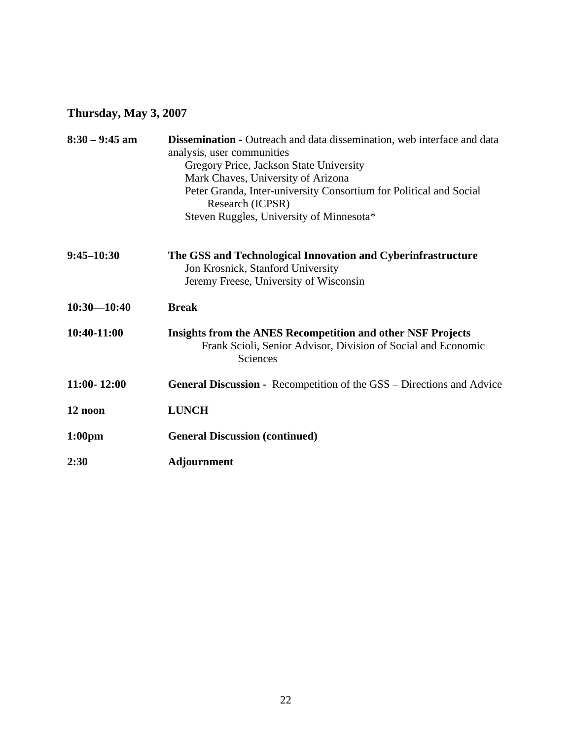## Thursday, May 3, 2007

**8:30 – 9:45 am** **Dissemination -** Outreach and data dissemination, web interface and data analysis, user communities

Gregory Price, Jackson State University
Mark Chaves, University of Arizona
Peter Granda, Inter-university Consortium for Political and Social Research (ICPSR)
Steven Ruggles, University of Minnesota*

**9:45–10:30** **The GSS and Technological Innovation and Cyberinfrastructure**

Jon Krosnick, Stanford University
Jeremy Freese, University of Wisconsin

**10:30—10:40** **Break**

**10:40-11:00** **Insights from the ANES Recompetition and other NSF Projects**

Frank Scioli, Senior Advisor, Division of Social and Economic Sciences

**11:00- 12:00** **General Discussion -** Recompetition of the GSS – Directions and Advice

**12 noon** **LUNCH**

**1:00pm** **General Discussion (continued)**

**2:30** **Adjournment**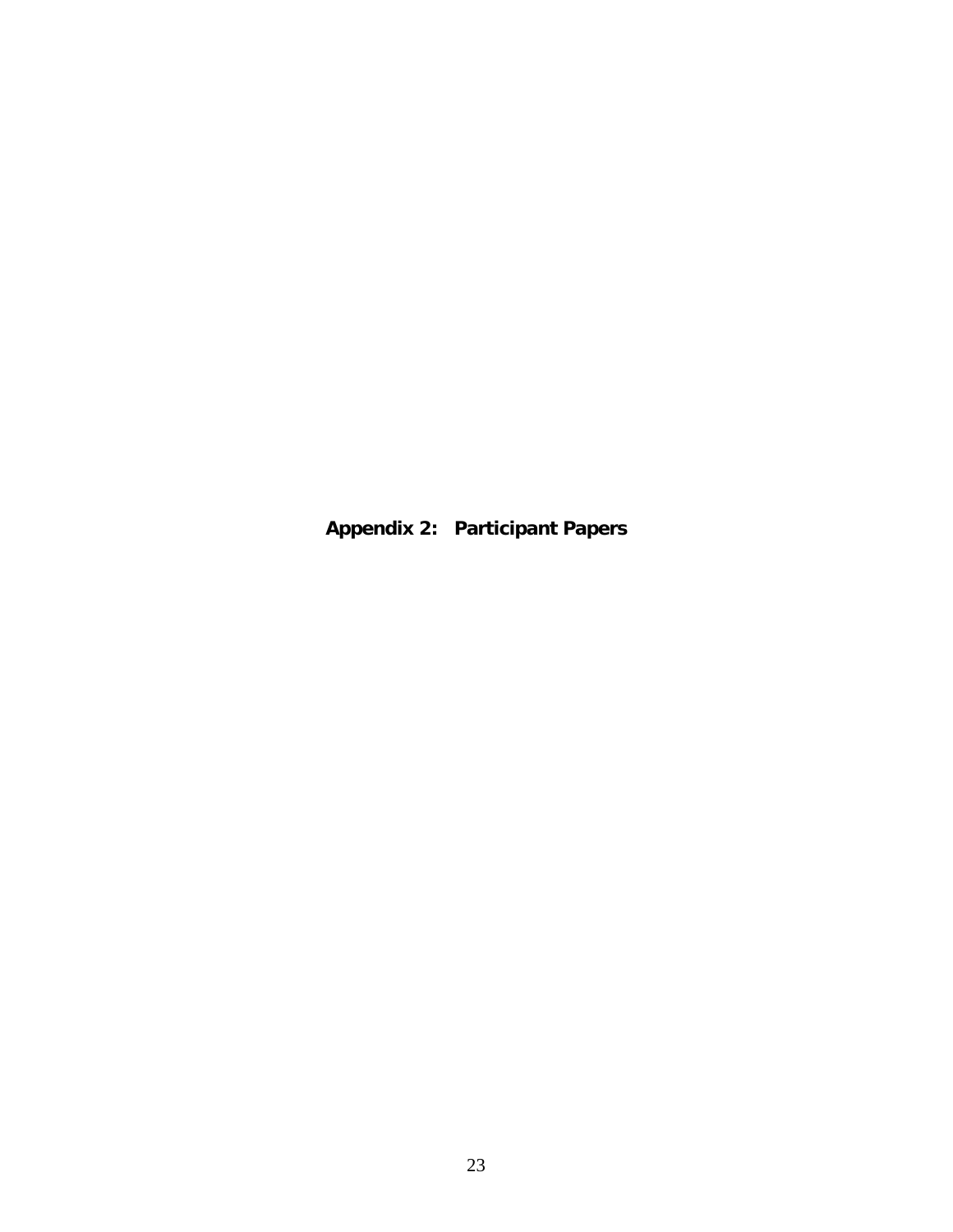# Appendix 2: Participant Papers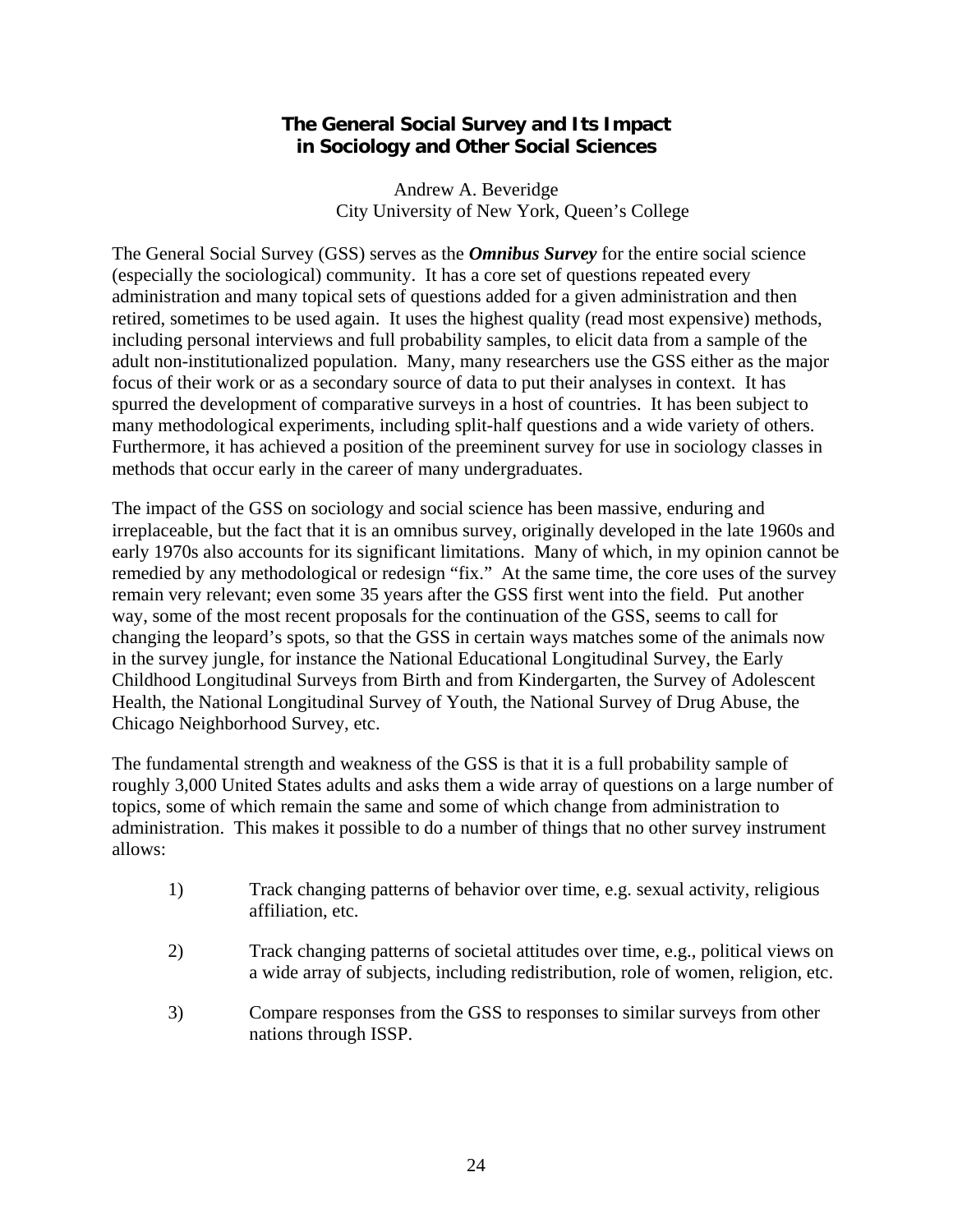## The General Social Survey and Its Impact in Sociology and Other Social Sciences

Andrew A. Beveridge
City University of New York, Queen's College

The General Social Survey (GSS) serves as the ***Omnibus Survey*** for the entire social science (especially the sociological) community. It has a core set of questions repeated every administration and many topical sets of questions added for a given administration and then retired, sometimes to be used again. It uses the highest quality (read most expensive) methods, including personal interviews and full probability samples, to elicit data from a sample of the adult non-institutionalized population. Many, many researchers use the GSS either as the major focus of their work or as a secondary source of data to put their analyses in context. It has spurred the development of comparative surveys in a host of countries. It has been subject to many methodological experiments, including split-half questions and a wide variety of others. Furthermore, it has achieved a position of the preeminent survey for use in sociology classes in methods that occur early in the career of many undergraduates.

The impact of the GSS on sociology and social science has been massive, enduring and irreplaceable, but the fact that it is an omnibus survey, originally developed in the late 1960s and early 1970s also accounts for its significant limitations. Many of which, in my opinion cannot be remedied by any methodological or redesign "fix." At the same time, the core uses of the survey remain very relevant; even some 35 years after the GSS first went into the field. Put another way, some of the most recent proposals for the continuation of the GSS, seems to call for changing the leopard's spots, so that the GSS in certain ways matches some of the animals now in the survey jungle, for instance the National Educational Longitudinal Survey, the Early Childhood Longitudinal Surveys from Birth and from Kindergarten, the Survey of Adolescent Health, the National Longitudinal Survey of Youth, the National Survey of Drug Abuse, the Chicago Neighborhood Survey, etc.

The fundamental strength and weakness of the GSS is that it is a full probability sample of roughly 3,000 United States adults and asks them a wide array of questions on a large number of topics, some of which remain the same and some of which change from administration to administration. This makes it possible to do a number of things that no other survey instrument allows:

1) Track changing patterns of behavior over time, e.g. sexual activity, religious affiliation, etc.

2) Track changing patterns of societal attitudes over time, e.g., political views on a wide array of subjects, including redistribution, role of women, religion, etc.

3) Compare responses from the GSS to responses to similar surveys from other nations through ISSP.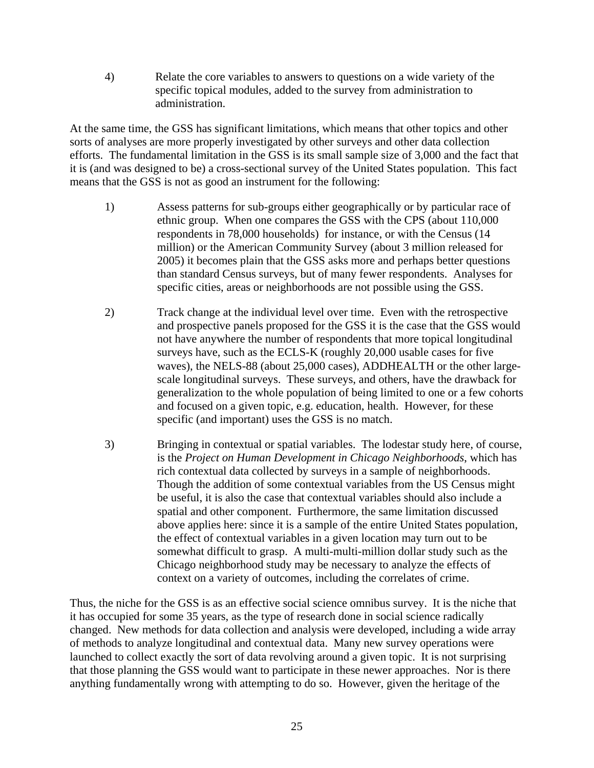4) Relate the core variables to answers to questions on a wide variety of the specific topical modules, added to the survey from administration to administration.

At the same time, the GSS has significant limitations, which means that other topics and other sorts of analyses are more properly investigated by other surveys and other data collection efforts. The fundamental limitation in the GSS is its small sample size of 3,000 and the fact that it is (and was designed to be) a cross-sectional survey of the United States population. This fact means that the GSS is not as good an instrument for the following:

1) Assess patterns for sub-groups either geographically or by particular race of ethnic group. When one compares the GSS with the CPS (about 110,000 respondents in 78,000 households) for instance, or with the Census (14 million) or the American Community Survey (about 3 million released for 2005) it becomes plain that the GSS asks more and perhaps better questions than standard Census surveys, but of many fewer respondents. Analyses for specific cities, areas or neighborhoods are not possible using the GSS.

2) Track change at the individual level over time. Even with the retrospective and prospective panels proposed for the GSS it is the case that the GSS would not have anywhere the number of respondents that more topical longitudinal surveys have, such as the ECLS-K (roughly 20,000 usable cases for five waves), the NELS-88 (about 25,000 cases), ADDHEALTH or the other large-scale longitudinal surveys. These surveys, and others, have the drawback for generalization to the whole population of being limited to one or a few cohorts and focused on a given topic, e.g. education, health. However, for these specific (and important) uses the GSS is no match.

3) Bringing in contextual or spatial variables. The lodestar study here, of course, is the *Project on Human Development in Chicago Neighborhoods*, which has rich contextual data collected by surveys in a sample of neighborhoods. Though the addition of some contextual variables from the US Census might be useful, it is also the case that contextual variables should also include a spatial and other component. Furthermore, the same limitation discussed above applies here: since it is a sample of the entire United States population, the effect of contextual variables in a given location may turn out to be somewhat difficult to grasp. A multi-multi-million dollar study such as the Chicago neighborhood study may be necessary to analyze the effects of context on a variety of outcomes, including the correlates of crime.

Thus, the niche for the GSS is as an effective social science omnibus survey. It is the niche that it has occupied for some 35 years, as the type of research done in social science radically changed. New methods for data collection and analysis were developed, including a wide array of methods to analyze longitudinal and contextual data. Many new survey operations were launched to collect exactly the sort of data revolving around a given topic. It is not surprising that those planning the GSS would want to participate in these newer approaches. Nor is there anything fundamentally wrong with attempting to do so. However, given the heritage of the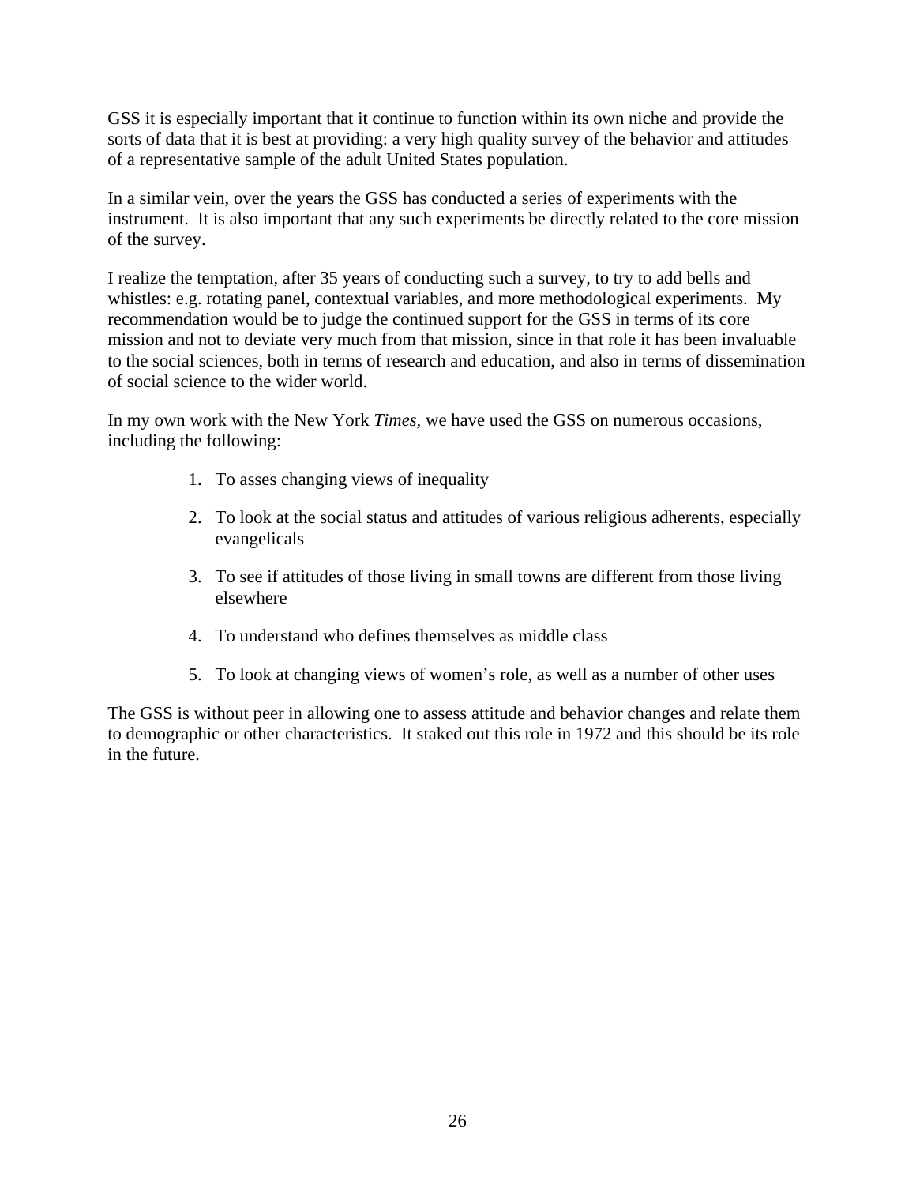GSS it is especially important that it continue to function within its own niche and provide the sorts of data that it is best at providing: a very high quality survey of the behavior and attitudes of a representative sample of the adult United States population.

In a similar vein, over the years the GSS has conducted a series of experiments with the instrument. It is also important that any such experiments be directly related to the core mission of the survey.

I realize the temptation, after 35 years of conducting such a survey, to try to add bells and whistles: e.g. rotating panel, contextual variables, and more methodological experiments. My recommendation would be to judge the continued support for the GSS in terms of its core mission and not to deviate very much from that mission, since in that role it has been invaluable to the social sciences, both in terms of research and education, and also in terms of dissemination of social science to the wider world.

In my own work with the New York *Times*, we have used the GSS on numerous occasions, including the following:

1. To asses changing views of inequality
2. To look at the social status and attitudes of various religious adherents, especially evangelicals
3. To see if attitudes of those living in small towns are different from those living elsewhere
4. To understand who defines themselves as middle class
5. To look at changing views of women's role, as well as a number of other uses

The GSS is without peer in allowing one to assess attitude and behavior changes and relate them to demographic or other characteristics. It staked out this role in 1972 and this should be its role in the future.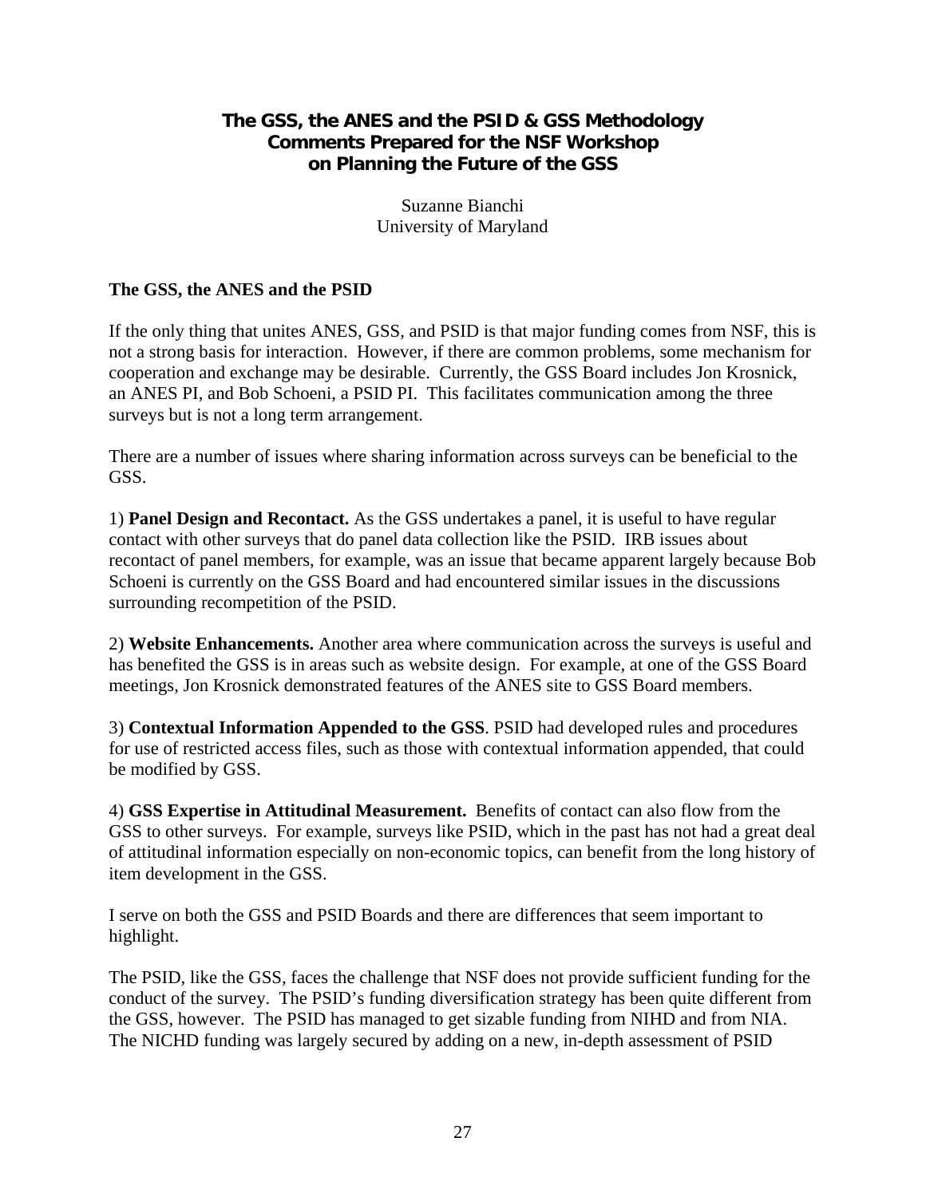## The GSS, the ANES and the PSID & GSS Methodology
## Comments Prepared for the NSF Workshop
## on Planning the Future of the GSS

Suzanne Bianchi
University of Maryland

### The GSS, the ANES and the PSID

If the only thing that unites ANES, GSS, and PSID is that major funding comes from NSF, this is not a strong basis for interaction. However, if there are common problems, some mechanism for cooperation and exchange may be desirable. Currently, the GSS Board includes Jon Krosnick, an ANES PI, and Bob Schoeni, a PSID PI. This facilitates communication among the three surveys but is not a long term arrangement.

There are a number of issues where sharing information across surveys can be beneficial to the GSS.

1) **Panel Design and Recontact.** As the GSS undertakes a panel, it is useful to have regular contact with other surveys that do panel data collection like the PSID. IRB issues about recontact of panel members, for example, was an issue that became apparent largely because Bob Schoeni is currently on the GSS Board and had encountered similar issues in the discussions surrounding recompetition of the PSID.

2) **Website Enhancements.** Another area where communication across the surveys is useful and has benefited the GSS is in areas such as website design. For example, at one of the GSS Board meetings, Jon Krosnick demonstrated features of the ANES site to GSS Board members.

3) **Contextual Information Appended to the GSS**. PSID had developed rules and procedures for use of restricted access files, such as those with contextual information appended, that could be modified by GSS.

4) **GSS Expertise in Attitudinal Measurement.** Benefits of contact can also flow from the GSS to other surveys. For example, surveys like PSID, which in the past has not had a great deal of attitudinal information especially on non-economic topics, can benefit from the long history of item development in the GSS.

I serve on both the GSS and PSID Boards and there are differences that seem important to highlight.

The PSID, like the GSS, faces the challenge that NSF does not provide sufficient funding for the conduct of the survey. The PSID's funding diversification strategy has been quite different from the GSS, however. The PSID has managed to get sizable funding from NIHD and from NIA. The NICHD funding was largely secured by adding on a new, in-depth assessment of PSID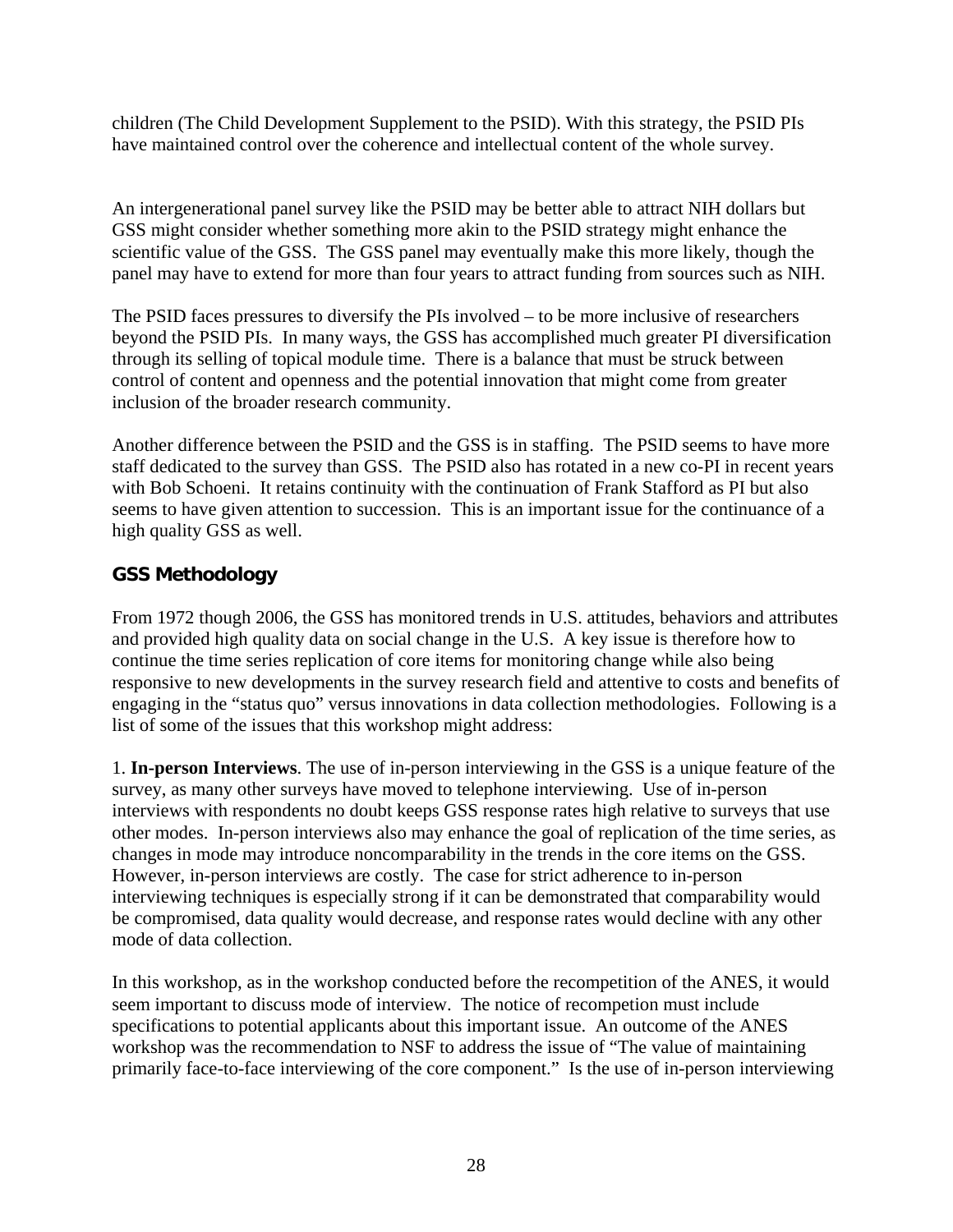children (The Child Development Supplement to the PSID). With this strategy, the PSID PIs have maintained control over the coherence and intellectual content of the whole survey.

An intergenerational panel survey like the PSID may be better able to attract NIH dollars but GSS might consider whether something more akin to the PSID strategy might enhance the scientific value of the GSS. The GSS panel may eventually make this more likely, though the panel may have to extend for more than four years to attract funding from sources such as NIH.

The PSID faces pressures to diversify the PIs involved – to be more inclusive of researchers beyond the PSID PIs. In many ways, the GSS has accomplished much greater PI diversification through its selling of topical module time. There is a balance that must be struck between control of content and openness and the potential innovation that might come from greater inclusion of the broader research community.

Another difference between the PSID and the GSS is in staffing. The PSID seems to have more staff dedicated to the survey than GSS. The PSID also has rotated in a new co-PI in recent years with Bob Schoeni. It retains continuity with the continuation of Frank Stafford as PI but also seems to have given attention to succession. This is an important issue for the continuance of a high quality GSS as well.

### GSS Methodology

From 1972 though 2006, the GSS has monitored trends in U.S. attitudes, behaviors and attributes and provided high quality data on social change in the U.S. A key issue is therefore how to continue the time series replication of core items for monitoring change while also being responsive to new developments in the survey research field and attentive to costs and benefits of engaging in the "status quo" versus innovations in data collection methodologies. Following is a list of some of the issues that this workshop might address:

1. **In-person Interviews**. The use of in-person interviewing in the GSS is a unique feature of the survey, as many other surveys have moved to telephone interviewing. Use of in-person interviews with respondents no doubt keeps GSS response rates high relative to surveys that use other modes. In-person interviews also may enhance the goal of replication of the time series, as changes in mode may introduce noncomparability in the trends in the core items on the GSS. However, in-person interviews are costly. The case for strict adherence to in-person interviewing techniques is especially strong if it can be demonstrated that comparability would be compromised, data quality would decrease, and response rates would decline with any other mode of data collection.

In this workshop, as in the workshop conducted before the recompetition of the ANES, it would seem important to discuss mode of interview. The notice of recompetion must include specifications to potential applicants about this important issue. An outcome of the ANES workshop was the recommendation to NSF to address the issue of "The value of maintaining primarily face-to-face interviewing of the core component." Is the use of in-person interviewing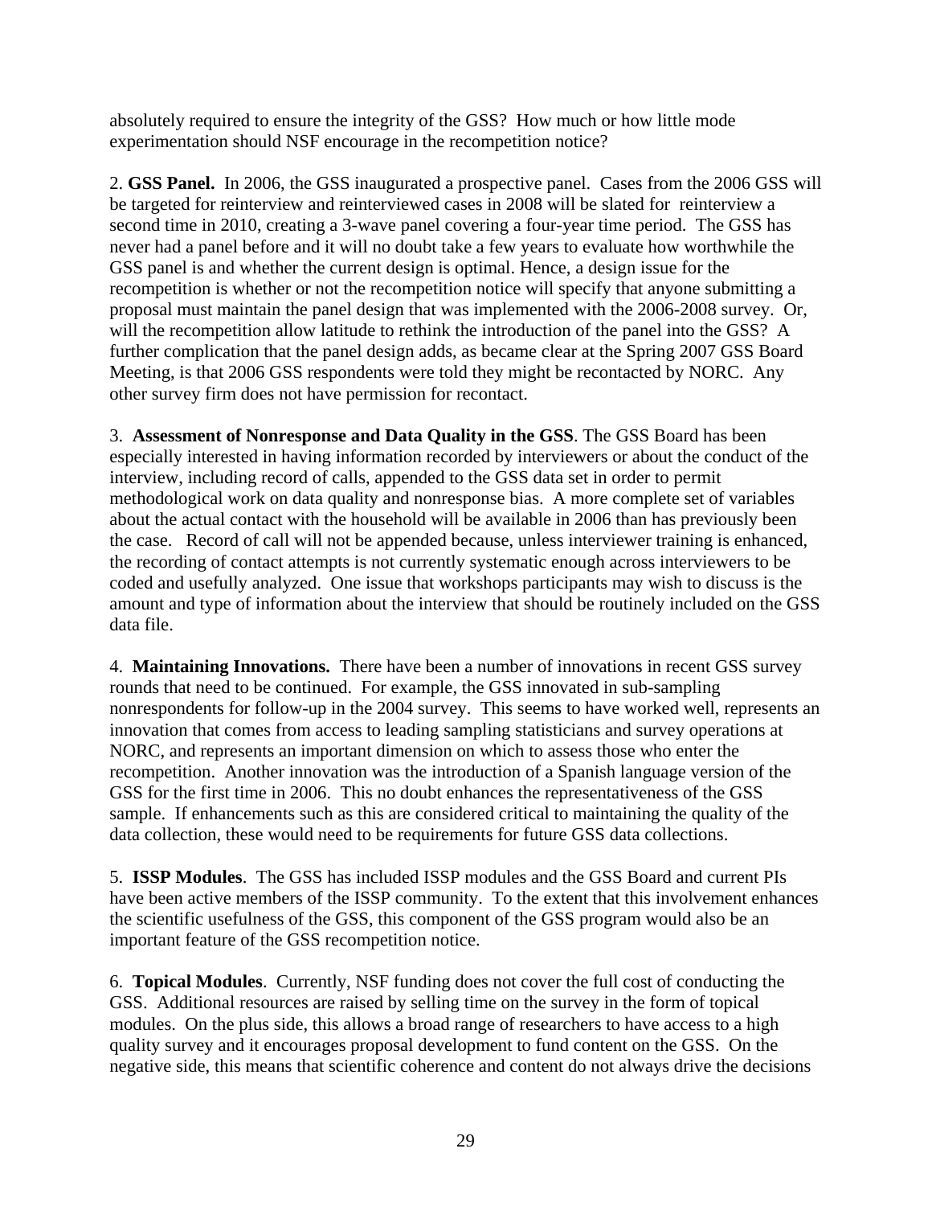absolutely required to ensure the integrity of the GSS? How much or how little mode experimentation should NSF encourage in the recompetition notice?

2. **GSS Panel.** In 2006, the GSS inaugurated a prospective panel. Cases from the 2006 GSS will be targeted for reinterview and reinterviewed cases in 2008 will be slated for reinterview a second time in 2010, creating a 3-wave panel covering a four-year time period. The GSS has never had a panel before and it will no doubt take a few years to evaluate how worthwhile the GSS panel is and whether the current design is optimal. Hence, a design issue for the recompetition is whether or not the recompetition notice will specify that anyone submitting a proposal must maintain the panel design that was implemented with the 2006-2008 survey. Or, will the recompetition allow latitude to rethink the introduction of the panel into the GSS? A further complication that the panel design adds, as became clear at the Spring 2007 GSS Board Meeting, is that 2006 GSS respondents were told they might be recontacted by NORC. Any other survey firm does not have permission for recontact.

3. **Assessment of Nonresponse and Data Quality in the GSS**. The GSS Board has been especially interested in having information recorded by interviewers or about the conduct of the interview, including record of calls, appended to the GSS data set in order to permit methodological work on data quality and nonresponse bias. A more complete set of variables about the actual contact with the household will be available in 2006 than has previously been the case. Record of call will not be appended because, unless interviewer training is enhanced, the recording of contact attempts is not currently systematic enough across interviewers to be coded and usefully analyzed. One issue that workshops participants may wish to discuss is the amount and type of information about the interview that should be routinely included on the GSS data file.

4. **Maintaining Innovations.** There have been a number of innovations in recent GSS survey rounds that need to be continued. For example, the GSS innovated in sub-sampling nonrespondents for follow-up in the 2004 survey. This seems to have worked well, represents an innovation that comes from access to leading sampling statisticians and survey operations at NORC, and represents an important dimension on which to assess those who enter the recompetition. Another innovation was the introduction of a Spanish language version of the GSS for the first time in 2006. This no doubt enhances the representativeness of the GSS sample. If enhancements such as this are considered critical to maintaining the quality of the data collection, these would need to be requirements for future GSS data collections.

5. **ISSP Modules**. The GSS has included ISSP modules and the GSS Board and current PIs have been active members of the ISSP community. To the extent that this involvement enhances the scientific usefulness of the GSS, this component of the GSS program would also be an important feature of the GSS recompetition notice.

6. **Topical Modules**. Currently, NSF funding does not cover the full cost of conducting the GSS. Additional resources are raised by selling time on the survey in the form of topical modules. On the plus side, this allows a broad range of researchers to have access to a high quality survey and it encourages proposal development to fund content on the GSS. On the negative side, this means that scientific coherence and content do not always drive the decisions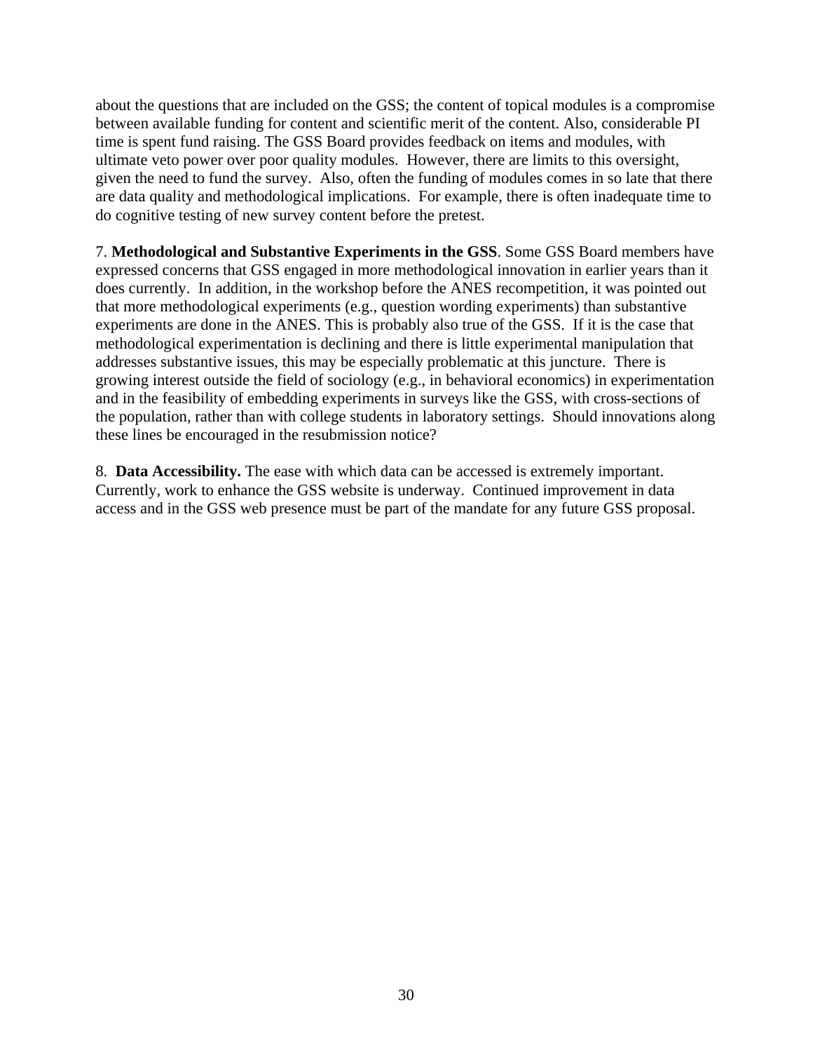about the questions that are included on the GSS; the content of topical modules is a compromise between available funding for content and scientific merit of the content. Also, considerable PI time is spent fund raising. The GSS Board provides feedback on items and modules, with ultimate veto power over poor quality modules. However, there are limits to this oversight, given the need to fund the survey. Also, often the funding of modules comes in so late that there are data quality and methodological implications. For example, there is often inadequate time to do cognitive testing of new survey content before the pretest.

7. **Methodological and Substantive Experiments in the GSS**. Some GSS Board members have expressed concerns that GSS engaged in more methodological innovation in earlier years than it does currently. In addition, in the workshop before the ANES recompetition, it was pointed out that more methodological experiments (e.g., question wording experiments) than substantive experiments are done in the ANES. This is probably also true of the GSS. If it is the case that methodological experimentation is declining and there is little experimental manipulation that addresses substantive issues, this may be especially problematic at this juncture. There is growing interest outside the field of sociology (e.g., in behavioral economics) in experimentation and in the feasibility of embedding experiments in surveys like the GSS, with cross-sections of the population, rather than with college students in laboratory settings. Should innovations along these lines be encouraged in the resubmission notice?

8. **Data Accessibility.** The ease with which data can be accessed is extremely important. Currently, work to enhance the GSS website is underway. Continued improvement in data access and in the GSS web presence must be part of the mandate for any future GSS proposal.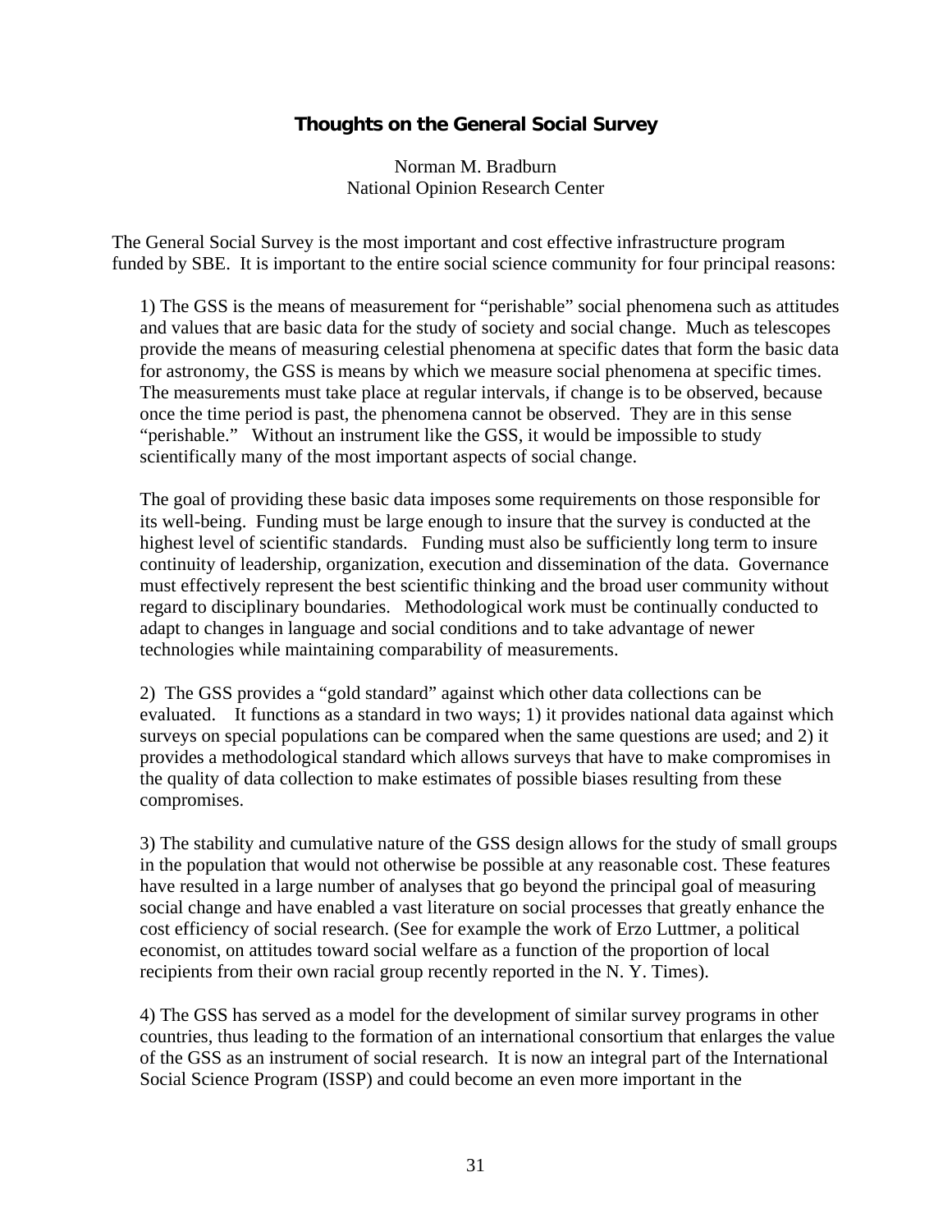## Thoughts on the General Social Survey

Norman M. Bradburn
National Opinion Research Center

The General Social Survey is the most important and cost effective infrastructure program funded by SBE. It is important to the entire social science community for four principal reasons:

1) The GSS is the means of measurement for "perishable" social phenomena such as attitudes and values that are basic data for the study of society and social change. Much as telescopes provide the means of measuring celestial phenomena at specific dates that form the basic data for astronomy, the GSS is means by which we measure social phenomena at specific times. The measurements must take place at regular intervals, if change is to be observed, because once the time period is past, the phenomena cannot be observed. They are in this sense "perishable." Without an instrument like the GSS, it would be impossible to study scientifically many of the most important aspects of social change.

The goal of providing these basic data imposes some requirements on those responsible for its well-being. Funding must be large enough to insure that the survey is conducted at the highest level of scientific standards. Funding must also be sufficiently long term to insure continuity of leadership, organization, execution and dissemination of the data. Governance must effectively represent the best scientific thinking and the broad user community without regard to disciplinary boundaries. Methodological work must be continually conducted to adapt to changes in language and social conditions and to take advantage of newer technologies while maintaining comparability of measurements.

2) The GSS provides a "gold standard" against which other data collections can be evaluated. It functions as a standard in two ways; 1) it provides national data against which surveys on special populations can be compared when the same questions are used; and 2) it provides a methodological standard which allows surveys that have to make compromises in the quality of data collection to make estimates of possible biases resulting from these compromises.

3) The stability and cumulative nature of the GSS design allows for the study of small groups in the population that would not otherwise be possible at any reasonable cost. These features have resulted in a large number of analyses that go beyond the principal goal of measuring social change and have enabled a vast literature on social processes that greatly enhance the cost efficiency of social research. (See for example the work of Erzo Luttmer, a political economist, on attitudes toward social welfare as a function of the proportion of local recipients from their own racial group recently reported in the N. Y. Times).

4) The GSS has served as a model for the development of similar survey programs in other countries, thus leading to the formation of an international consortium that enlarges the value of the GSS as an instrument of social research. It is now an integral part of the International Social Science Program (ISSP) and could become an even more important in the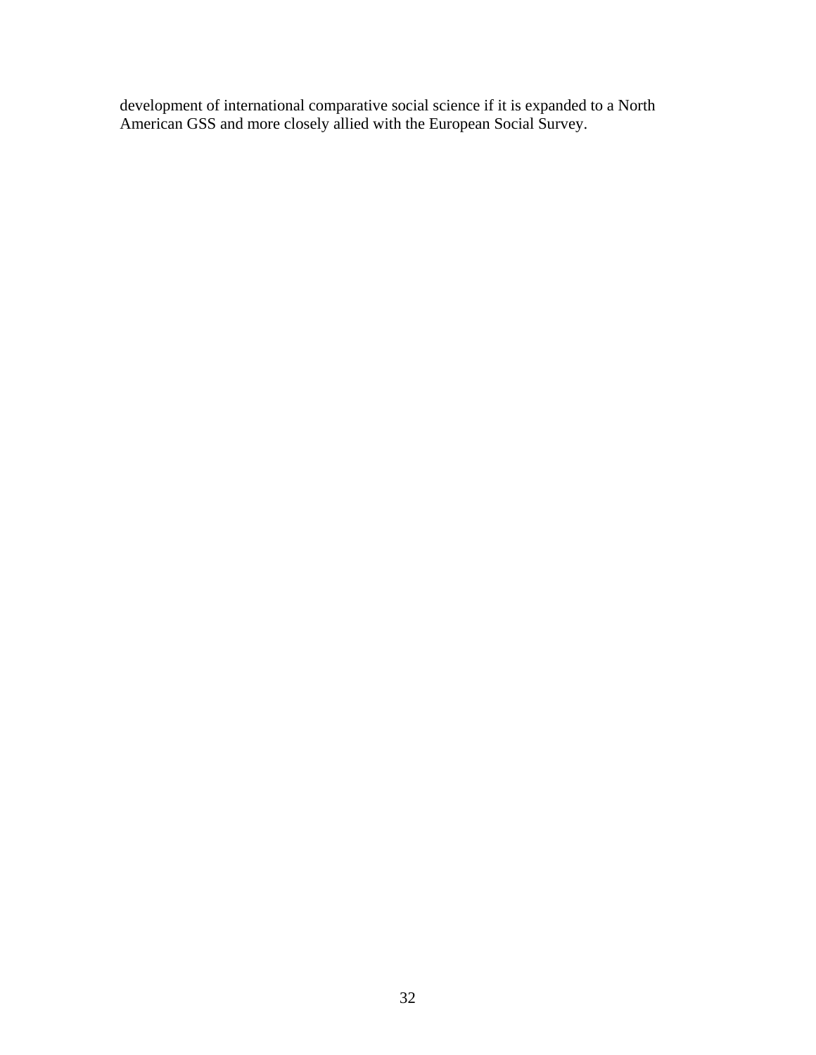development of international comparative social science if it is expanded to a North American GSS and more closely allied with the European Social Survey.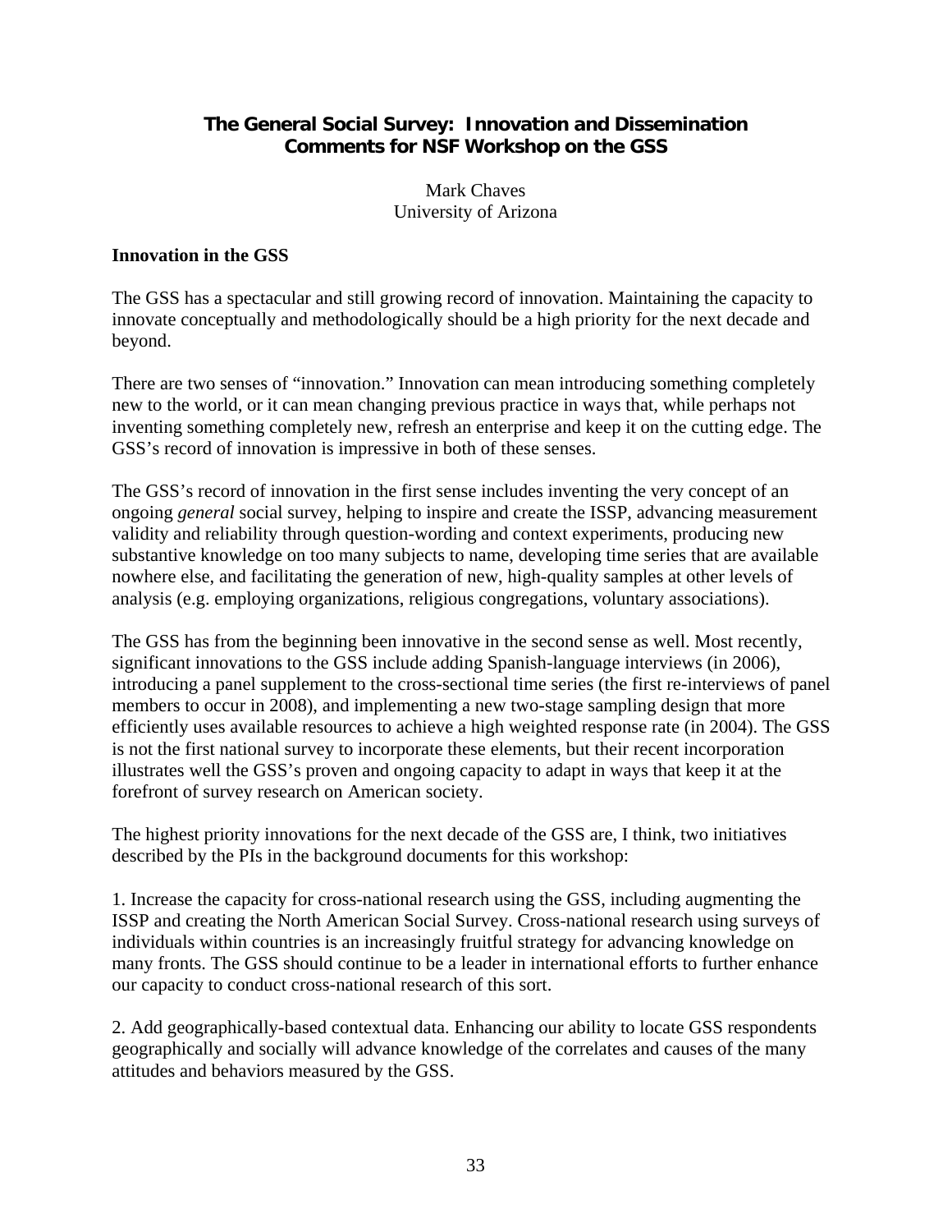## The General Social Survey: Innovation and Dissemination
## Comments for NSF Workshop on the GSS

Mark Chaves
University of Arizona

### Innovation in the GSS

The GSS has a spectacular and still growing record of innovation. Maintaining the capacity to innovate conceptually and methodologically should be a high priority for the next decade and beyond.

There are two senses of "innovation." Innovation can mean introducing something completely new to the world, or it can mean changing previous practice in ways that, while perhaps not inventing something completely new, refresh an enterprise and keep it on the cutting edge. The GSS's record of innovation is impressive in both of these senses.

The GSS's record of innovation in the first sense includes inventing the very concept of an ongoing *general* social survey, helping to inspire and create the ISSP, advancing measurement validity and reliability through question-wording and context experiments, producing new substantive knowledge on too many subjects to name, developing time series that are available nowhere else, and facilitating the generation of new, high-quality samples at other levels of analysis (e.g. employing organizations, religious congregations, voluntary associations).

The GSS has from the beginning been innovative in the second sense as well. Most recently, significant innovations to the GSS include adding Spanish-language interviews (in 2006), introducing a panel supplement to the cross-sectional time series (the first re-interviews of panel members to occur in 2008), and implementing a new two-stage sampling design that more efficiently uses available resources to achieve a high weighted response rate (in 2004). The GSS is not the first national survey to incorporate these elements, but their recent incorporation illustrates well the GSS's proven and ongoing capacity to adapt in ways that keep it at the forefront of survey research on American society.

The highest priority innovations for the next decade of the GSS are, I think, two initiatives described by the PIs in the background documents for this workshop:

1. Increase the capacity for cross-national research using the GSS, including augmenting the ISSP and creating the North American Social Survey. Cross-national research using surveys of individuals within countries is an increasingly fruitful strategy for advancing knowledge on many fronts. The GSS should continue to be a leader in international efforts to further enhance our capacity to conduct cross-national research of this sort.

2. Add geographically-based contextual data. Enhancing our ability to locate GSS respondents geographically and socially will advance knowledge of the correlates and causes of the many attitudes and behaviors measured by the GSS.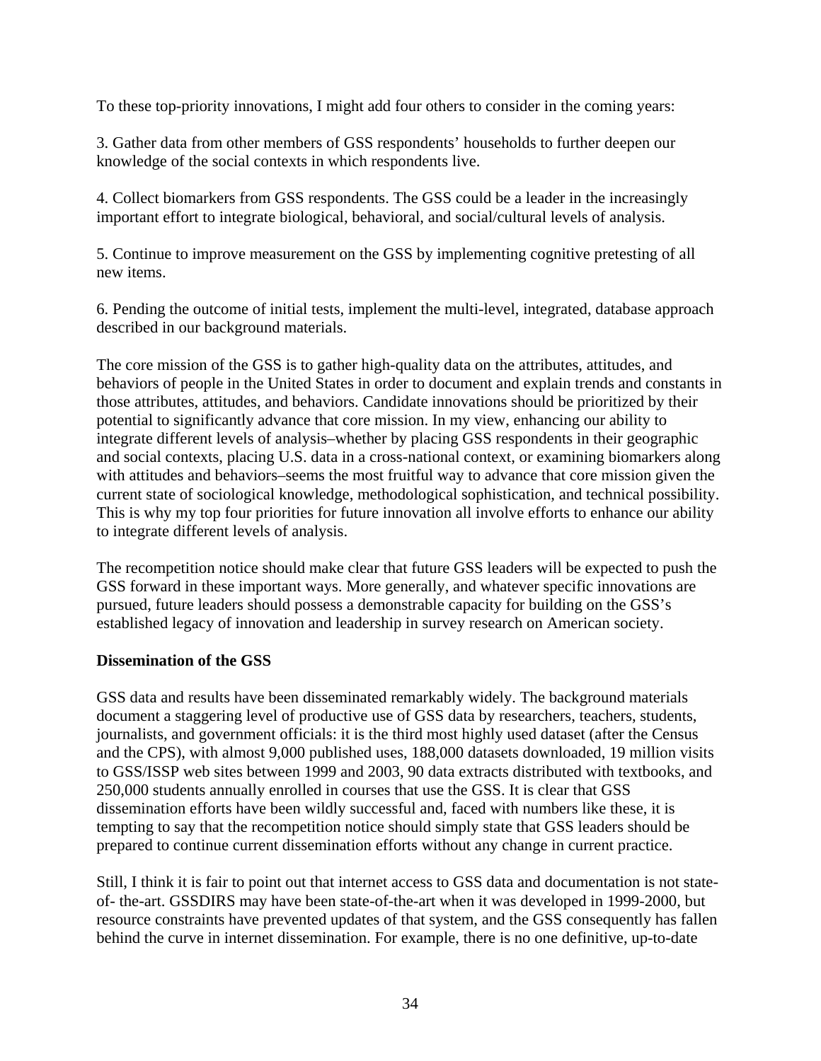To these top-priority innovations, I might add four others to consider in the coming years:

3. Gather data from other members of GSS respondents' households to further deepen our knowledge of the social contexts in which respondents live.

4. Collect biomarkers from GSS respondents. The GSS could be a leader in the increasingly important effort to integrate biological, behavioral, and social/cultural levels of analysis.

5. Continue to improve measurement on the GSS by implementing cognitive pretesting of all new items.

6. Pending the outcome of initial tests, implement the multi-level, integrated, database approach described in our background materials.

The core mission of the GSS is to gather high-quality data on the attributes, attitudes, and behaviors of people in the United States in order to document and explain trends and constants in those attributes, attitudes, and behaviors. Candidate innovations should be prioritized by their potential to significantly advance that core mission. In my view, enhancing our ability to integrate different levels of analysis–whether by placing GSS respondents in their geographic and social contexts, placing U.S. data in a cross-national context, or examining biomarkers along with attitudes and behaviors–seems the most fruitful way to advance that core mission given the current state of sociological knowledge, methodological sophistication, and technical possibility. This is why my top four priorities for future innovation all involve efforts to enhance our ability to integrate different levels of analysis.

The recompetition notice should make clear that future GSS leaders will be expected to push the GSS forward in these important ways. More generally, and whatever specific innovations are pursued, future leaders should possess a demonstrable capacity for building on the GSS's established legacy of innovation and leadership in survey research on American society.

**Dissemination of the GSS**

GSS data and results have been disseminated remarkably widely. The background materials document a staggering level of productive use of GSS data by researchers, teachers, students, journalists, and government officials: it is the third most highly used dataset (after the Census and the CPS), with almost 9,000 published uses, 188,000 datasets downloaded, 19 million visits to GSS/ISSP web sites between 1999 and 2003, 90 data extracts distributed with textbooks, and 250,000 students annually enrolled in courses that use the GSS. It is clear that GSS dissemination efforts have been wildly successful and, faced with numbers like these, it is tempting to say that the recompetition notice should simply state that GSS leaders should be prepared to continue current dissemination efforts without any change in current practice.

Still, I think it is fair to point out that internet access to GSS data and documentation is not state-of- the-art. GSSDIRS may have been state-of-the-art when it was developed in 1999-2000, but resource constraints have prevented updates of that system, and the GSS consequently has fallen behind the curve in internet dissemination. For example, there is no one definitive, up-to-date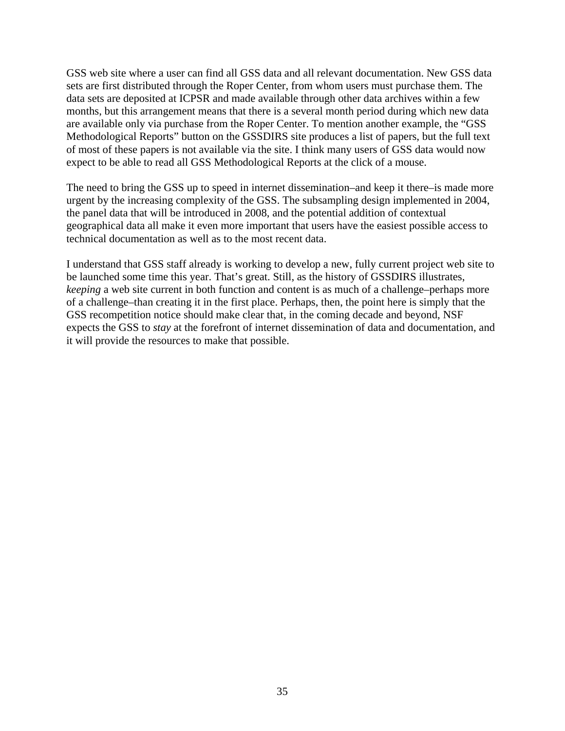GSS web site where a user can find all GSS data and all relevant documentation. New GSS data sets are first distributed through the Roper Center, from whom users must purchase them. The data sets are deposited at ICPSR and made available through other data archives within a few months, but this arrangement means that there is a several month period during which new data are available only via purchase from the Roper Center. To mention another example, the "GSS Methodological Reports" button on the GSSDIRS site produces a list of papers, but the full text of most of these papers is not available via the site. I think many users of GSS data would now expect to be able to read all GSS Methodological Reports at the click of a mouse.

The need to bring the GSS up to speed in internet dissemination–and keep it there–is made more urgent by the increasing complexity of the GSS. The subsampling design implemented in 2004, the panel data that will be introduced in 2008, and the potential addition of contextual geographical data all make it even more important that users have the easiest possible access to technical documentation as well as to the most recent data.

I understand that GSS staff already is working to develop a new, fully current project web site to be launched some time this year. That's great. Still, as the history of GSSDIRS illustrates, *keeping* a web site current in both function and content is as much of a challenge–perhaps more of a challenge–than creating it in the first place. Perhaps, then, the point here is simply that the GSS recompetition notice should make clear that, in the coming decade and beyond, NSF expects the GSS to *stay* at the forefront of internet dissemination of data and documentation, and it will provide the resources to make that possible.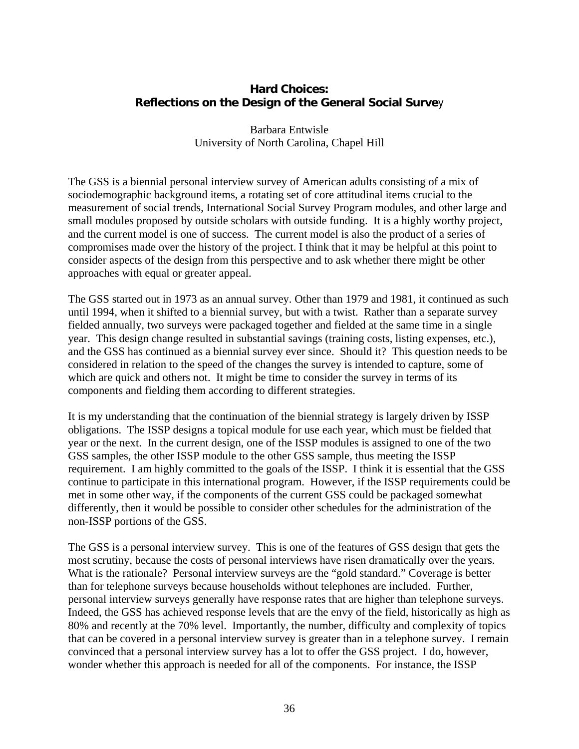## Hard Choices:
## Reflections on the Design of the General Social Survey

Barbara Entwisle
University of North Carolina, Chapel Hill

The GSS is a biennial personal interview survey of American adults consisting of a mix of sociodemographic background items, a rotating set of core attitudinal items crucial to the measurement of social trends, International Social Survey Program modules, and other large and small modules proposed by outside scholars with outside funding. It is a highly worthy project, and the current model is one of success. The current model is also the product of a series of compromises made over the history of the project. I think that it may be helpful at this point to consider aspects of the design from this perspective and to ask whether there might be other approaches with equal or greater appeal.

The GSS started out in 1973 as an annual survey. Other than 1979 and 1981, it continued as such until 1994, when it shifted to a biennial survey, but with a twist. Rather than a separate survey fielded annually, two surveys were packaged together and fielded at the same time in a single year. This design change resulted in substantial savings (training costs, listing expenses, etc.), and the GSS has continued as a biennial survey ever since. Should it? This question needs to be considered in relation to the speed of the changes the survey is intended to capture, some of which are quick and others not. It might be time to consider the survey in terms of its components and fielding them according to different strategies.

It is my understanding that the continuation of the biennial strategy is largely driven by ISSP obligations. The ISSP designs a topical module for use each year, which must be fielded that year or the next. In the current design, one of the ISSP modules is assigned to one of the two GSS samples, the other ISSP module to the other GSS sample, thus meeting the ISSP requirement. I am highly committed to the goals of the ISSP. I think it is essential that the GSS continue to participate in this international program. However, if the ISSP requirements could be met in some other way, if the components of the current GSS could be packaged somewhat differently, then it would be possible to consider other schedules for the administration of the non-ISSP portions of the GSS.

The GSS is a personal interview survey. This is one of the features of GSS design that gets the most scrutiny, because the costs of personal interviews have risen dramatically over the years. What is the rationale? Personal interview surveys are the "gold standard." Coverage is better than for telephone surveys because households without telephones are included. Further, personal interview surveys generally have response rates that are higher than telephone surveys. Indeed, the GSS has achieved response levels that are the envy of the field, historically as high as 80% and recently at the 70% level. Importantly, the number, difficulty and complexity of topics that can be covered in a personal interview survey is greater than in a telephone survey. I remain convinced that a personal interview survey has a lot to offer the GSS project. I do, however, wonder whether this approach is needed for all of the components. For instance, the ISSP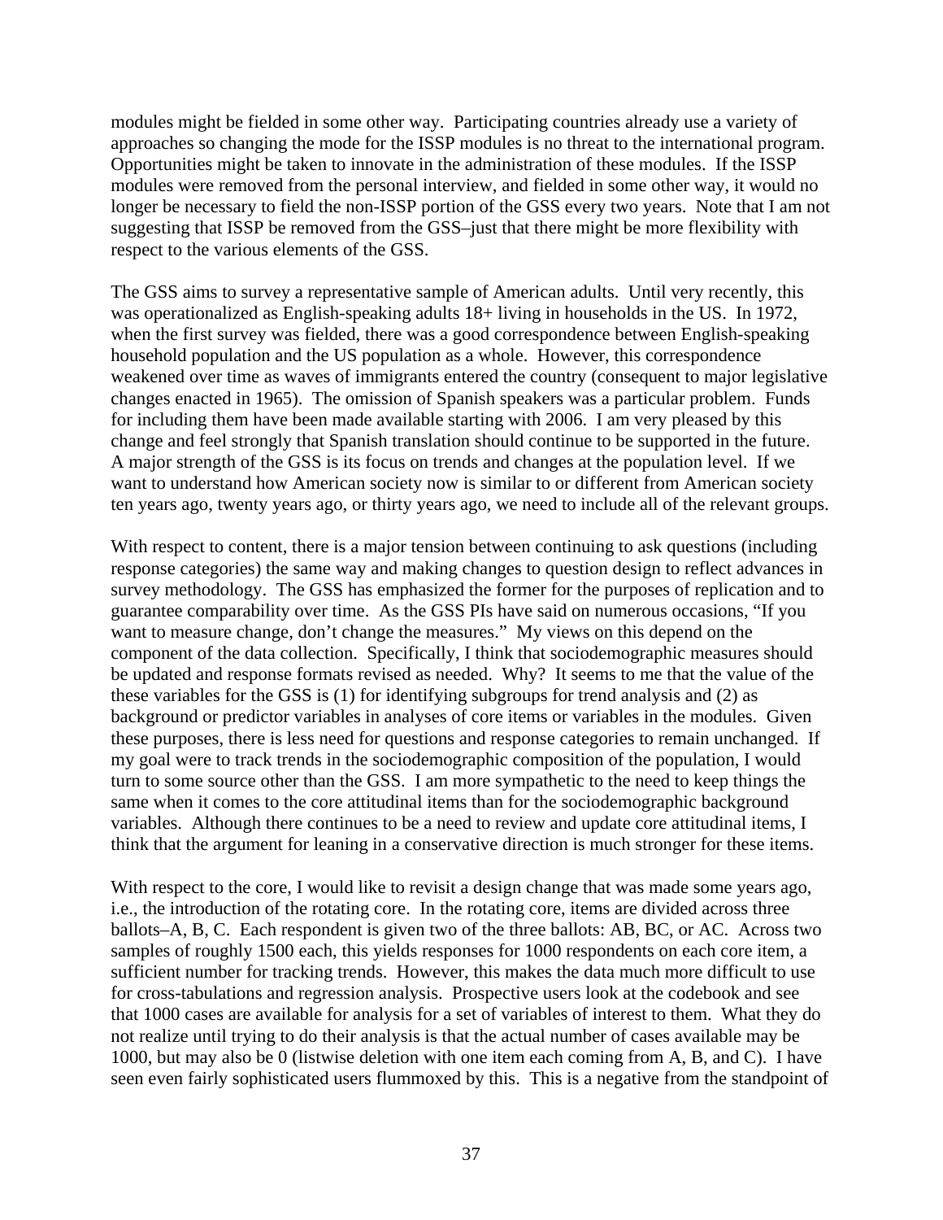modules might be fielded in some other way. Participating countries already use a variety of approaches so changing the mode for the ISSP modules is no threat to the international program. Opportunities might be taken to innovate in the administration of these modules. If the ISSP modules were removed from the personal interview, and fielded in some other way, it would no longer be necessary to field the non-ISSP portion of the GSS every two years. Note that I am not suggesting that ISSP be removed from the GSS–just that there might be more flexibility with respect to the various elements of the GSS.

The GSS aims to survey a representative sample of American adults. Until very recently, this was operationalized as English-speaking adults 18+ living in households in the US. In 1972, when the first survey was fielded, there was a good correspondence between English-speaking household population and the US population as a whole. However, this correspondence weakened over time as waves of immigrants entered the country (consequent to major legislative changes enacted in 1965). The omission of Spanish speakers was a particular problem. Funds for including them have been made available starting with 2006. I am very pleased by this change and feel strongly that Spanish translation should continue to be supported in the future. A major strength of the GSS is its focus on trends and changes at the population level. If we want to understand how American society now is similar to or different from American society ten years ago, twenty years ago, or thirty years ago, we need to include all of the relevant groups.

With respect to content, there is a major tension between continuing to ask questions (including response categories) the same way and making changes to question design to reflect advances in survey methodology. The GSS has emphasized the former for the purposes of replication and to guarantee comparability over time. As the GSS PIs have said on numerous occasions, "If you want to measure change, don't change the measures." My views on this depend on the component of the data collection. Specifically, I think that sociodemographic measures should be updated and response formats revised as needed. Why? It seems to me that the value of the these variables for the GSS is (1) for identifying subgroups for trend analysis and (2) as background or predictor variables in analyses of core items or variables in the modules. Given these purposes, there is less need for questions and response categories to remain unchanged. If my goal were to track trends in the sociodemographic composition of the population, I would turn to some source other than the GSS. I am more sympathetic to the need to keep things the same when it comes to the core attitudinal items than for the sociodemographic background variables. Although there continues to be a need to review and update core attitudinal items, I think that the argument for leaning in a conservative direction is much stronger for these items.

With respect to the core, I would like to revisit a design change that was made some years ago, i.e., the introduction of the rotating core. In the rotating core, items are divided across three ballots–A, B, C. Each respondent is given two of the three ballots: AB, BC, or AC. Across two samples of roughly 1500 each, this yields responses for 1000 respondents on each core item, a sufficient number for tracking trends. However, this makes the data much more difficult to use for cross-tabulations and regression analysis. Prospective users look at the codebook and see that 1000 cases are available for analysis for a set of variables of interest to them. What they do not realize until trying to do their analysis is that the actual number of cases available may be 1000, but may also be 0 (listwise deletion with one item each coming from A, B, and C). I have seen even fairly sophisticated users flummoxed by this. This is a negative from the standpoint of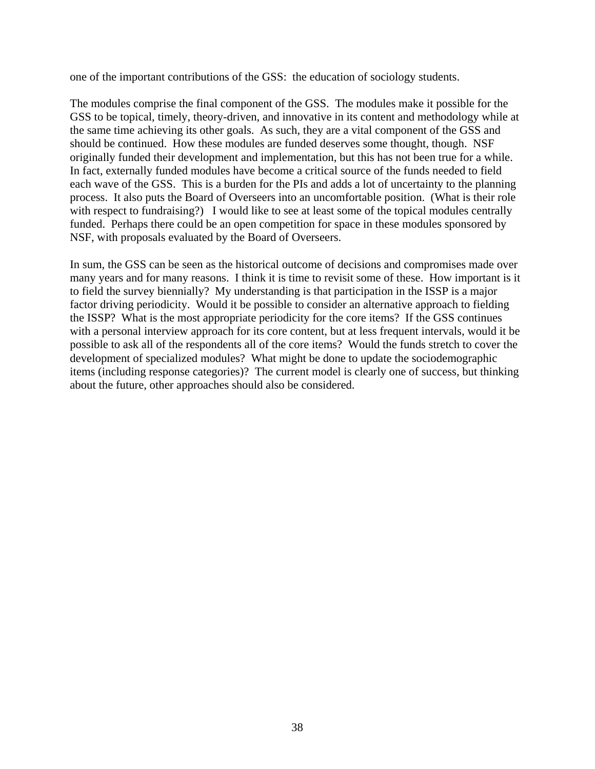one of the important contributions of the GSS: the education of sociology students.

The modules comprise the final component of the GSS. The modules make it possible for the GSS to be topical, timely, theory-driven, and innovative in its content and methodology while at the same time achieving its other goals. As such, they are a vital component of the GSS and should be continued. How these modules are funded deserves some thought, though. NSF originally funded their development and implementation, but this has not been true for a while. In fact, externally funded modules have become a critical source of the funds needed to field each wave of the GSS. This is a burden for the PIs and adds a lot of uncertainty to the planning process. It also puts the Board of Overseers into an uncomfortable position. (What is their role with respect to fundraising?) I would like to see at least some of the topical modules centrally funded. Perhaps there could be an open competition for space in these modules sponsored by NSF, with proposals evaluated by the Board of Overseers.

In sum, the GSS can be seen as the historical outcome of decisions and compromises made over many years and for many reasons. I think it is time to revisit some of these. How important is it to field the survey biennially? My understanding is that participation in the ISSP is a major factor driving periodicity. Would it be possible to consider an alternative approach to fielding the ISSP? What is the most appropriate periodicity for the core items? If the GSS continues with a personal interview approach for its core content, but at less frequent intervals, would it be possible to ask all of the respondents all of the core items? Would the funds stretch to cover the development of specialized modules? What might be done to update the sociodemographic items (including response categories)? The current model is clearly one of success, but thinking about the future, other approaches should also be considered.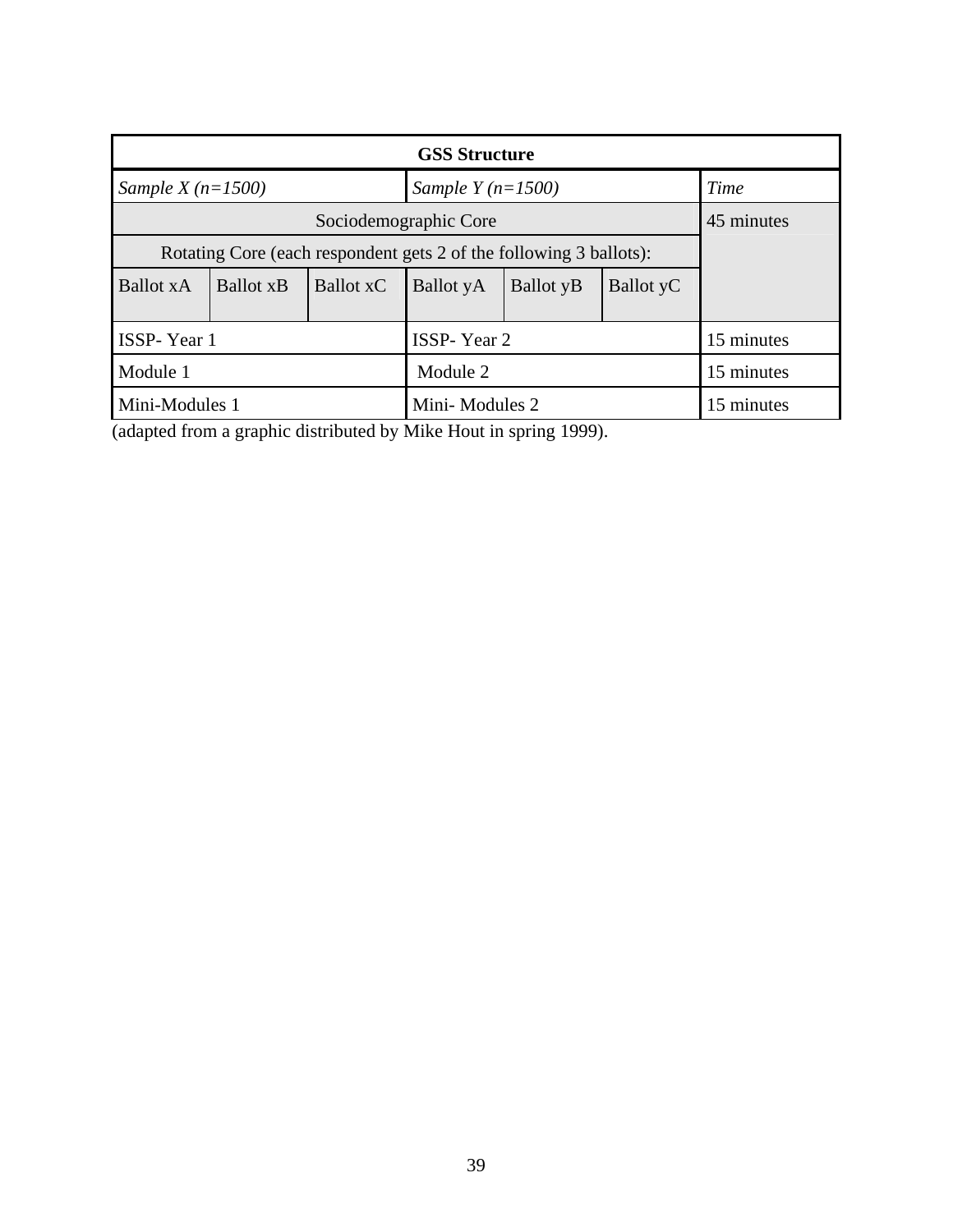| GSS Structure | | | | | | |
|---|---|---|---|---|---|---|
| *Sample X (n=1500)* | | | *Sample Y (n=1500)* | | | *Time* |
| Sociodemographic Core | | | | | | 45 minutes |
| Rotating Core (each respondent gets 2 of the following 3 ballots): | | | | | | |
| Ballot xA | Ballot xB | Ballot xC | Ballot yA | Ballot yB | Ballot yC | |
| ISSP- Year 1 | | | ISSP- Year 2 | | | 15 minutes |
| Module 1 | | | Module 2 | | | 15 minutes |
| Mini-Modules 1 | | | Mini- Modules 2 | | | 15 minutes |

(adapted from a graphic distributed by Mike Hout in spring 1999).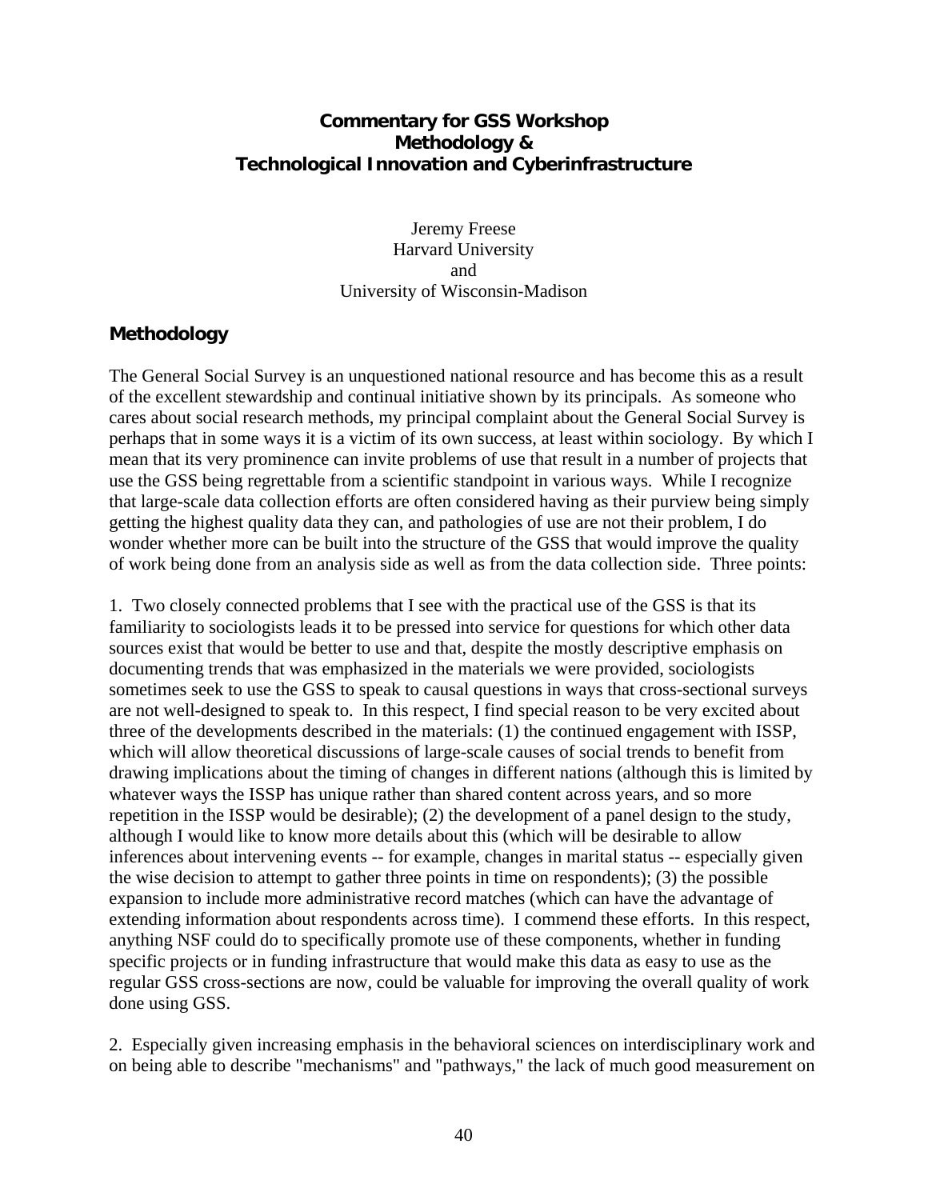## Commentary for GSS Workshop
## Methodology &
## Technological Innovation and Cyberinfrastructure

Jeremy Freese
Harvard University
and
University of Wisconsin-Madison

### Methodology

The General Social Survey is an unquestioned national resource and has become this as a result of the excellent stewardship and continual initiative shown by its principals. As someone who cares about social research methods, my principal complaint about the General Social Survey is perhaps that in some ways it is a victim of its own success, at least within sociology. By which I mean that its very prominence can invite problems of use that result in a number of projects that use the GSS being regrettable from a scientific standpoint in various ways. While I recognize that large-scale data collection efforts are often considered having as their purview being simply getting the highest quality data they can, and pathologies of use are not their problem, I do wonder whether more can be built into the structure of the GSS that would improve the quality of work being done from an analysis side as well as from the data collection side. Three points:

1. Two closely connected problems that I see with the practical use of the GSS is that its familiarity to sociologists leads it to be pressed into service for questions for which other data sources exist that would be better to use and that, despite the mostly descriptive emphasis on documenting trends that was emphasized in the materials we were provided, sociologists sometimes seek to use the GSS to speak to causal questions in ways that cross-sectional surveys are not well-designed to speak to. In this respect, I find special reason to be very excited about three of the developments described in the materials: (1) the continued engagement with ISSP, which will allow theoretical discussions of large-scale causes of social trends to benefit from drawing implications about the timing of changes in different nations (although this is limited by whatever ways the ISSP has unique rather than shared content across years, and so more repetition in the ISSP would be desirable); (2) the development of a panel design to the study, although I would like to know more details about this (which will be desirable to allow inferences about intervening events -- for example, changes in marital status -- especially given the wise decision to attempt to gather three points in time on respondents); (3) the possible expansion to include more administrative record matches (which can have the advantage of extending information about respondents across time). I commend these efforts. In this respect, anything NSF could do to specifically promote use of these components, whether in funding specific projects or in funding infrastructure that would make this data as easy to use as the regular GSS cross-sections are now, could be valuable for improving the overall quality of work done using GSS.

2. Especially given increasing emphasis in the behavioral sciences on interdisciplinary work and on being able to describe "mechanisms" and "pathways," the lack of much good measurement on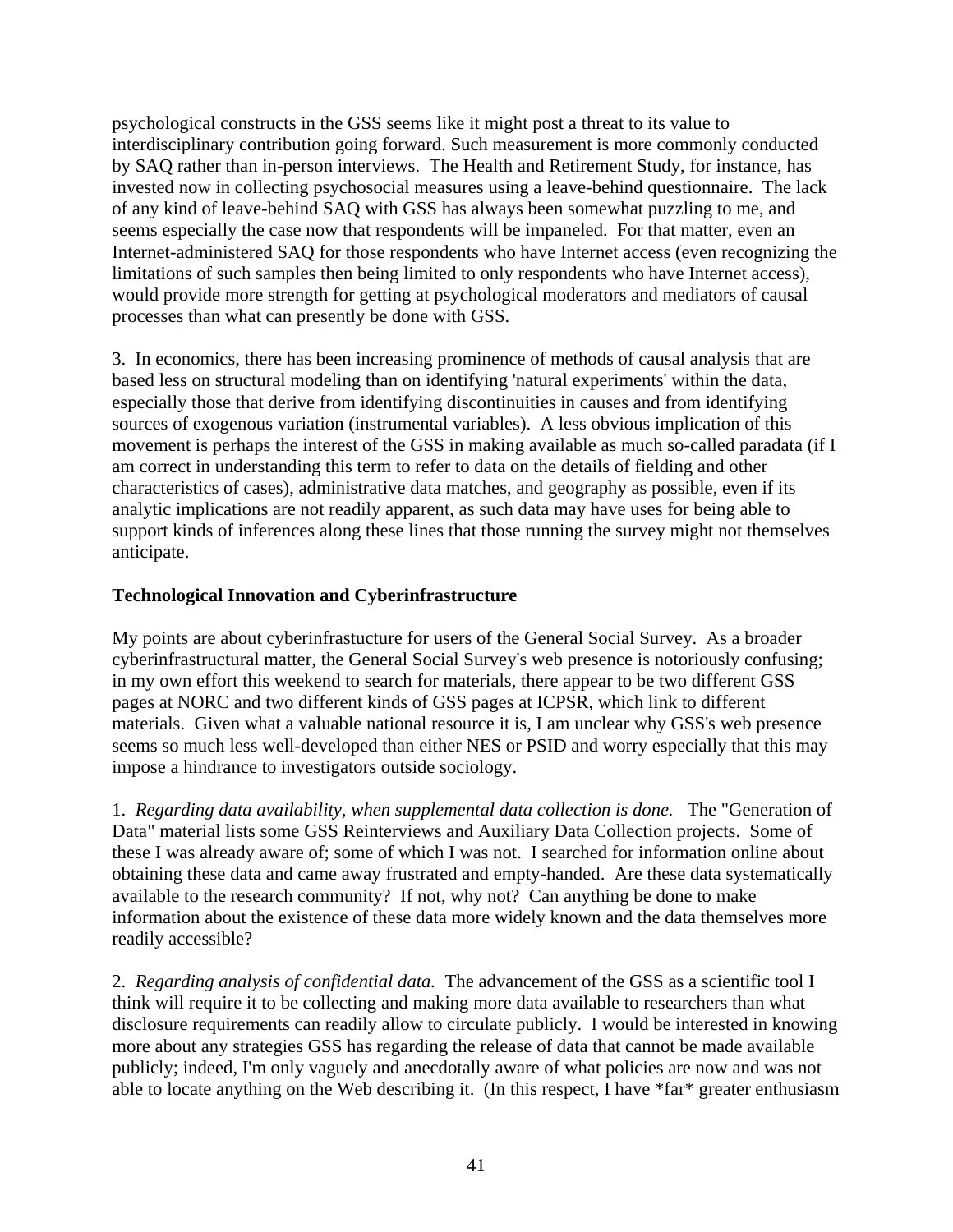psychological constructs in the GSS seems like it might post a threat to its value to interdisciplinary contribution going forward. Such measurement is more commonly conducted by SAQ rather than in-person interviews. The Health and Retirement Study, for instance, has invested now in collecting psychosocial measures using a leave-behind questionnaire. The lack of any kind of leave-behind SAQ with GSS has always been somewhat puzzling to me, and seems especially the case now that respondents will be impaneled. For that matter, even an Internet-administered SAQ for those respondents who have Internet access (even recognizing the limitations of such samples then being limited to only respondents who have Internet access), would provide more strength for getting at psychological moderators and mediators of causal processes than what can presently be done with GSS.

3. In economics, there has been increasing prominence of methods of causal analysis that are based less on structural modeling than on identifying 'natural experiments' within the data, especially those that derive from identifying discontinuities in causes and from identifying sources of exogenous variation (instrumental variables). A less obvious implication of this movement is perhaps the interest of the GSS in making available as much so-called paradata (if I am correct in understanding this term to refer to data on the details of fielding and other characteristics of cases), administrative data matches, and geography as possible, even if its analytic implications are not readily apparent, as such data may have uses for being able to support kinds of inferences along these lines that those running the survey might not themselves anticipate.

**Technological Innovation and Cyberinfrastructure**

My points are about cyberinfrastucture for users of the General Social Survey. As a broader cyberinfrastructural matter, the General Social Survey's web presence is notoriously confusing; in my own effort this weekend to search for materials, there appear to be two different GSS pages at NORC and two different kinds of GSS pages at ICPSR, which link to different materials. Given what a valuable national resource it is, I am unclear why GSS's web presence seems so much less well-developed than either NES or PSID and worry especially that this may impose a hindrance to investigators outside sociology.

1. *Regarding data availability, when supplemental data collection is done.* The "Generation of Data" material lists some GSS Reinterviews and Auxiliary Data Collection projects. Some of these I was already aware of; some of which I was not. I searched for information online about obtaining these data and came away frustrated and empty-handed. Are these data systematically available to the research community? If not, why not? Can anything be done to make information about the existence of these data more widely known and the data themselves more readily accessible?

2. *Regarding analysis of confidential data.* The advancement of the GSS as a scientific tool I think will require it to be collecting and making more data available to researchers than what disclosure requirements can readily allow to circulate publicly. I would be interested in knowing more about any strategies GSS has regarding the release of data that cannot be made available publicly; indeed, I'm only vaguely and anecdotally aware of what policies are now and was not able to locate anything on the Web describing it. (In this respect, I have *far* greater enthusiasm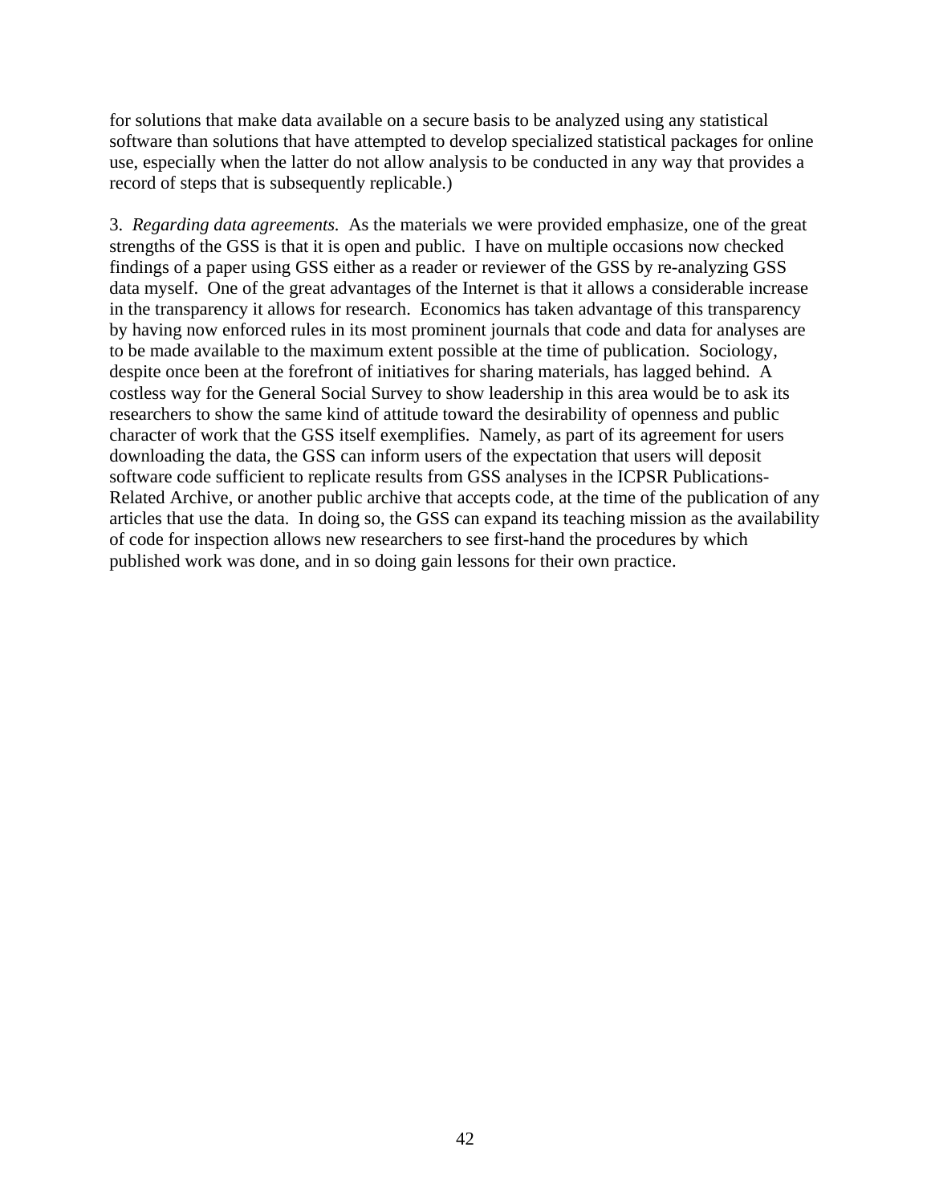for solutions that make data available on a secure basis to be analyzed using any statistical software than solutions that have attempted to develop specialized statistical packages for online use, especially when the latter do not allow analysis to be conducted in any way that provides a record of steps that is subsequently replicable.)

3. *Regarding data agreements.* As the materials we were provided emphasize, one of the great strengths of the GSS is that it is open and public. I have on multiple occasions now checked findings of a paper using GSS either as a reader or reviewer of the GSS by re-analyzing GSS data myself. One of the great advantages of the Internet is that it allows a considerable increase in the transparency it allows for research. Economics has taken advantage of this transparency by having now enforced rules in its most prominent journals that code and data for analyses are to be made available to the maximum extent possible at the time of publication. Sociology, despite once been at the forefront of initiatives for sharing materials, has lagged behind. A costless way for the General Social Survey to show leadership in this area would be to ask its researchers to show the same kind of attitude toward the desirability of openness and public character of work that the GSS itself exemplifies. Namely, as part of its agreement for users downloading the data, the GSS can inform users of the expectation that users will deposit software code sufficient to replicate results from GSS analyses in the ICPSR Publications-Related Archive, or another public archive that accepts code, at the time of the publication of any articles that use the data. In doing so, the GSS can expand its teaching mission as the availability of code for inspection allows new researchers to see first-hand the procedures by which published work was done, and in so doing gain lessons for their own practice.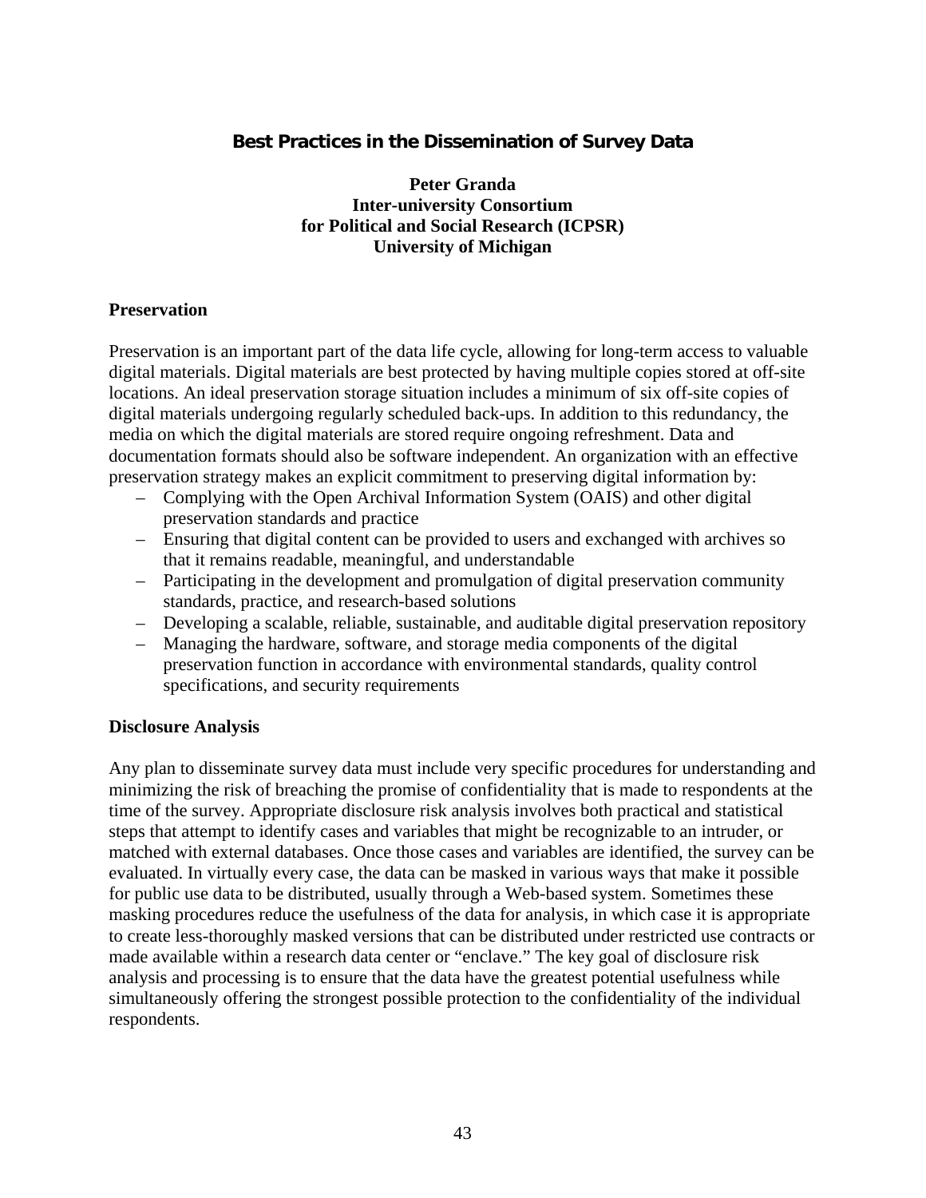# Best Practices in the Dissemination of Survey Data

**Peter Granda**
**Inter-university Consortium for Political and Social Research (ICPSR)**
**University of Michigan**

## Preservation

Preservation is an important part of the data life cycle, allowing for long-term access to valuable digital materials. Digital materials are best protected by having multiple copies stored at off-site locations. An ideal preservation storage situation includes a minimum of six off-site copies of digital materials undergoing regularly scheduled back-ups. In addition to this redundancy, the media on which the digital materials are stored require ongoing refreshment. Data and documentation formats should also be software independent. An organization with an effective preservation strategy makes an explicit commitment to preserving digital information by:

- Complying with the Open Archival Information System (OAIS) and other digital preservation standards and practice
- Ensuring that digital content can be provided to users and exchanged with archives so that it remains readable, meaningful, and understandable
- Participating in the development and promulgation of digital preservation community standards, practice, and research-based solutions
- Developing a scalable, reliable, sustainable, and auditable digital preservation repository
- Managing the hardware, software, and storage media components of the digital preservation function in accordance with environmental standards, quality control specifications, and security requirements

## Disclosure Analysis

Any plan to disseminate survey data must include very specific procedures for understanding and minimizing the risk of breaching the promise of confidentiality that is made to respondents at the time of the survey. Appropriate disclosure risk analysis involves both practical and statistical steps that attempt to identify cases and variables that might be recognizable to an intruder, or matched with external databases. Once those cases and variables are identified, the survey can be evaluated. In virtually every case, the data can be masked in various ways that make it possible for public use data to be distributed, usually through a Web-based system. Sometimes these masking procedures reduce the usefulness of the data for analysis, in which case it is appropriate to create less-thoroughly masked versions that can be distributed under restricted use contracts or made available within a research data center or "enclave." The key goal of disclosure risk analysis and processing is to ensure that the data have the greatest potential usefulness while simultaneously offering the strongest possible protection to the confidentiality of the individual respondents.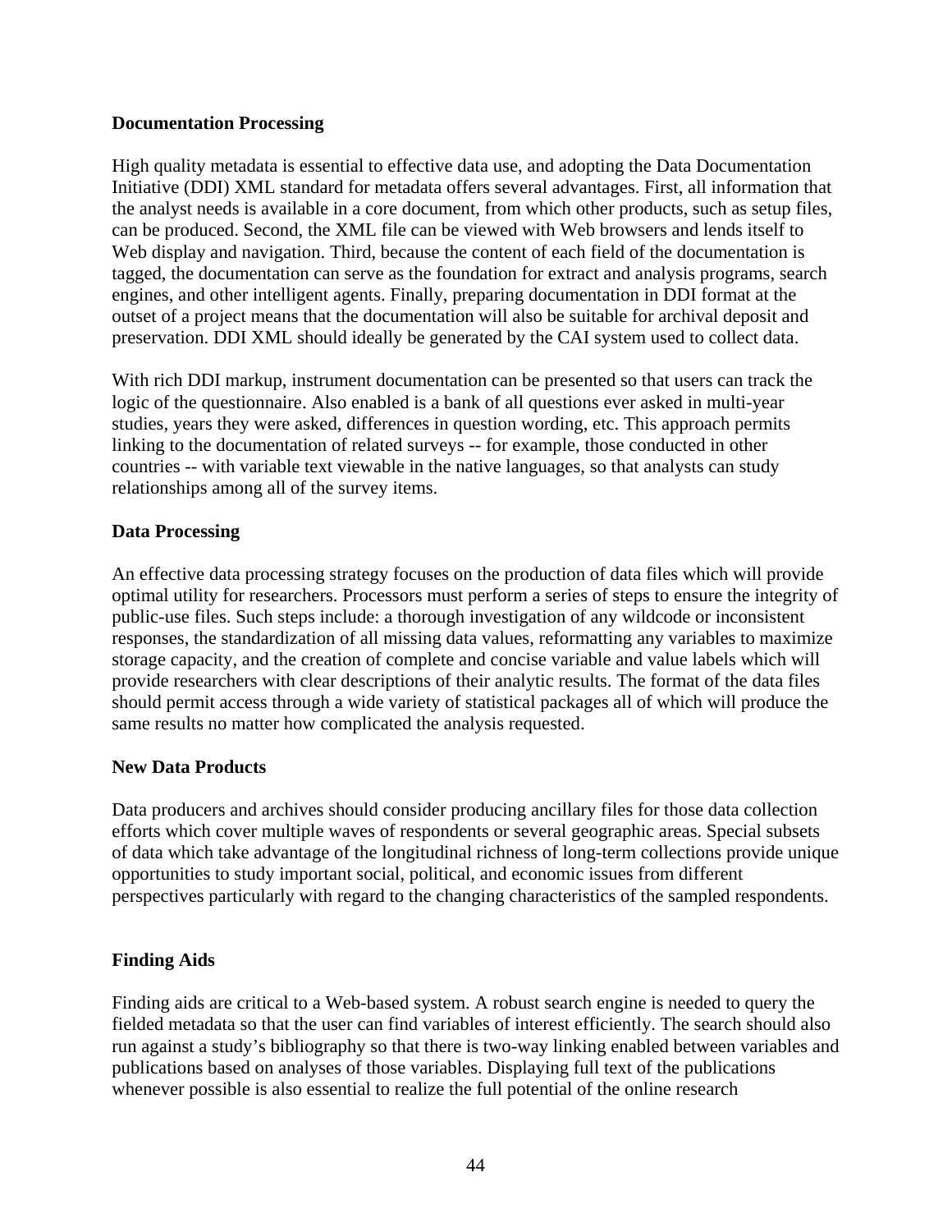### Documentation Processing

High quality metadata is essential to effective data use, and adopting the Data Documentation Initiative (DDI) XML standard for metadata offers several advantages. First, all information that the analyst needs is available in a core document, from which other products, such as setup files, can be produced. Second, the XML file can be viewed with Web browsers and lends itself to Web display and navigation. Third, because the content of each field of the documentation is tagged, the documentation can serve as the foundation for extract and analysis programs, search engines, and other intelligent agents. Finally, preparing documentation in DDI format at the outset of a project means that the documentation will also be suitable for archival deposit and preservation. DDI XML should ideally be generated by the CAI system used to collect data.

With rich DDI markup, instrument documentation can be presented so that users can track the logic of the questionnaire. Also enabled is a bank of all questions ever asked in multi-year studies, years they were asked, differences in question wording, etc. This approach permits linking to the documentation of related surveys -- for example, those conducted in other countries -- with variable text viewable in the native languages, so that analysts can study relationships among all of the survey items.

### Data Processing

An effective data processing strategy focuses on the production of data files which will provide optimal utility for researchers. Processors must perform a series of steps to ensure the integrity of public-use files. Such steps include: a thorough investigation of any wildcode or inconsistent responses, the standardization of all missing data values, reformatting any variables to maximize storage capacity, and the creation of complete and concise variable and value labels which will provide researchers with clear descriptions of their analytic results. The format of the data files should permit access through a wide variety of statistical packages all of which will produce the same results no matter how complicated the analysis requested.

### New Data Products

Data producers and archives should consider producing ancillary files for those data collection efforts which cover multiple waves of respondents or several geographic areas. Special subsets of data which take advantage of the longitudinal richness of long-term collections provide unique opportunities to study important social, political, and economic issues from different perspectives particularly with regard to the changing characteristics of the sampled respondents.

### Finding Aids

Finding aids are critical to a Web-based system. A robust search engine is needed to query the fielded metadata so that the user can find variables of interest efficiently. The search should also run against a study's bibliography so that there is two-way linking enabled between variables and publications based on analyses of those variables. Displaying full text of the publications whenever possible is also essential to realize the full potential of the online research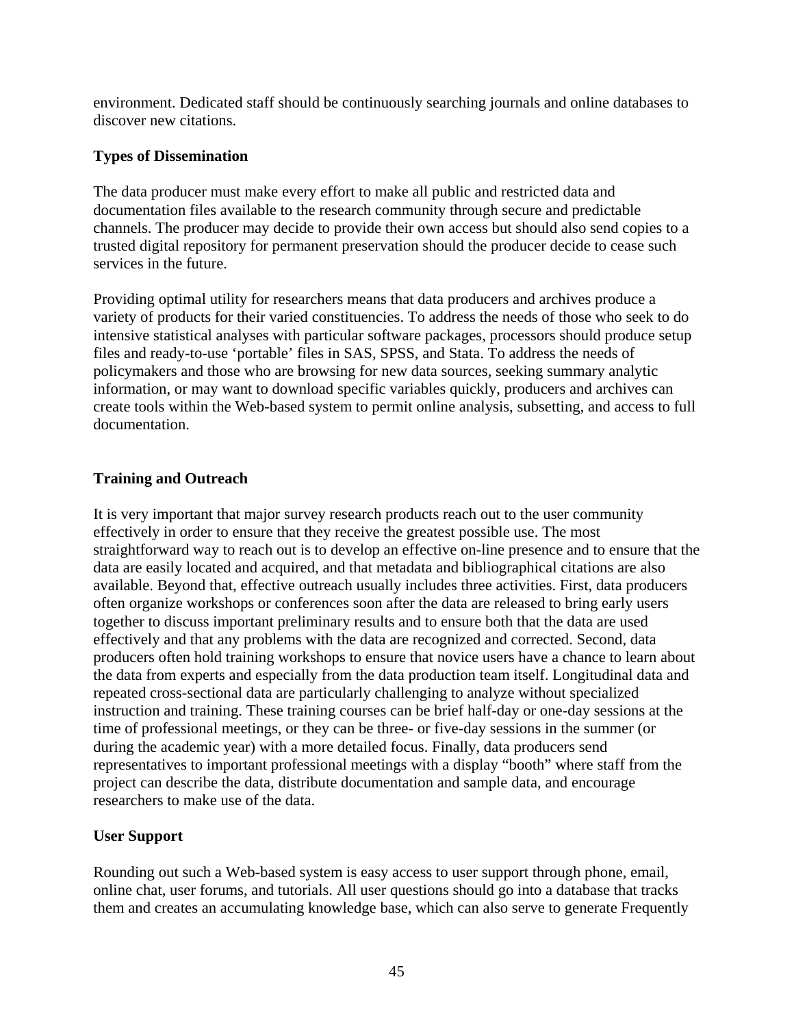environment. Dedicated staff should be continuously searching journals and online databases to discover new citations.

**Types of Dissemination**

The data producer must make every effort to make all public and restricted data and documentation files available to the research community through secure and predictable channels. The producer may decide to provide their own access but should also send copies to a trusted digital repository for permanent preservation should the producer decide to cease such services in the future.

Providing optimal utility for researchers means that data producers and archives produce a variety of products for their varied constituencies. To address the needs of those who seek to do intensive statistical analyses with particular software packages, processors should produce setup files and ready-to-use 'portable' files in SAS, SPSS, and Stata. To address the needs of policymakers and those who are browsing for new data sources, seeking summary analytic information, or may want to download specific variables quickly, producers and archives can create tools within the Web-based system to permit online analysis, subsetting, and access to full documentation.

**Training and Outreach**

It is very important that major survey research products reach out to the user community effectively in order to ensure that they receive the greatest possible use. The most straightforward way to reach out is to develop an effective on-line presence and to ensure that the data are easily located and acquired, and that metadata and bibliographical citations are also available. Beyond that, effective outreach usually includes three activities. First, data producers often organize workshops or conferences soon after the data are released to bring early users together to discuss important preliminary results and to ensure both that the data are used effectively and that any problems with the data are recognized and corrected. Second, data producers often hold training workshops to ensure that novice users have a chance to learn about the data from experts and especially from the data production team itself. Longitudinal data and repeated cross-sectional data are particularly challenging to analyze without specialized instruction and training. These training courses can be brief half-day or one-day sessions at the time of professional meetings, or they can be three- or five-day sessions in the summer (or during the academic year) with a more detailed focus. Finally, data producers send representatives to important professional meetings with a display "booth" where staff from the project can describe the data, distribute documentation and sample data, and encourage researchers to make use of the data.

**User Support**

Rounding out such a Web-based system is easy access to user support through phone, email, online chat, user forums, and tutorials. All user questions should go into a database that tracks them and creates an accumulating knowledge base, which can also serve to generate Frequently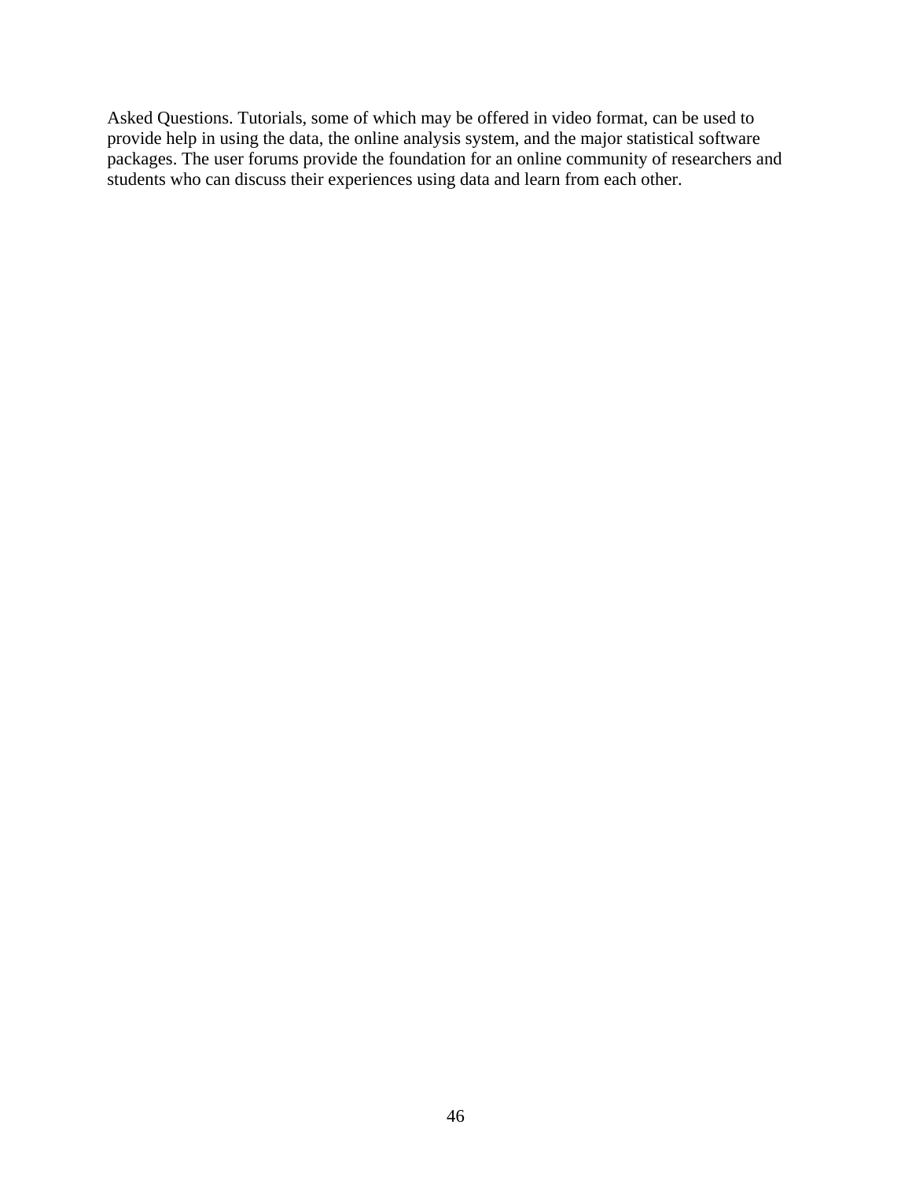Asked Questions. Tutorials, some of which may be offered in video format, can be used to provide help in using the data, the online analysis system, and the major statistical software packages. The user forums provide the foundation for an online community of researchers and students who can discuss their experiences using data and learn from each other.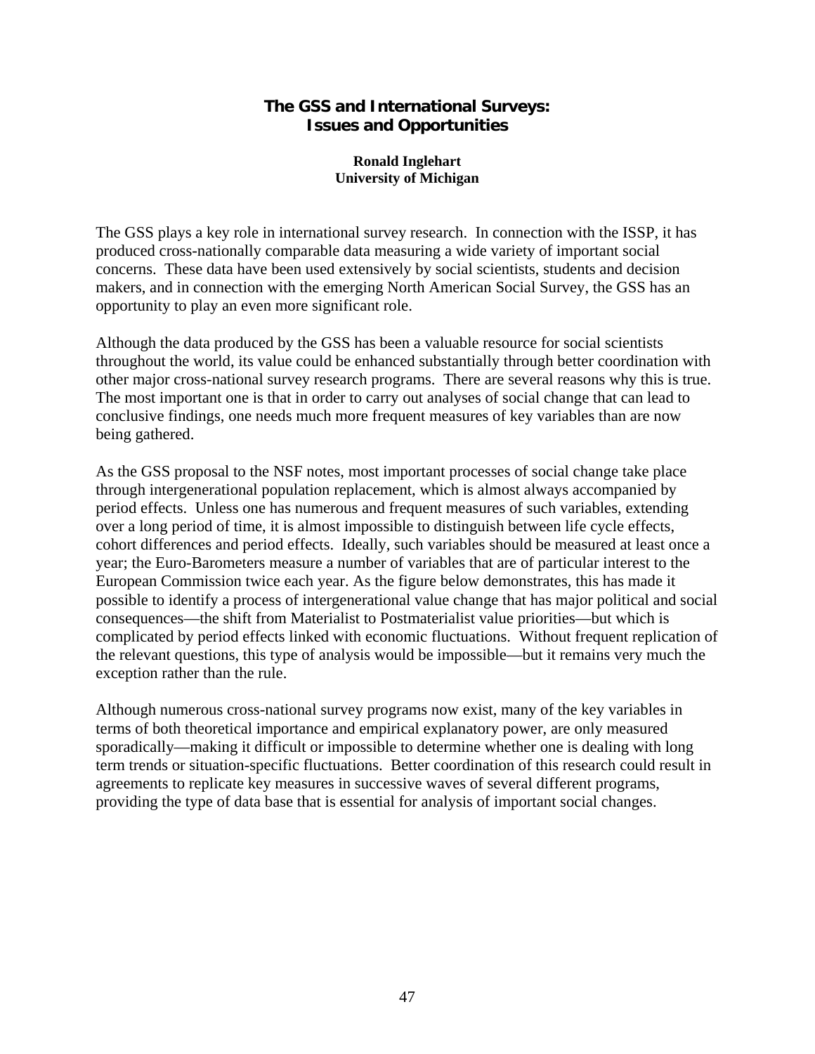# The GSS and International Surveys: Issues and Opportunities

**Ronald Inglehart**
**University of Michigan**

The GSS plays a key role in international survey research. In connection with the ISSP, it has produced cross-nationally comparable data measuring a wide variety of important social concerns. These data have been used extensively by social scientists, students and decision makers, and in connection with the emerging North American Social Survey, the GSS has an opportunity to play an even more significant role.

Although the data produced by the GSS has been a valuable resource for social scientists throughout the world, its value could be enhanced substantially through better coordination with other major cross-national survey research programs. There are several reasons why this is true. The most important one is that in order to carry out analyses of social change that can lead to conclusive findings, one needs much more frequent measures of key variables than are now being gathered.

As the GSS proposal to the NSF notes, most important processes of social change take place through intergenerational population replacement, which is almost always accompanied by period effects. Unless one has numerous and frequent measures of such variables, extending over a long period of time, it is almost impossible to distinguish between life cycle effects, cohort differences and period effects. Ideally, such variables should be measured at least once a year; the Euro-Barometers measure a number of variables that are of particular interest to the European Commission twice each year. As the figure below demonstrates, this has made it possible to identify a process of intergenerational value change that has major political and social consequences—the shift from Materialist to Postmaterialist value priorities—but which is complicated by period effects linked with economic fluctuations. Without frequent replication of the relevant questions, this type of analysis would be impossible—but it remains very much the exception rather than the rule.

Although numerous cross-national survey programs now exist, many of the key variables in terms of both theoretical importance and empirical explanatory power, are only measured sporadically—making it difficult or impossible to determine whether one is dealing with long term trends or situation-specific fluctuations. Better coordination of this research could result in agreements to replicate key measures in successive waves of several different programs, providing the type of data base that is essential for analysis of important social changes.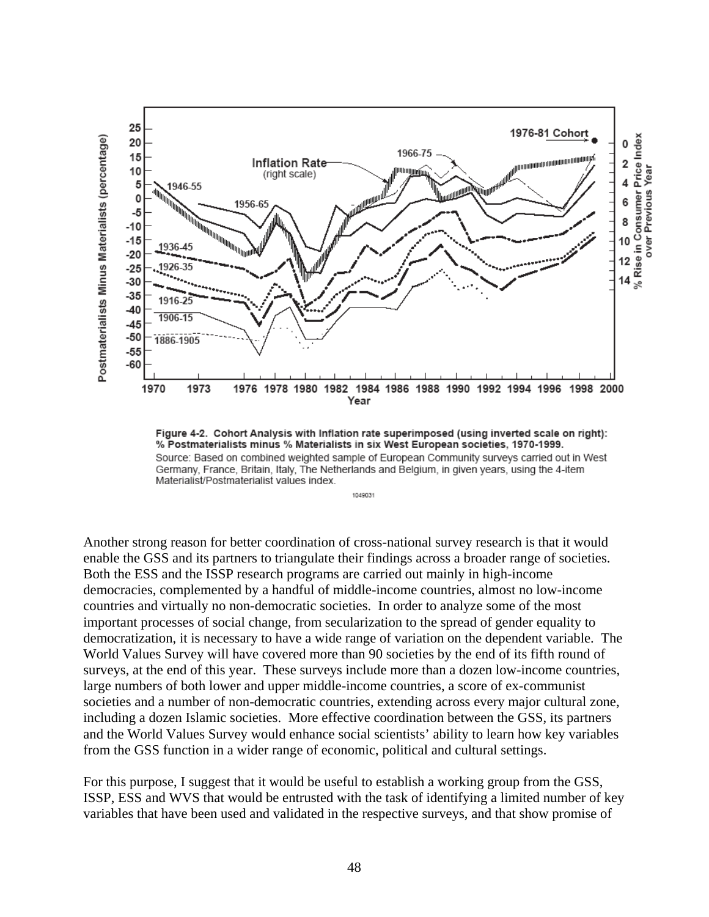Figure 4-2. Cohort Analysis with Inflation rate superimposed (using inverted scale on right): % Postmaterialists minus % Materialists in six West European societies, 1970-1999.

Source: Based on combined weighted sample of European Community surveys carried out in West Germany, France, Britain, Italy, The Netherlands and Belgium, in given years, using the 4-item Materialist/Postmaterialist values index.

Another strong reason for better coordination of cross-national survey research is that it would enable the GSS and its partners to triangulate their findings across a broader range of societies. Both the ESS and the ISSP research programs are carried out mainly in high-income democracies, complemented by a handful of middle-income countries, almost no low-income countries and virtually no non-democratic societies. In order to analyze some of the most important processes of social change, from secularization to the spread of gender equality to democratization, it is necessary to have a wide range of variation on the dependent variable. The World Values Survey will have covered more than 90 societies by the end of its fifth round of surveys, at the end of this year. These surveys include more than a dozen low-income countries, large numbers of both lower and upper middle-income countries, a score of ex-communist societies and a number of non-democratic countries, extending across every major cultural zone, including a dozen Islamic societies. More effective coordination between the GSS, its partners and the World Values Survey would enhance social scientists' ability to learn how key variables from the GSS function in a wider range of economic, political and cultural settings.

For this purpose, I suggest that it would be useful to establish a working group from the GSS, ISSP, ESS and WVS that would be entrusted with the task of identifying a limited number of key variables that have been used and validated in the respective surveys, and that show promise of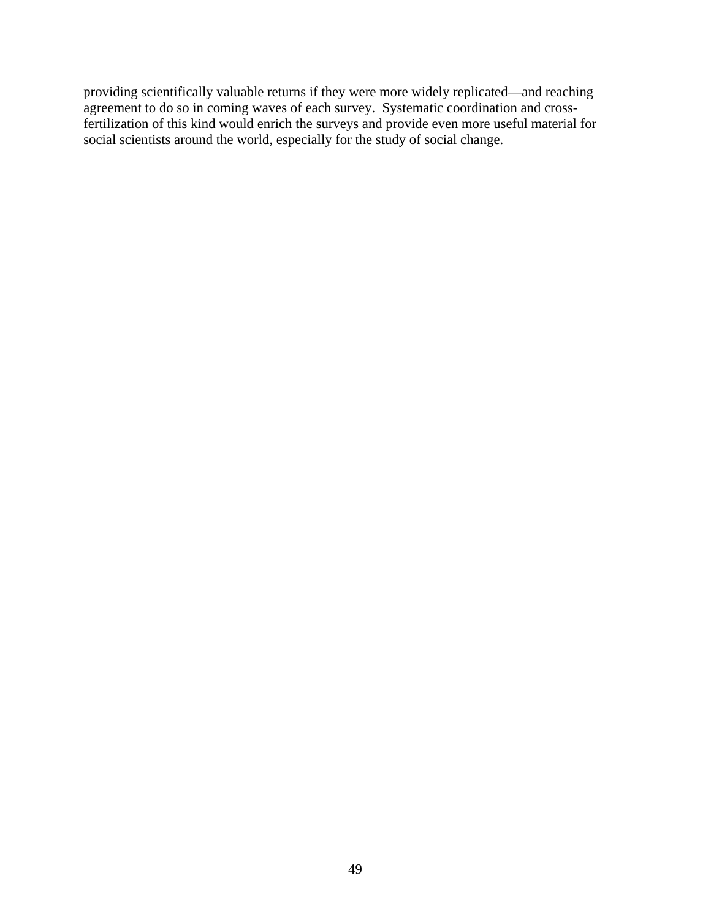providing scientifically valuable returns if they were more widely replicated—and reaching agreement to do so in coming waves of each survey. Systematic coordination and cross-fertilization of this kind would enrich the surveys and provide even more useful material for social scientists around the world, especially for the study of social change.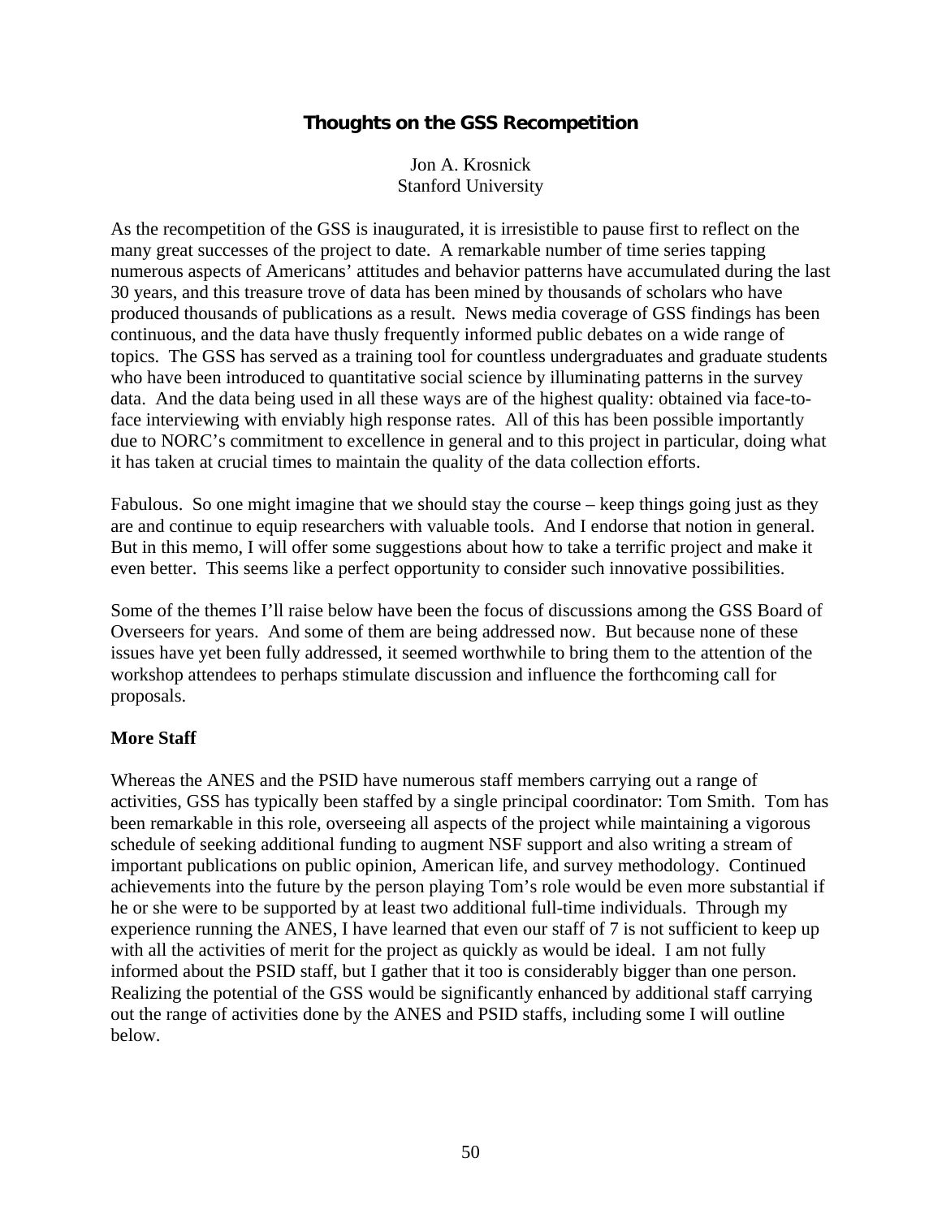## Thoughts on the GSS Recompetition

Jon A. Krosnick
Stanford University

As the recompetition of the GSS is inaugurated, it is irresistible to pause first to reflect on the many great successes of the project to date. A remarkable number of time series tapping numerous aspects of Americans' attitudes and behavior patterns have accumulated during the last 30 years, and this treasure trove of data has been mined by thousands of scholars who have produced thousands of publications as a result. News media coverage of GSS findings has been continuous, and the data have thusly frequently informed public debates on a wide range of topics. The GSS has served as a training tool for countless undergraduates and graduate students who have been introduced to quantitative social science by illuminating patterns in the survey data. And the data being used in all these ways are of the highest quality: obtained via face-to-face interviewing with enviably high response rates. All of this has been possible importantly due to NORC's commitment to excellence in general and to this project in particular, doing what it has taken at crucial times to maintain the quality of the data collection efforts.

Fabulous. So one might imagine that we should stay the course – keep things going just as they are and continue to equip researchers with valuable tools. And I endorse that notion in general. But in this memo, I will offer some suggestions about how to take a terrific project and make it even better. This seems like a perfect opportunity to consider such innovative possibilities.

Some of the themes I'll raise below have been the focus of discussions among the GSS Board of Overseers for years. And some of them are being addressed now. But because none of these issues have yet been fully addressed, it seemed worthwhile to bring them to the attention of the workshop attendees to perhaps stimulate discussion and influence the forthcoming call for proposals.

### More Staff

Whereas the ANES and the PSID have numerous staff members carrying out a range of activities, GSS has typically been staffed by a single principal coordinator: Tom Smith. Tom has been remarkable in this role, overseeing all aspects of the project while maintaining a vigorous schedule of seeking additional funding to augment NSF support and also writing a stream of important publications on public opinion, American life, and survey methodology. Continued achievements into the future by the person playing Tom's role would be even more substantial if he or she were to be supported by at least two additional full-time individuals. Through my experience running the ANES, I have learned that even our staff of 7 is not sufficient to keep up with all the activities of merit for the project as quickly as would be ideal. I am not fully informed about the PSID staff, but I gather that it too is considerably bigger than one person. Realizing the potential of the GSS would be significantly enhanced by additional staff carrying out the range of activities done by the ANES and PSID staffs, including some I will outline below.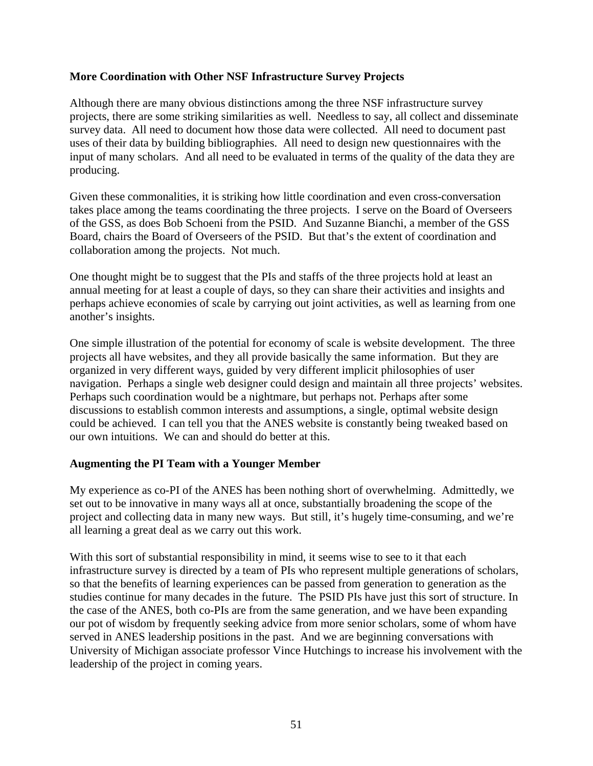**More Coordination with Other NSF Infrastructure Survey Projects**

Although there are many obvious distinctions among the three NSF infrastructure survey projects, there are some striking similarities as well. Needless to say, all collect and disseminate survey data. All need to document how those data were collected. All need to document past uses of their data by building bibliographies. All need to design new questionnaires with the input of many scholars. And all need to be evaluated in terms of the quality of the data they are producing.

Given these commonalities, it is striking how little coordination and even cross-conversation takes place among the teams coordinating the three projects. I serve on the Board of Overseers of the GSS, as does Bob Schoeni from the PSID. And Suzanne Bianchi, a member of the GSS Board, chairs the Board of Overseers of the PSID. But that's the extent of coordination and collaboration among the projects. Not much.

One thought might be to suggest that the PIs and staffs of the three projects hold at least an annual meeting for at least a couple of days, so they can share their activities and insights and perhaps achieve economies of scale by carrying out joint activities, as well as learning from one another's insights.

One simple illustration of the potential for economy of scale is website development. The three projects all have websites, and they all provide basically the same information. But they are organized in very different ways, guided by very different implicit philosophies of user navigation. Perhaps a single web designer could design and maintain all three projects' websites. Perhaps such coordination would be a nightmare, but perhaps not. Perhaps after some discussions to establish common interests and assumptions, a single, optimal website design could be achieved. I can tell you that the ANES website is constantly being tweaked based on our own intuitions. We can and should do better at this.

**Augmenting the PI Team with a Younger Member**

My experience as co-PI of the ANES has been nothing short of overwhelming. Admittedly, we set out to be innovative in many ways all at once, substantially broadening the scope of the project and collecting data in many new ways. But still, it's hugely time-consuming, and we're all learning a great deal as we carry out this work.

With this sort of substantial responsibility in mind, it seems wise to see to it that each infrastructure survey is directed by a team of PIs who represent multiple generations of scholars, so that the benefits of learning experiences can be passed from generation to generation as the studies continue for many decades in the future. The PSID PIs have just this sort of structure. In the case of the ANES, both co-PIs are from the same generation, and we have been expanding our pot of wisdom by frequently seeking advice from more senior scholars, some of whom have served in ANES leadership positions in the past. And we are beginning conversations with University of Michigan associate professor Vince Hutchings to increase his involvement with the leadership of the project in coming years.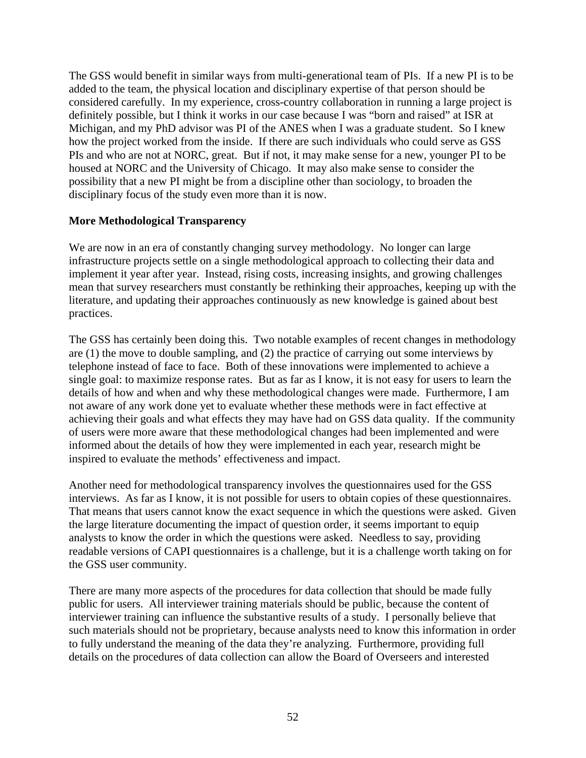The GSS would benefit in similar ways from multi-generational team of PIs. If a new PI is to be added to the team, the physical location and disciplinary expertise of that person should be considered carefully. In my experience, cross-country collaboration in running a large project is definitely possible, but I think it works in our case because I was "born and raised" at ISR at Michigan, and my PhD advisor was PI of the ANES when I was a graduate student. So I knew how the project worked from the inside. If there are such individuals who could serve as GSS PIs and who are not at NORC, great. But if not, it may make sense for a new, younger PI to be housed at NORC and the University of Chicago. It may also make sense to consider the possibility that a new PI might be from a discipline other than sociology, to broaden the disciplinary focus of the study even more than it is now.

**More Methodological Transparency**

We are now in an era of constantly changing survey methodology. No longer can large infrastructure projects settle on a single methodological approach to collecting their data and implement it year after year. Instead, rising costs, increasing insights, and growing challenges mean that survey researchers must constantly be rethinking their approaches, keeping up with the literature, and updating their approaches continuously as new knowledge is gained about best practices.

The GSS has certainly been doing this. Two notable examples of recent changes in methodology are (1) the move to double sampling, and (2) the practice of carrying out some interviews by telephone instead of face to face. Both of these innovations were implemented to achieve a single goal: to maximize response rates. But as far as I know, it is not easy for users to learn the details of how and when and why these methodological changes were made. Furthermore, I am not aware of any work done yet to evaluate whether these methods were in fact effective at achieving their goals and what effects they may have had on GSS data quality. If the community of users were more aware that these methodological changes had been implemented and were informed about the details of how they were implemented in each year, research might be inspired to evaluate the methods' effectiveness and impact.

Another need for methodological transparency involves the questionnaires used for the GSS interviews. As far as I know, it is not possible for users to obtain copies of these questionnaires. That means that users cannot know the exact sequence in which the questions were asked. Given the large literature documenting the impact of question order, it seems important to equip analysts to know the order in which the questions were asked. Needless to say, providing readable versions of CAPI questionnaires is a challenge, but it is a challenge worth taking on for the GSS user community.

There are many more aspects of the procedures for data collection that should be made fully public for users. All interviewer training materials should be public, because the content of interviewer training can influence the substantive results of a study. I personally believe that such materials should not be proprietary, because analysts need to know this information in order to fully understand the meaning of the data they're analyzing. Furthermore, providing full details on the procedures of data collection can allow the Board of Overseers and interested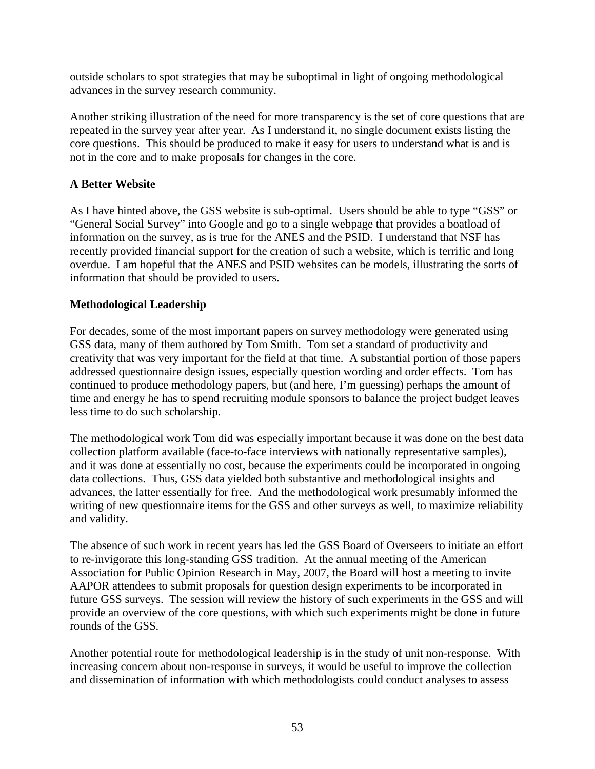outside scholars to spot strategies that may be suboptimal in light of ongoing methodological advances in the survey research community.

Another striking illustration of the need for more transparency is the set of core questions that are repeated in the survey year after year. As I understand it, no single document exists listing the core questions. This should be produced to make it easy for users to understand what is and is not in the core and to make proposals for changes in the core.

**A Better Website**

As I have hinted above, the GSS website is sub-optimal. Users should be able to type "GSS" or "General Social Survey" into Google and go to a single webpage that provides a boatload of information on the survey, as is true for the ANES and the PSID. I understand that NSF has recently provided financial support for the creation of such a website, which is terrific and long overdue. I am hopeful that the ANES and PSID websites can be models, illustrating the sorts of information that should be provided to users.

**Methodological Leadership**

For decades, some of the most important papers on survey methodology were generated using GSS data, many of them authored by Tom Smith. Tom set a standard of productivity and creativity that was very important for the field at that time. A substantial portion of those papers addressed questionnaire design issues, especially question wording and order effects. Tom has continued to produce methodology papers, but (and here, I'm guessing) perhaps the amount of time and energy he has to spend recruiting module sponsors to balance the project budget leaves less time to do such scholarship.

The methodological work Tom did was especially important because it was done on the best data collection platform available (face-to-face interviews with nationally representative samples), and it was done at essentially no cost, because the experiments could be incorporated in ongoing data collections. Thus, GSS data yielded both substantive and methodological insights and advances, the latter essentially for free. And the methodological work presumably informed the writing of new questionnaire items for the GSS and other surveys as well, to maximize reliability and validity.

The absence of such work in recent years has led the GSS Board of Overseers to initiate an effort to re-invigorate this long-standing GSS tradition. At the annual meeting of the American Association for Public Opinion Research in May, 2007, the Board will host a meeting to invite AAPOR attendees to submit proposals for question design experiments to be incorporated in future GSS surveys. The session will review the history of such experiments in the GSS and will provide an overview of the core questions, with which such experiments might be done in future rounds of the GSS.

Another potential route for methodological leadership is in the study of unit non-response. With increasing concern about non-response in surveys, it would be useful to improve the collection and dissemination of information with which methodologists could conduct analyses to assess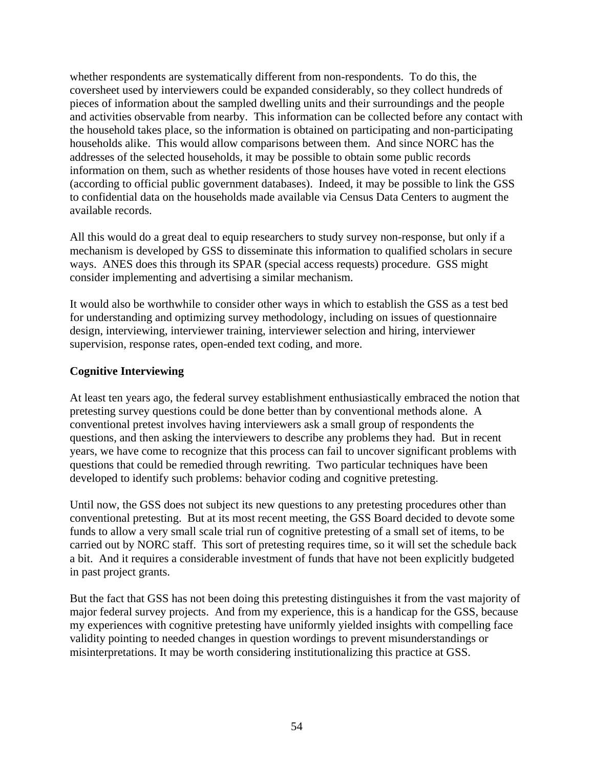whether respondents are systematically different from non-respondents. To do this, the coversheet used by interviewers could be expanded considerably, so they collect hundreds of pieces of information about the sampled dwelling units and their surroundings and the people and activities observable from nearby. This information can be collected before any contact with the household takes place, so the information is obtained on participating and non-participating households alike. This would allow comparisons between them. And since NORC has the addresses of the selected households, it may be possible to obtain some public records information on them, such as whether residents of those houses have voted in recent elections (according to official public government databases). Indeed, it may be possible to link the GSS to confidential data on the households made available via Census Data Centers to augment the available records.

All this would do a great deal to equip researchers to study survey non-response, but only if a mechanism is developed by GSS to disseminate this information to qualified scholars in secure ways. ANES does this through its SPAR (special access requests) procedure. GSS might consider implementing and advertising a similar mechanism.

It would also be worthwhile to consider other ways in which to establish the GSS as a test bed for understanding and optimizing survey methodology, including on issues of questionnaire design, interviewing, interviewer training, interviewer selection and hiring, interviewer supervision, response rates, open-ended text coding, and more.

**Cognitive Interviewing**

At least ten years ago, the federal survey establishment enthusiastically embraced the notion that pretesting survey questions could be done better than by conventional methods alone. A conventional pretest involves having interviewers ask a small group of respondents the questions, and then asking the interviewers to describe any problems they had. But in recent years, we have come to recognize that this process can fail to uncover significant problems with questions that could be remedied through rewriting. Two particular techniques have been developed to identify such problems: behavior coding and cognitive pretesting.

Until now, the GSS does not subject its new questions to any pretesting procedures other than conventional pretesting. But at its most recent meeting, the GSS Board decided to devote some funds to allow a very small scale trial run of cognitive pretesting of a small set of items, to be carried out by NORC staff. This sort of pretesting requires time, so it will set the schedule back a bit. And it requires a considerable investment of funds that have not been explicitly budgeted in past project grants.

But the fact that GSS has not been doing this pretesting distinguishes it from the vast majority of major federal survey projects. And from my experience, this is a handicap for the GSS, because my experiences with cognitive pretesting have uniformly yielded insights with compelling face validity pointing to needed changes in question wordings to prevent misunderstandings or misinterpretations. It may be worth considering institutionalizing this practice at GSS.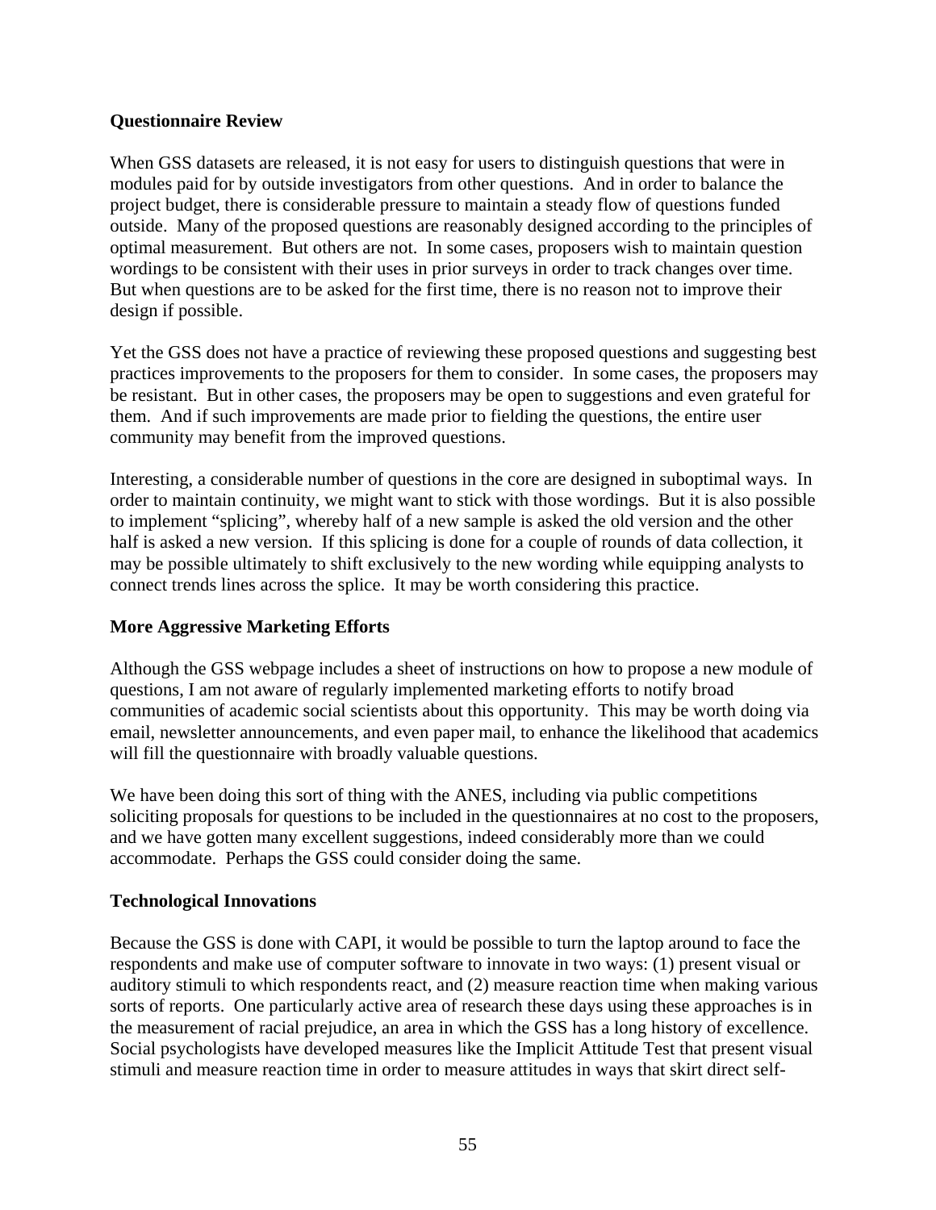**Questionnaire Review**

When GSS datasets are released, it is not easy for users to distinguish questions that were in modules paid for by outside investigators from other questions. And in order to balance the project budget, there is considerable pressure to maintain a steady flow of questions funded outside. Many of the proposed questions are reasonably designed according to the principles of optimal measurement. But others are not. In some cases, proposers wish to maintain question wordings to be consistent with their uses in prior surveys in order to track changes over time. But when questions are to be asked for the first time, there is no reason not to improve their design if possible.

Yet the GSS does not have a practice of reviewing these proposed questions and suggesting best practices improvements to the proposers for them to consider. In some cases, the proposers may be resistant. But in other cases, the proposers may be open to suggestions and even grateful for them. And if such improvements are made prior to fielding the questions, the entire user community may benefit from the improved questions.

Interesting, a considerable number of questions in the core are designed in suboptimal ways. In order to maintain continuity, we might want to stick with those wordings. But it is also possible to implement "splicing", whereby half of a new sample is asked the old version and the other half is asked a new version. If this splicing is done for a couple of rounds of data collection, it may be possible ultimately to shift exclusively to the new wording while equipping analysts to connect trends lines across the splice. It may be worth considering this practice.

**More Aggressive Marketing Efforts**

Although the GSS webpage includes a sheet of instructions on how to propose a new module of questions, I am not aware of regularly implemented marketing efforts to notify broad communities of academic social scientists about this opportunity. This may be worth doing via email, newsletter announcements, and even paper mail, to enhance the likelihood that academics will fill the questionnaire with broadly valuable questions.

We have been doing this sort of thing with the ANES, including via public competitions soliciting proposals for questions to be included in the questionnaires at no cost to the proposers, and we have gotten many excellent suggestions, indeed considerably more than we could accommodate. Perhaps the GSS could consider doing the same.

**Technological Innovations**

Because the GSS is done with CAPI, it would be possible to turn the laptop around to face the respondents and make use of computer software to innovate in two ways: (1) present visual or auditory stimuli to which respondents react, and (2) measure reaction time when making various sorts of reports. One particularly active area of research these days using these approaches is in the measurement of racial prejudice, an area in which the GSS has a long history of excellence. Social psychologists have developed measures like the Implicit Attitude Test that present visual stimuli and measure reaction time in order to measure attitudes in ways that skirt direct self-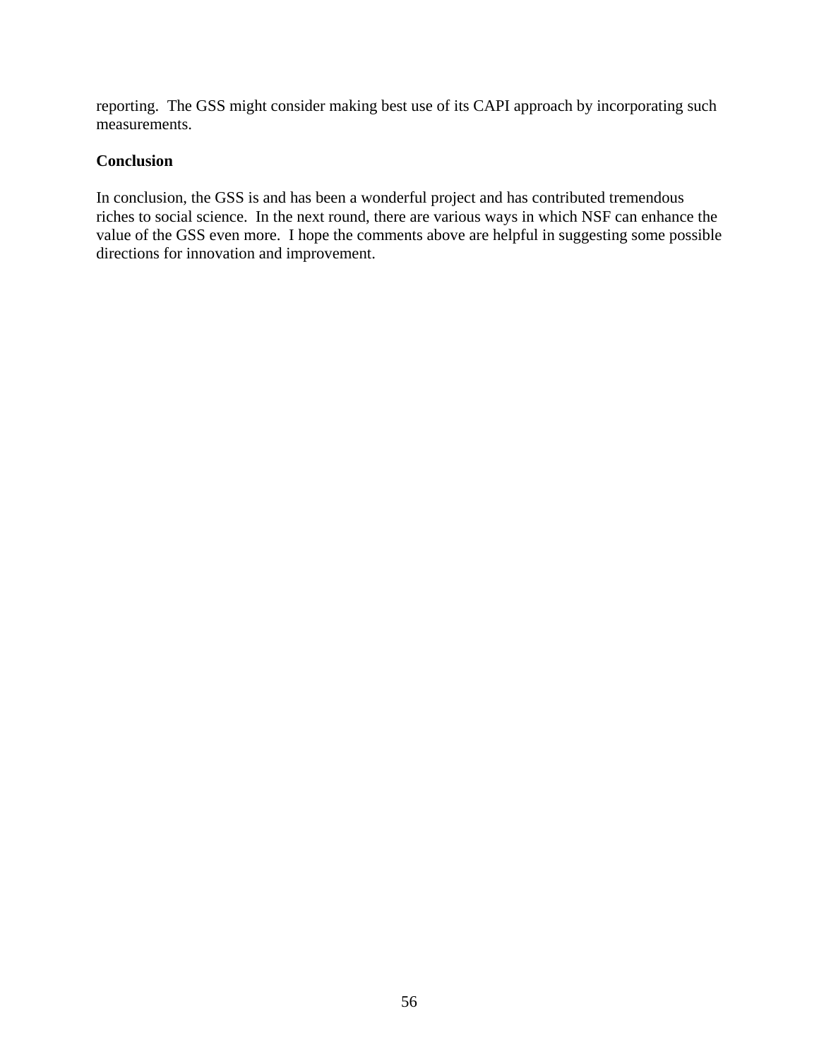reporting. The GSS might consider making best use of its CAPI approach by incorporating such measurements.

**Conclusion**

In conclusion, the GSS is and has been a wonderful project and has contributed tremendous riches to social science. In the next round, there are various ways in which NSF can enhance the value of the GSS even more. I hope the comments above are helpful in suggesting some possible directions for innovation and improvement.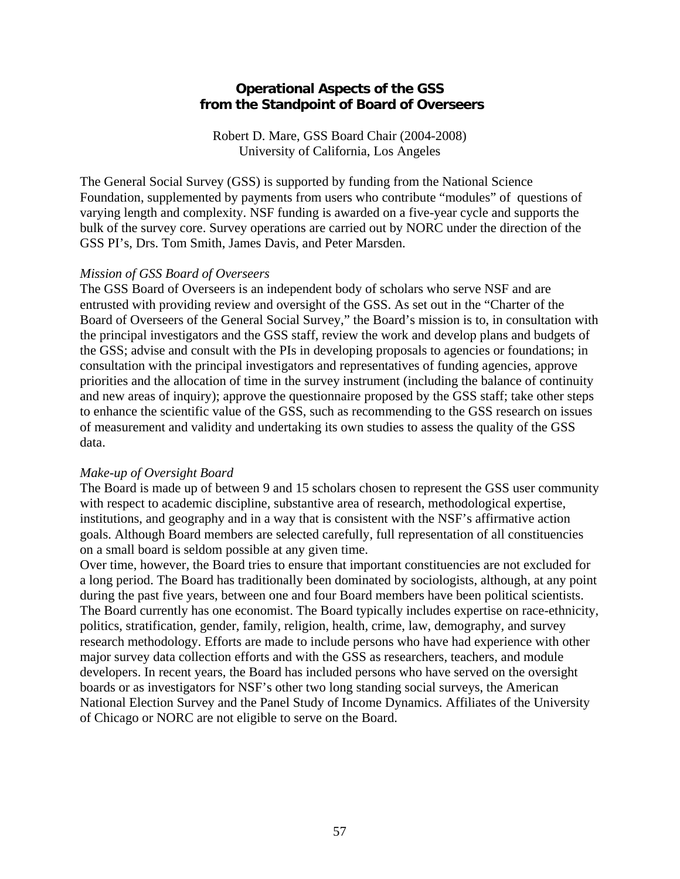## Operational Aspects of the GSS from the Standpoint of Board of Overseers

Robert D. Mare, GSS Board Chair (2004-2008)
University of California, Los Angeles

The General Social Survey (GSS) is supported by funding from the National Science Foundation, supplemented by payments from users who contribute "modules" of questions of varying length and complexity. NSF funding is awarded on a five-year cycle and supports the bulk of the survey core. Survey operations are carried out by NORC under the direction of the GSS PI's, Drs. Tom Smith, James Davis, and Peter Marsden.

*Mission of GSS Board of Overseers*
The GSS Board of Overseers is an independent body of scholars who serve NSF and are entrusted with providing review and oversight of the GSS. As set out in the "Charter of the Board of Overseers of the General Social Survey," the Board's mission is to, in consultation with the principal investigators and the GSS staff, review the work and develop plans and budgets of the GSS; advise and consult with the PIs in developing proposals to agencies or foundations; in consultation with the principal investigators and representatives of funding agencies, approve priorities and the allocation of time in the survey instrument (including the balance of continuity and new areas of inquiry); approve the questionnaire proposed by the GSS staff; take other steps to enhance the scientific value of the GSS, such as recommending to the GSS research on issues of measurement and validity and undertaking its own studies to assess the quality of the GSS data.

*Make-up of Oversight Board*
The Board is made up of between 9 and 15 scholars chosen to represent the GSS user community with respect to academic discipline, substantive area of research, methodological expertise, institutions, and geography and in a way that is consistent with the NSF's affirmative action goals. Although Board members are selected carefully, full representation of all constituencies on a small board is seldom possible at any given time.
Over time, however, the Board tries to ensure that important constituencies are not excluded for a long period. The Board has traditionally been dominated by sociologists, although, at any point during the past five years, between one and four Board members have been political scientists. The Board currently has one economist. The Board typically includes expertise on race-ethnicity, politics, stratification, gender, family, religion, health, crime, law, demography, and survey research methodology. Efforts are made to include persons who have had experience with other major survey data collection efforts and with the GSS as researchers, teachers, and module developers. In recent years, the Board has included persons who have served on the oversight boards or as investigators for NSF's other two long standing social surveys, the American National Election Survey and the Panel Study of Income Dynamics. Affiliates of the University of Chicago or NORC are not eligible to serve on the Board.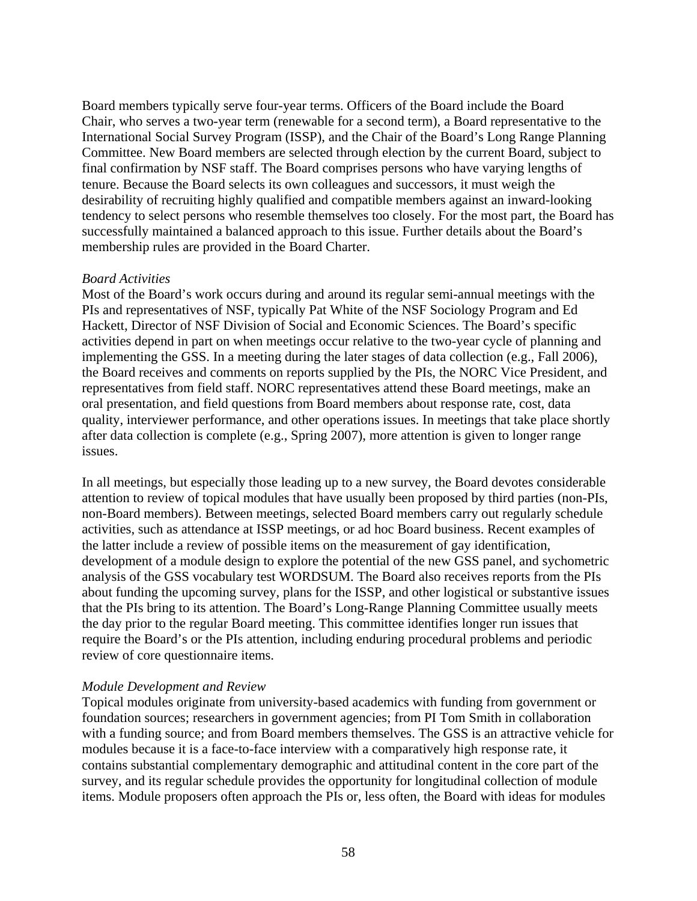Board members typically serve four-year terms. Officers of the Board include the Board Chair, who serves a two-year term (renewable for a second term), a Board representative to the International Social Survey Program (ISSP), and the Chair of the Board's Long Range Planning Committee. New Board members are selected through election by the current Board, subject to final confirmation by NSF staff. The Board comprises persons who have varying lengths of tenure. Because the Board selects its own colleagues and successors, it must weigh the desirability of recruiting highly qualified and compatible members against an inward-looking tendency to select persons who resemble themselves too closely. For the most part, the Board has successfully maintained a balanced approach to this issue. Further details about the Board's membership rules are provided in the Board Charter.

*Board Activities*

Most of the Board's work occurs during and around its regular semi-annual meetings with the PIs and representatives of NSF, typically Pat White of the NSF Sociology Program and Ed Hackett, Director of NSF Division of Social and Economic Sciences. The Board's specific activities depend in part on when meetings occur relative to the two-year cycle of planning and implementing the GSS. In a meeting during the later stages of data collection (e.g., Fall 2006), the Board receives and comments on reports supplied by the PIs, the NORC Vice President, and representatives from field staff. NORC representatives attend these Board meetings, make an oral presentation, and field questions from Board members about response rate, cost, data quality, interviewer performance, and other operations issues. In meetings that take place shortly after data collection is complete (e.g., Spring 2007), more attention is given to longer range issues.

In all meetings, but especially those leading up to a new survey, the Board devotes considerable attention to review of topical modules that have usually been proposed by third parties (non-PIs, non-Board members). Between meetings, selected Board members carry out regularly schedule activities, such as attendance at ISSP meetings, or ad hoc Board business. Recent examples of the latter include a review of possible items on the measurement of gay identification, development of a module design to explore the potential of the new GSS panel, and sychometric analysis of the GSS vocabulary test WORDSUM. The Board also receives reports from the PIs about funding the upcoming survey, plans for the ISSP, and other logistical or substantive issues that the PIs bring to its attention. The Board's Long-Range Planning Committee usually meets the day prior to the regular Board meeting. This committee identifies longer run issues that require the Board's or the PIs attention, including enduring procedural problems and periodic review of core questionnaire items.

*Module Development and Review*

Topical modules originate from university-based academics with funding from government or foundation sources; researchers in government agencies; from PI Tom Smith in collaboration with a funding source; and from Board members themselves. The GSS is an attractive vehicle for modules because it is a face-to-face interview with a comparatively high response rate, it contains substantial complementary demographic and attitudinal content in the core part of the survey, and its regular schedule provides the opportunity for longitudinal collection of module items. Module proposers often approach the PIs or, less often, the Board with ideas for modules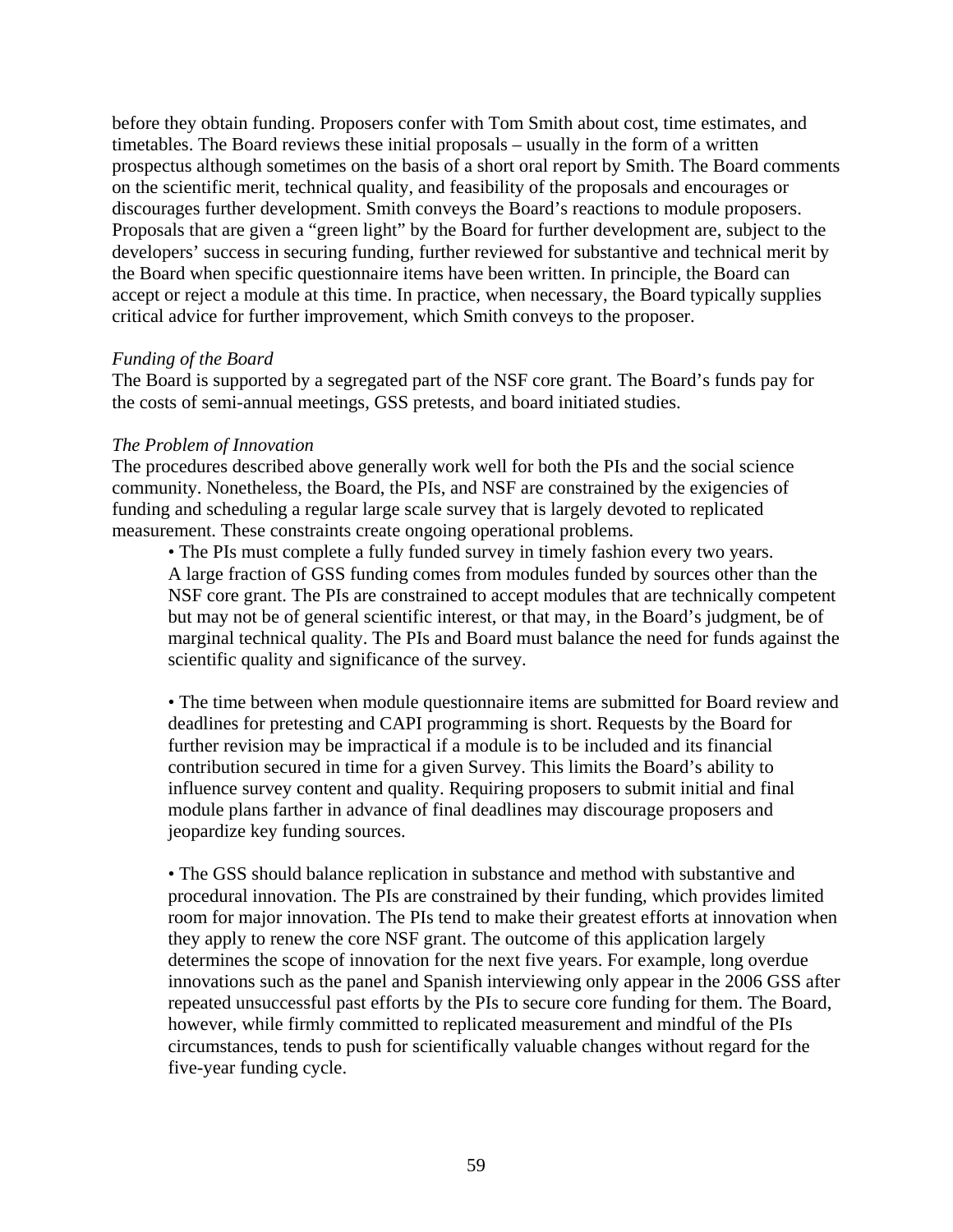before they obtain funding. Proposers confer with Tom Smith about cost, time estimates, and timetables. The Board reviews these initial proposals – usually in the form of a written prospectus although sometimes on the basis of a short oral report by Smith. The Board comments on the scientific merit, technical quality, and feasibility of the proposals and encourages or discourages further development. Smith conveys the Board's reactions to module proposers. Proposals that are given a "green light" by the Board for further development are, subject to the developers' success in securing funding, further reviewed for substantive and technical merit by the Board when specific questionnaire items have been written. In principle, the Board can accept or reject a module at this time. In practice, when necessary, the Board typically supplies critical advice for further improvement, which Smith conveys to the proposer.

*Funding of the Board*

The Board is supported by a segregated part of the NSF core grant. The Board's funds pay for the costs of semi-annual meetings, GSS pretests, and board initiated studies.

*The Problem of Innovation*

The procedures described above generally work well for both the PIs and the social science community. Nonetheless, the Board, the PIs, and NSF are constrained by the exigencies of funding and scheduling a regular large scale survey that is largely devoted to replicated measurement. These constraints create ongoing operational problems.

- The PIs must complete a fully funded survey in timely fashion every two years. A large fraction of GSS funding comes from modules funded by sources other than the NSF core grant. The PIs are constrained to accept modules that are technically competent but may not be of general scientific interest, or that may, in the Board's judgment, be of marginal technical quality. The PIs and Board must balance the need for funds against the scientific quality and significance of the survey.

- The time between when module questionnaire items are submitted for Board review and deadlines for pretesting and CAPI programming is short. Requests by the Board for further revision may be impractical if a module is to be included and its financial contribution secured in time for a given Survey. This limits the Board's ability to influence survey content and quality. Requiring proposers to submit initial and final module plans farther in advance of final deadlines may discourage proposers and jeopardize key funding sources.

- The GSS should balance replication in substance and method with substantive and procedural innovation. The PIs are constrained by their funding, which provides limited room for major innovation. The PIs tend to make their greatest efforts at innovation when they apply to renew the core NSF grant. The outcome of this application largely determines the scope of innovation for the next five years. For example, long overdue innovations such as the panel and Spanish interviewing only appear in the 2006 GSS after repeated unsuccessful past efforts by the PIs to secure core funding for them. The Board, however, while firmly committed to replicated measurement and mindful of the PIs circumstances, tends to push for scientifically valuable changes without regard for the five-year funding cycle.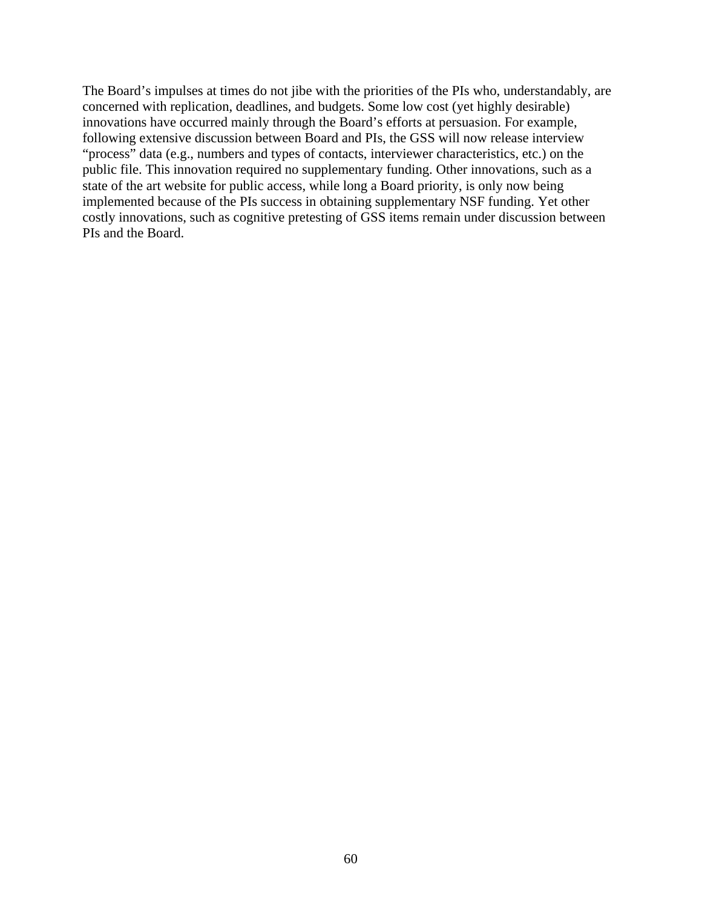The Board's impulses at times do not jibe with the priorities of the PIs who, understandably, are concerned with replication, deadlines, and budgets. Some low cost (yet highly desirable) innovations have occurred mainly through the Board's efforts at persuasion. For example, following extensive discussion between Board and PIs, the GSS will now release interview "process" data (e.g., numbers and types of contacts, interviewer characteristics, etc.) on the public file. This innovation required no supplementary funding. Other innovations, such as a state of the art website for public access, while long a Board priority, is only now being implemented because of the PIs success in obtaining supplementary NSF funding. Yet other costly innovations, such as cognitive pretesting of GSS items remain under discussion between PIs and the Board.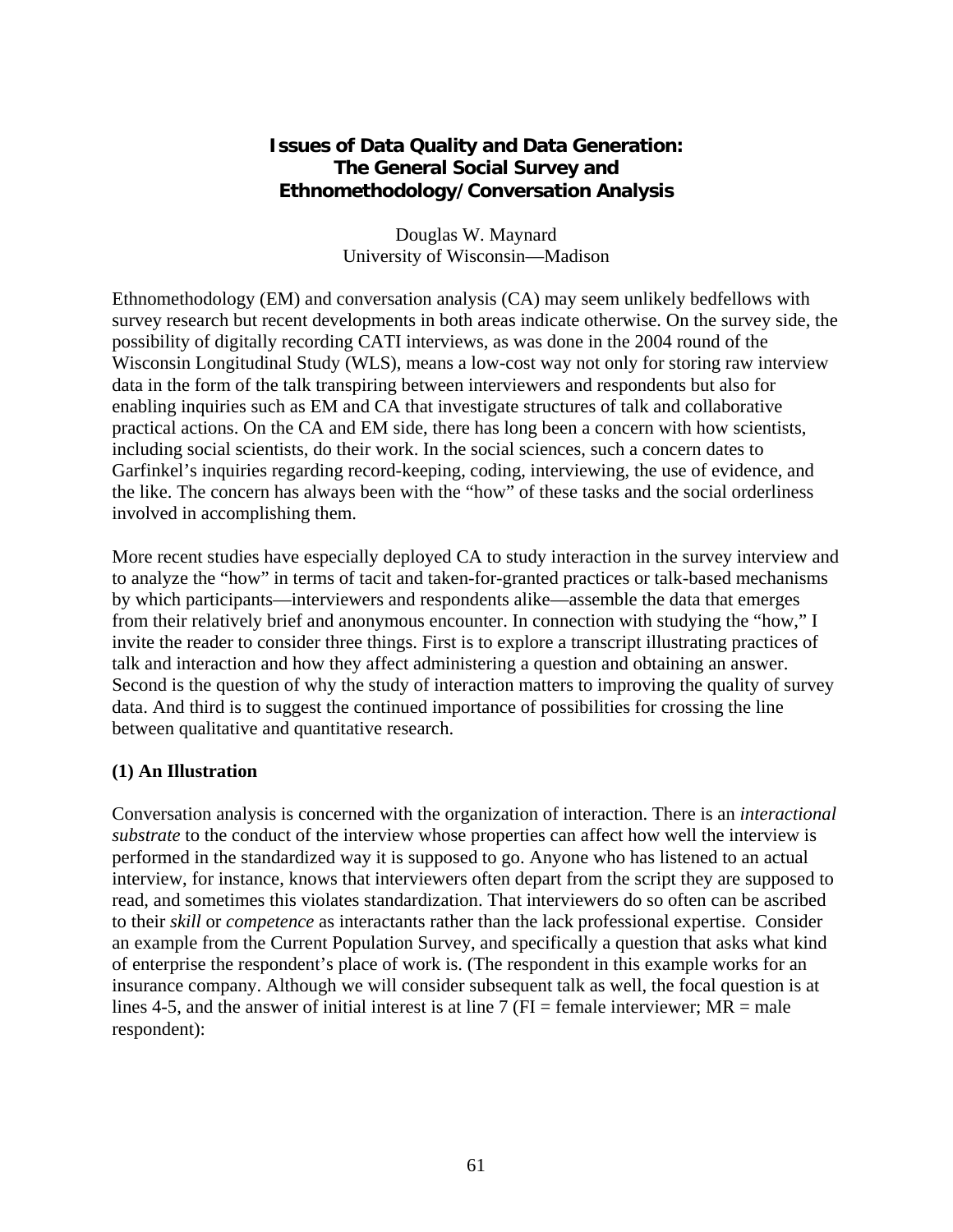# Issues of Data Quality and Data Generation: The General Social Survey and Ethnomethodology/Conversation Analysis

Douglas W. Maynard
University of Wisconsin—Madison

Ethnomethodology (EM) and conversation analysis (CA) may seem unlikely bedfellows with survey research but recent developments in both areas indicate otherwise. On the survey side, the possibility of digitally recording CATI interviews, as was done in the 2004 round of the Wisconsin Longitudinal Study (WLS), means a low-cost way not only for storing raw interview data in the form of the talk transpiring between interviewers and respondents but also for enabling inquiries such as EM and CA that investigate structures of talk and collaborative practical actions. On the CA and EM side, there has long been a concern with how scientists, including social scientists, do their work. In the social sciences, such a concern dates to Garfinkel's inquiries regarding record-keeping, coding, interviewing, the use of evidence, and the like. The concern has always been with the "how" of these tasks and the social orderliness involved in accomplishing them.

More recent studies have especially deployed CA to study interaction in the survey interview and to analyze the "how" in terms of tacit and taken-for-granted practices or talk-based mechanisms by which participants—interviewers and respondents alike—assemble the data that emerges from their relatively brief and anonymous encounter. In connection with studying the "how," I invite the reader to consider three things. First is to explore a transcript illustrating practices of talk and interaction and how they affect administering a question and obtaining an answer. Second is the question of why the study of interaction matters to improving the quality of survey data. And third is to suggest the continued importance of possibilities for crossing the line between qualitative and quantitative research.

## (1) An Illustration

Conversation analysis is concerned with the organization of interaction. There is an *interactional substrate* to the conduct of the interview whose properties can affect how well the interview is performed in the standardized way it is supposed to go. Anyone who has listened to an actual interview, for instance, knows that interviewers often depart from the script they are supposed to read, and sometimes this violates standardization. That interviewers do so often can be ascribed to their *skill* or *competence* as interactants rather than the lack professional expertise. Consider an example from the Current Population Survey, and specifically a question that asks what kind of enterprise the respondent's place of work is. (The respondent in this example works for an insurance company. Although we will consider subsequent talk as well, the focal question is at lines 4-5, and the answer of initial interest is at line 7 (FI = female interviewer; MR = male respondent):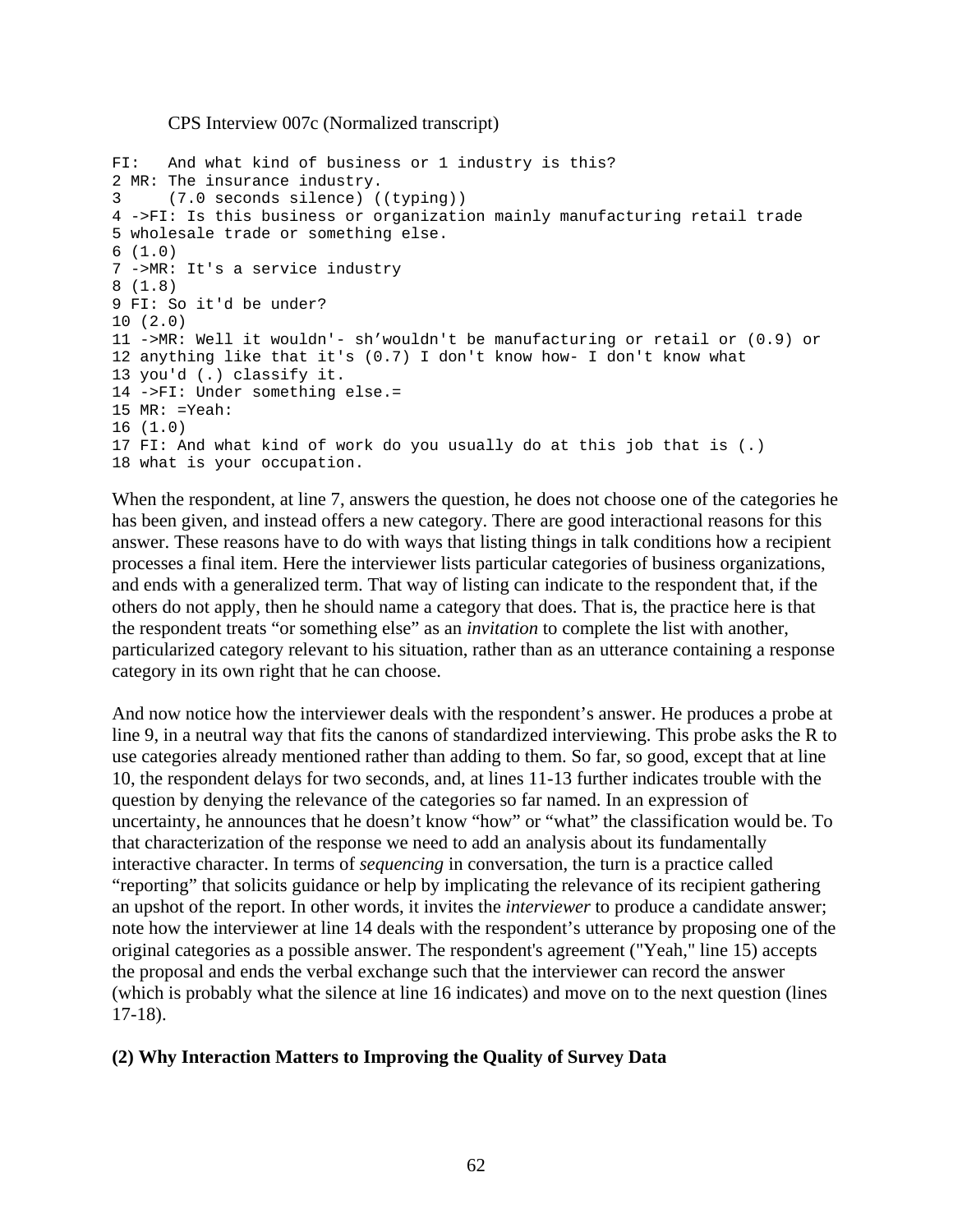CPS Interview 007c (Normalized transcript)

```
FI:   And what kind of business or 1 industry is this?
2 MR: The insurance industry.
3     (7.0 seconds silence) ((typing))
4 ->FI: Is this business or organization mainly manufacturing retail trade
5 wholesale trade or something else.
6 (1.0)
7 ->MR: It's a service industry
8 (1.8)
9 FI: So it'd be under?
10 (2.0)
11 ->MR: Well it wouldn'- sh'wouldn't be manufacturing or retail or (0.9) or
12 anything like that it's (0.7) I don't know how- I don't know what
13 you'd (.) classify it.
14 ->FI: Under something else.=
15 MR: =Yeah:
16 (1.0)
17 FI: And what kind of work do you usually do at this job that is (.)
18 what is your occupation.
```

When the respondent, at line 7, answers the question, he does not choose one of the categories he has been given, and instead offers a new category. There are good interactional reasons for this answer. These reasons have to do with ways that listing things in talk conditions how a recipient processes a final item. Here the interviewer lists particular categories of business organizations, and ends with a generalized term. That way of listing can indicate to the respondent that, if the others do not apply, then he should name a category that does. That is, the practice here is that the respondent treats "or something else" as an *invitation* to complete the list with another, particularized category relevant to his situation, rather than as an utterance containing a response category in its own right that he can choose.

And now notice how the interviewer deals with the respondent's answer. He produces a probe at line 9, in a neutral way that fits the canons of standardized interviewing. This probe asks the R to use categories already mentioned rather than adding to them. So far, so good, except that at line 10, the respondent delays for two seconds, and, at lines 11-13 further indicates trouble with the question by denying the relevance of the categories so far named. In an expression of uncertainty, he announces that he doesn't know "how" or "what" the classification would be. To that characterization of the response we need to add an analysis about its fundamentally interactive character. In terms of *sequencing* in conversation, the turn is a practice called "reporting" that solicits guidance or help by implicating the relevance of its recipient gathering an upshot of the report. In other words, it invites the *interviewer* to produce a candidate answer; note how the interviewer at line 14 deals with the respondent's utterance by proposing one of the original categories as a possible answer. The respondent's agreement ("Yeah," line 15) accepts the proposal and ends the verbal exchange such that the interviewer can record the answer (which is probably what the silence at line 16 indicates) and move on to the next question (lines 17-18).

**(2) Why Interaction Matters to Improving the Quality of Survey Data**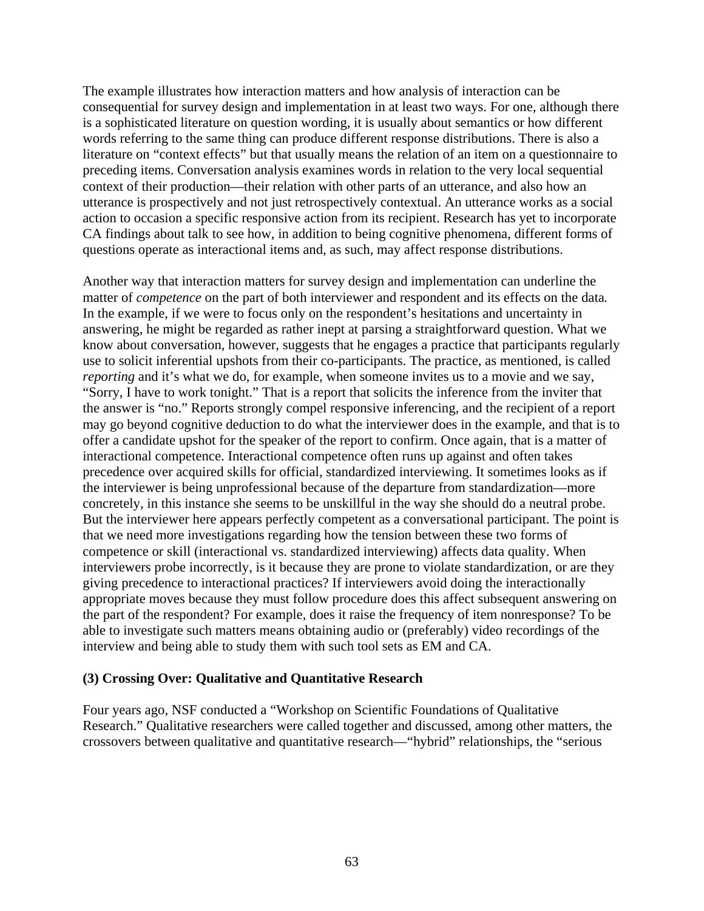The example illustrates how interaction matters and how analysis of interaction can be consequential for survey design and implementation in at least two ways. For one, although there is a sophisticated literature on question wording, it is usually about semantics or how different words referring to the same thing can produce different response distributions. There is also a literature on "context effects" but that usually means the relation of an item on a questionnaire to preceding items. Conversation analysis examines words in relation to the very local sequential context of their production—their relation with other parts of an utterance, and also how an utterance is prospectively and not just retrospectively contextual. An utterance works as a social action to occasion a specific responsive action from its recipient. Research has yet to incorporate CA findings about talk to see how, in addition to being cognitive phenomena, different forms of questions operate as interactional items and, as such, may affect response distributions.

Another way that interaction matters for survey design and implementation can underline the matter of *competence* on the part of both interviewer and respondent and its effects on the data. In the example, if we were to focus only on the respondent's hesitations and uncertainty in answering, he might be regarded as rather inept at parsing a straightforward question. What we know about conversation, however, suggests that he engages a practice that participants regularly use to solicit inferential upshots from their co-participants. The practice, as mentioned, is called *reporting* and it's what we do, for example, when someone invites us to a movie and we say, "Sorry, I have to work tonight." That is a report that solicits the inference from the inviter that the answer is "no." Reports strongly compel responsive inferencing, and the recipient of a report may go beyond cognitive deduction to do what the interviewer does in the example, and that is to offer a candidate upshot for the speaker of the report to confirm. Once again, that is a matter of interactional competence. Interactional competence often runs up against and often takes precedence over acquired skills for official, standardized interviewing. It sometimes looks as if the interviewer is being unprofessional because of the departure from standardization—more concretely, in this instance she seems to be unskillful in the way she should do a neutral probe. But the interviewer here appears perfectly competent as a conversational participant. The point is that we need more investigations regarding how the tension between these two forms of competence or skill (interactional vs. standardized interviewing) affects data quality. When interviewers probe incorrectly, is it because they are prone to violate standardization, or are they giving precedence to interactional practices? If interviewers avoid doing the interactionally appropriate moves because they must follow procedure does this affect subsequent answering on the part of the respondent? For example, does it raise the frequency of item nonresponse? To be able to investigate such matters means obtaining audio or (preferably) video recordings of the interview and being able to study them with such tool sets as EM and CA.

**(3) Crossing Over: Qualitative and Quantitative Research**

Four years ago, NSF conducted a "Workshop on Scientific Foundations of Qualitative Research." Qualitative researchers were called together and discussed, among other matters, the crossovers between qualitative and quantitative research—"hybrid" relationships, the "serious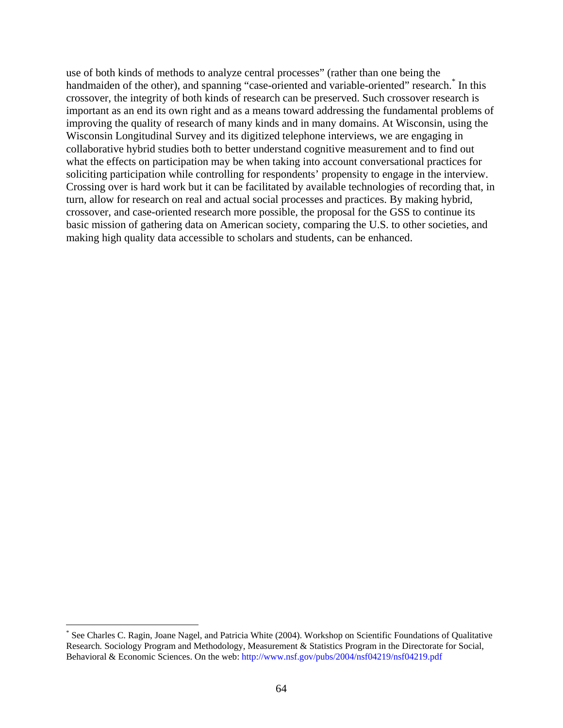use of both kinds of methods to analyze central processes" (rather than one being the handmaiden of the other), and spanning "case-oriented and variable-oriented" research.* In this crossover, the integrity of both kinds of research can be preserved. Such crossover research is important as an end its own right and as a means toward addressing the fundamental problems of improving the quality of research of many kinds and in many domains. At Wisconsin, using the Wisconsin Longitudinal Survey and its digitized telephone interviews, we are engaging in collaborative hybrid studies both to better understand cognitive measurement and to find out what the effects on participation may be when taking into account conversational practices for soliciting participation while controlling for respondents' propensity to engage in the interview. Crossing over is hard work but it can be facilitated by available technologies of recording that, in turn, allow for research on real and actual social processes and practices. By making hybrid, crossover, and case-oriented research more possible, the proposal for the GSS to continue its basic mission of gathering data on American society, comparing the U.S. to other societies, and making high quality data accessible to scholars and students, can be enhanced.

---

* See Charles C. Ragin, Joane Nagel, and Patricia White (2004). Workshop on Scientific Foundations of Qualitative Research. Sociology Program and Methodology, Measurement & Statistics Program in the Directorate for Social, Behavioral & Economic Sciences. On the web: http://www.nsf.gov/pubs/2004/nsf04219/nsf04219.pdf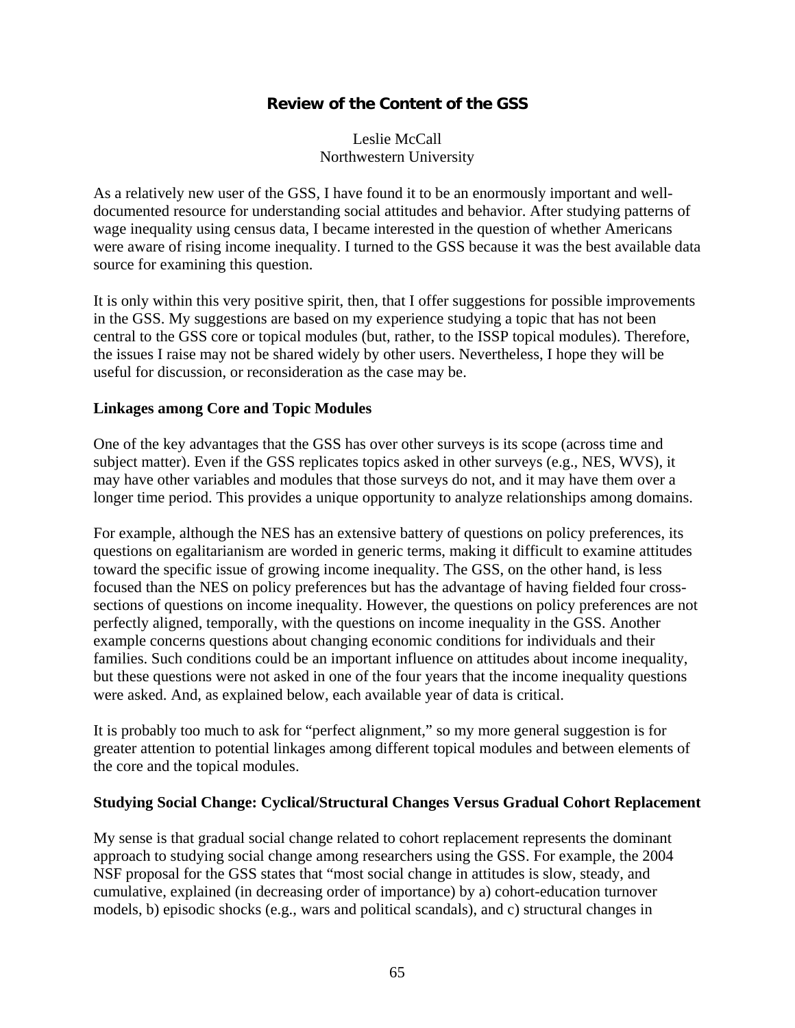## Review of the Content of the GSS

Leslie McCall
Northwestern University

As a relatively new user of the GSS, I have found it to be an enormously important and well-documented resource for understanding social attitudes and behavior. After studying patterns of wage inequality using census data, I became interested in the question of whether Americans were aware of rising income inequality. I turned to the GSS because it was the best available data source for examining this question.

It is only within this very positive spirit, then, that I offer suggestions for possible improvements in the GSS. My suggestions are based on my experience studying a topic that has not been central to the GSS core or topical modules (but, rather, to the ISSP topical modules). Therefore, the issues I raise may not be shared widely by other users. Nevertheless, I hope they will be useful for discussion, or reconsideration as the case may be.

### Linkages among Core and Topic Modules

One of the key advantages that the GSS has over other surveys is its scope (across time and subject matter). Even if the GSS replicates topics asked in other surveys (e.g., NES, WVS), it may have other variables and modules that those surveys do not, and it may have them over a longer time period. This provides a unique opportunity to analyze relationships among domains.

For example, although the NES has an extensive battery of questions on policy preferences, its questions on egalitarianism are worded in generic terms, making it difficult to examine attitudes toward the specific issue of growing income inequality. The GSS, on the other hand, is less focused than the NES on policy preferences but has the advantage of having fielded four cross-sections of questions on income inequality. However, the questions on policy preferences are not perfectly aligned, temporally, with the questions on income inequality in the GSS. Another example concerns questions about changing economic conditions for individuals and their families. Such conditions could be an important influence on attitudes about income inequality, but these questions were not asked in one of the four years that the income inequality questions were asked. And, as explained below, each available year of data is critical.

It is probably too much to ask for "perfect alignment," so my more general suggestion is for greater attention to potential linkages among different topical modules and between elements of the core and the topical modules.

### Studying Social Change: Cyclical/Structural Changes Versus Gradual Cohort Replacement

My sense is that gradual social change related to cohort replacement represents the dominant approach to studying social change among researchers using the GSS. For example, the 2004 NSF proposal for the GSS states that "most social change in attitudes is slow, steady, and cumulative, explained (in decreasing order of importance) by a) cohort-education turnover models, b) episodic shocks (e.g., wars and political scandals), and c) structural changes in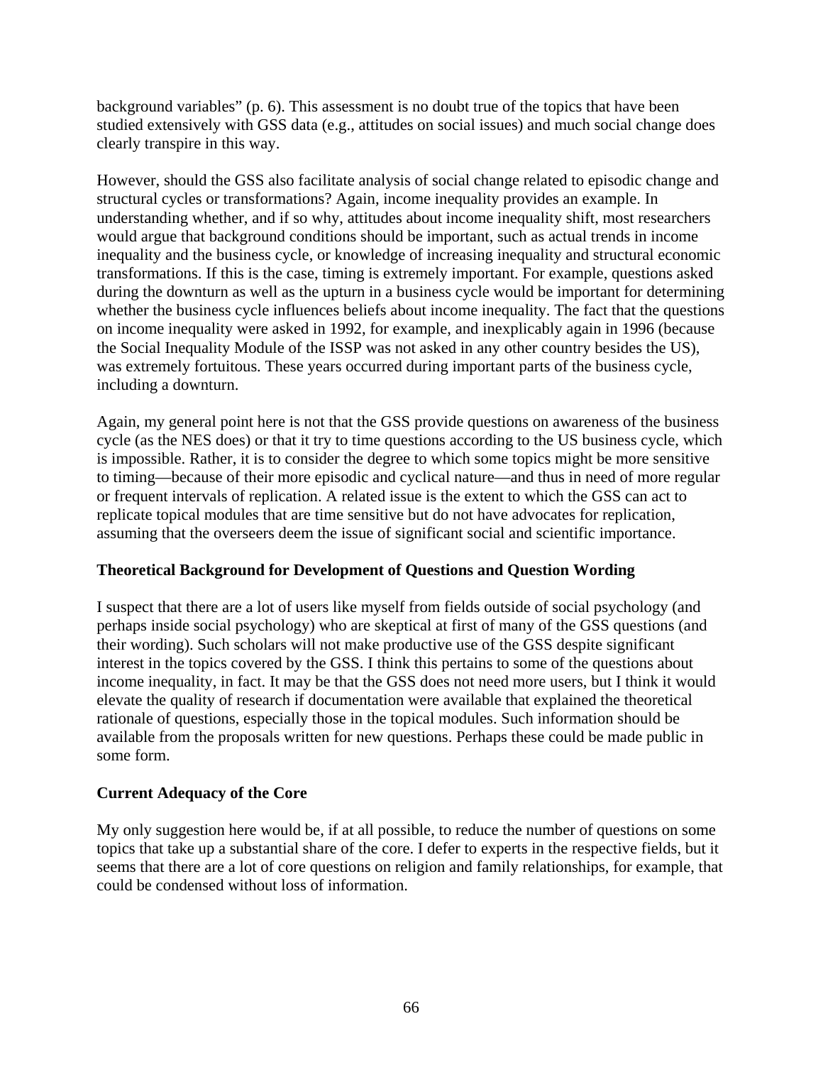background variables" (p. 6). This assessment is no doubt true of the topics that have been studied extensively with GSS data (e.g., attitudes on social issues) and much social change does clearly transpire in this way.

However, should the GSS also facilitate analysis of social change related to episodic change and structural cycles or transformations? Again, income inequality provides an example. In understanding whether, and if so why, attitudes about income inequality shift, most researchers would argue that background conditions should be important, such as actual trends in income inequality and the business cycle, or knowledge of increasing inequality and structural economic transformations. If this is the case, timing is extremely important. For example, questions asked during the downturn as well as the upturn in a business cycle would be important for determining whether the business cycle influences beliefs about income inequality. The fact that the questions on income inequality were asked in 1992, for example, and inexplicably again in 1996 (because the Social Inequality Module of the ISSP was not asked in any other country besides the US), was extremely fortuitous. These years occurred during important parts of the business cycle, including a downturn.

Again, my general point here is not that the GSS provide questions on awareness of the business cycle (as the NES does) or that it try to time questions according to the US business cycle, which is impossible. Rather, it is to consider the degree to which some topics might be more sensitive to timing—because of their more episodic and cyclical nature—and thus in need of more regular or frequent intervals of replication. A related issue is the extent to which the GSS can act to replicate topical modules that are time sensitive but do not have advocates for replication, assuming that the overseers deem the issue of significant social and scientific importance.

**Theoretical Background for Development of Questions and Question Wording**

I suspect that there are a lot of users like myself from fields outside of social psychology (and perhaps inside social psychology) who are skeptical at first of many of the GSS questions (and their wording). Such scholars will not make productive use of the GSS despite significant interest in the topics covered by the GSS. I think this pertains to some of the questions about income inequality, in fact. It may be that the GSS does not need more users, but I think it would elevate the quality of research if documentation were available that explained the theoretical rationale of questions, especially those in the topical modules. Such information should be available from the proposals written for new questions. Perhaps these could be made public in some form.

**Current Adequacy of the Core**

My only suggestion here would be, if at all possible, to reduce the number of questions on some topics that take up a substantial share of the core. I defer to experts in the respective fields, but it seems that there are a lot of core questions on religion and family relationships, for example, that could be condensed without loss of information.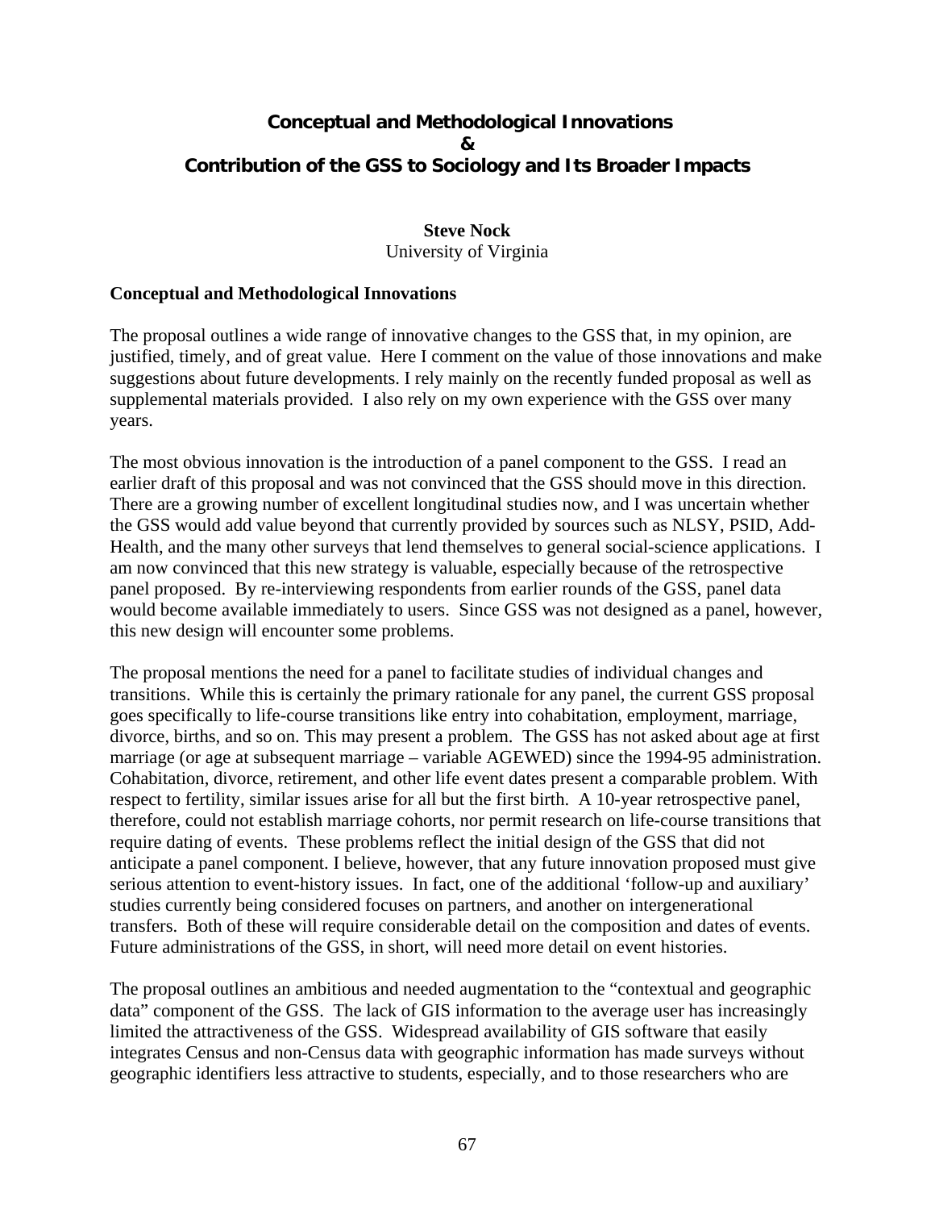# Conceptual and Methodological Innovations
# &
# Contribution of the GSS to Sociology and Its Broader Impacts

**Steve Nock**
University of Virginia

## Conceptual and Methodological Innovations

The proposal outlines a wide range of innovative changes to the GSS that, in my opinion, are justified, timely, and of great value. Here I comment on the value of those innovations and make suggestions about future developments. I rely mainly on the recently funded proposal as well as supplemental materials provided. I also rely on my own experience with the GSS over many years.

The most obvious innovation is the introduction of a panel component to the GSS. I read an earlier draft of this proposal and was not convinced that the GSS should move in this direction. There are a growing number of excellent longitudinal studies now, and I was uncertain whether the GSS would add value beyond that currently provided by sources such as NLSY, PSID, Add-Health, and the many other surveys that lend themselves to general social-science applications. I am now convinced that this new strategy is valuable, especially because of the retrospective panel proposed. By re-interviewing respondents from earlier rounds of the GSS, panel data would become available immediately to users. Since GSS was not designed as a panel, however, this new design will encounter some problems.

The proposal mentions the need for a panel to facilitate studies of individual changes and transitions. While this is certainly the primary rationale for any panel, the current GSS proposal goes specifically to life-course transitions like entry into cohabitation, employment, marriage, divorce, births, and so on. This may present a problem. The GSS has not asked about age at first marriage (or age at subsequent marriage – variable AGEWED) since the 1994-95 administration. Cohabitation, divorce, retirement, and other life event dates present a comparable problem. With respect to fertility, similar issues arise for all but the first birth. A 10-year retrospective panel, therefore, could not establish marriage cohorts, nor permit research on life-course transitions that require dating of events. These problems reflect the initial design of the GSS that did not anticipate a panel component. I believe, however, that any future innovation proposed must give serious attention to event-history issues. In fact, one of the additional 'follow-up and auxiliary' studies currently being considered focuses on partners, and another on intergenerational transfers. Both of these will require considerable detail on the composition and dates of events. Future administrations of the GSS, in short, will need more detail on event histories.

The proposal outlines an ambitious and needed augmentation to the "contextual and geographic data" component of the GSS. The lack of GIS information to the average user has increasingly limited the attractiveness of the GSS. Widespread availability of GIS software that easily integrates Census and non-Census data with geographic information has made surveys without geographic identifiers less attractive to students, especially, and to those researchers who are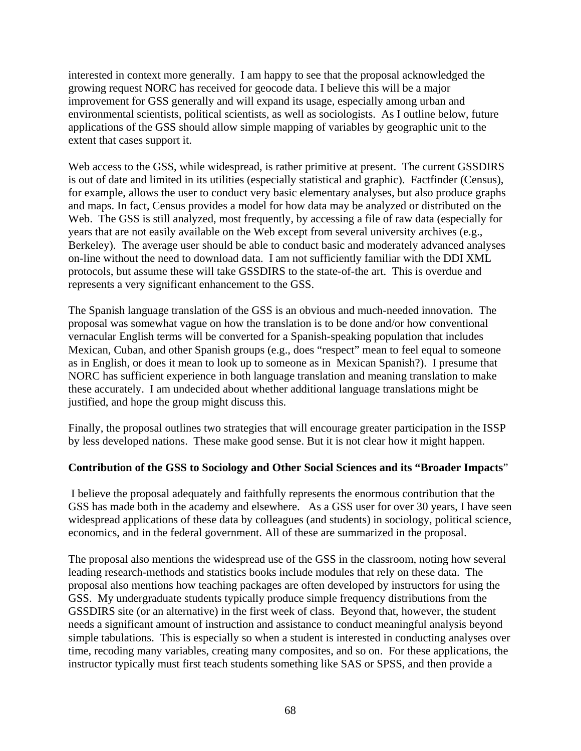interested in context more generally. I am happy to see that the proposal acknowledged the growing request NORC has received for geocode data. I believe this will be a major improvement for GSS generally and will expand its usage, especially among urban and environmental scientists, political scientists, as well as sociologists. As I outline below, future applications of the GSS should allow simple mapping of variables by geographic unit to the extent that cases support it.

Web access to the GSS, while widespread, is rather primitive at present. The current GSSDIRS is out of date and limited in its utilities (especially statistical and graphic). Factfinder (Census), for example, allows the user to conduct very basic elementary analyses, but also produce graphs and maps. In fact, Census provides a model for how data may be analyzed or distributed on the Web. The GSS is still analyzed, most frequently, by accessing a file of raw data (especially for years that are not easily available on the Web except from several university archives (e.g., Berkeley). The average user should be able to conduct basic and moderately advanced analyses on-line without the need to download data. I am not sufficiently familiar with the DDI XML protocols, but assume these will take GSSDIRS to the state-of-the art. This is overdue and represents a very significant enhancement to the GSS.

The Spanish language translation of the GSS is an obvious and much-needed innovation. The proposal was somewhat vague on how the translation is to be done and/or how conventional vernacular English terms will be converted for a Spanish-speaking population that includes Mexican, Cuban, and other Spanish groups (e.g., does "respect" mean to feel equal to someone as in English, or does it mean to look up to someone as in Mexican Spanish?). I presume that NORC has sufficient experience in both language translation and meaning translation to make these accurately. I am undecided about whether additional language translations might be justified, and hope the group might discuss this.

Finally, the proposal outlines two strategies that will encourage greater participation in the ISSP by less developed nations. These make good sense. But it is not clear how it might happen.

**Contribution of the GSS to Sociology and Other Social Sciences and its "Broader Impacts"**

I believe the proposal adequately and faithfully represents the enormous contribution that the GSS has made both in the academy and elsewhere. As a GSS user for over 30 years, I have seen widespread applications of these data by colleagues (and students) in sociology, political science, economics, and in the federal government. All of these are summarized in the proposal.

The proposal also mentions the widespread use of the GSS in the classroom, noting how several leading research-methods and statistics books include modules that rely on these data. The proposal also mentions how teaching packages are often developed by instructors for using the GSS. My undergraduate students typically produce simple frequency distributions from the GSSDIRS site (or an alternative) in the first week of class. Beyond that, however, the student needs a significant amount of instruction and assistance to conduct meaningful analysis beyond simple tabulations. This is especially so when a student is interested in conducting analyses over time, recoding many variables, creating many composites, and so on. For these applications, the instructor typically must first teach students something like SAS or SPSS, and then provide a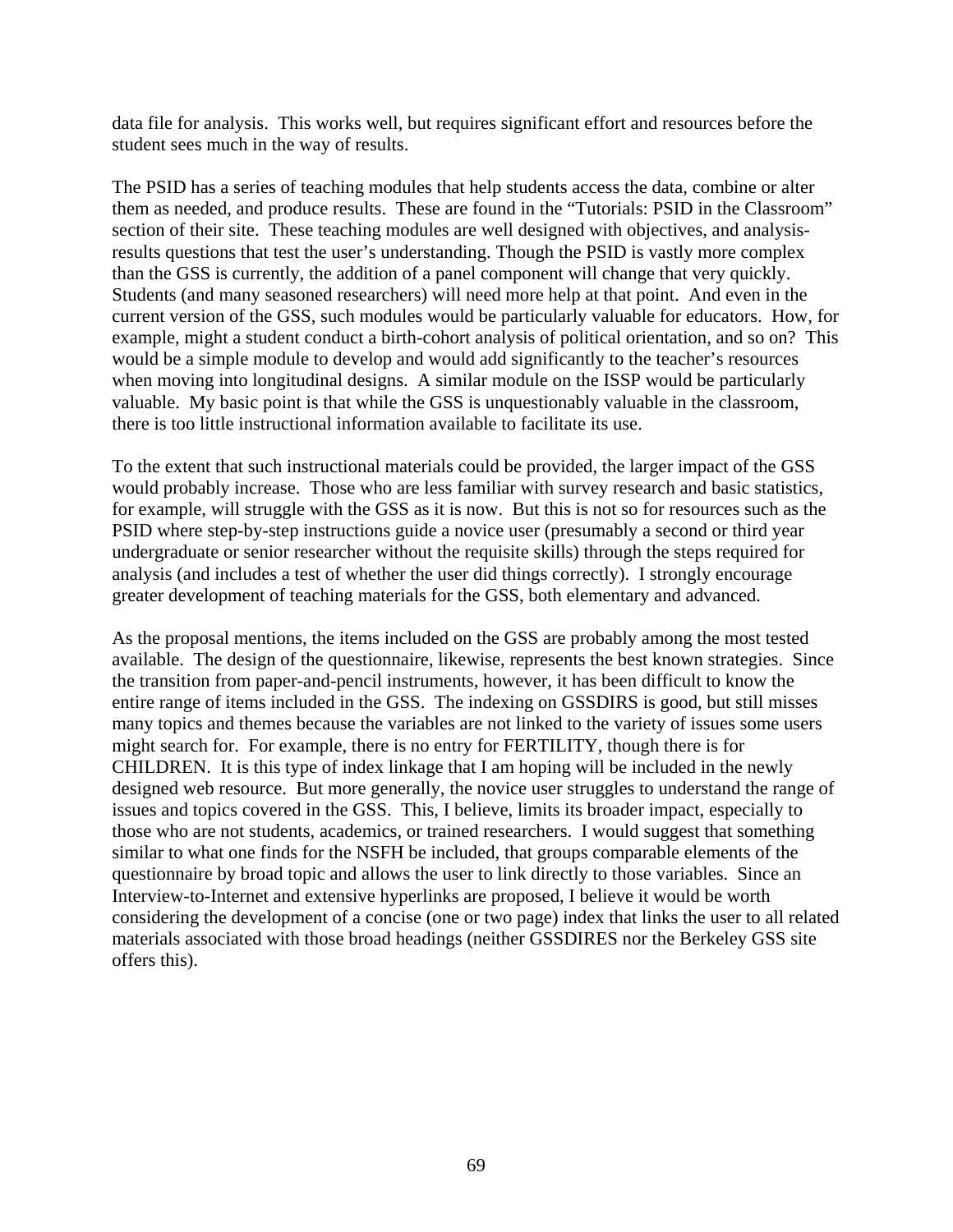data file for analysis. This works well, but requires significant effort and resources before the student sees much in the way of results.

The PSID has a series of teaching modules that help students access the data, combine or alter them as needed, and produce results. These are found in the "Tutorials: PSID in the Classroom" section of their site. These teaching modules are well designed with objectives, and analysis-results questions that test the user's understanding. Though the PSID is vastly more complex than the GSS is currently, the addition of a panel component will change that very quickly. Students (and many seasoned researchers) will need more help at that point. And even in the current version of the GSS, such modules would be particularly valuable for educators. How, for example, might a student conduct a birth-cohort analysis of political orientation, and so on? This would be a simple module to develop and would add significantly to the teacher's resources when moving into longitudinal designs. A similar module on the ISSP would be particularly valuable. My basic point is that while the GSS is unquestionably valuable in the classroom, there is too little instructional information available to facilitate its use.

To the extent that such instructional materials could be provided, the larger impact of the GSS would probably increase. Those who are less familiar with survey research and basic statistics, for example, will struggle with the GSS as it is now. But this is not so for resources such as the PSID where step-by-step instructions guide a novice user (presumably a second or third year undergraduate or senior researcher without the requisite skills) through the steps required for analysis (and includes a test of whether the user did things correctly). I strongly encourage greater development of teaching materials for the GSS, both elementary and advanced.

As the proposal mentions, the items included on the GSS are probably among the most tested available. The design of the questionnaire, likewise, represents the best known strategies. Since the transition from paper-and-pencil instruments, however, it has been difficult to know the entire range of items included in the GSS. The indexing on GSSDIRS is good, but still misses many topics and themes because the variables are not linked to the variety of issues some users might search for. For example, there is no entry for FERTILITY, though there is for CHILDREN. It is this type of index linkage that I am hoping will be included in the newly designed web resource. But more generally, the novice user struggles to understand the range of issues and topics covered in the GSS. This, I believe, limits its broader impact, especially to those who are not students, academics, or trained researchers. I would suggest that something similar to what one finds for the NSFH be included, that groups comparable elements of the questionnaire by broad topic and allows the user to link directly to those variables. Since an Interview-to-Internet and extensive hyperlinks are proposed, I believe it would be worth considering the development of a concise (one or two page) index that links the user to all related materials associated with those broad headings (neither GSSDIRES nor the Berkeley GSS site offers this).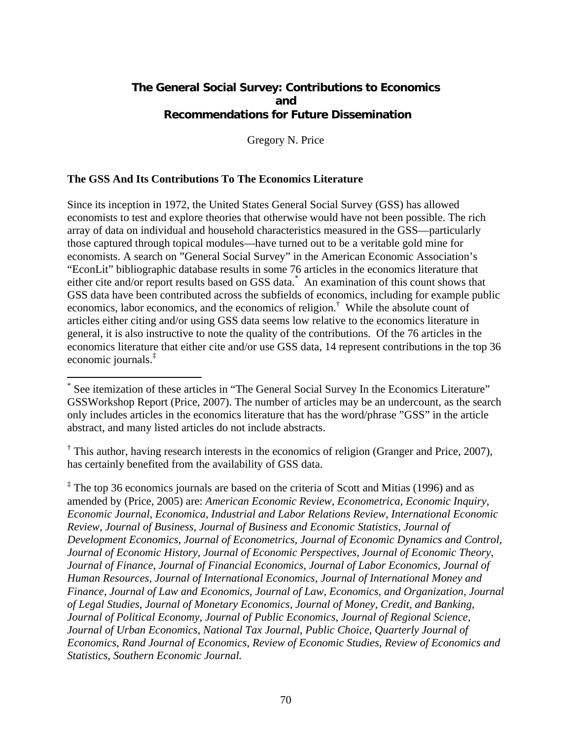# The General Social Survey: Contributions to Economics and Recommendations for Future Dissemination

Gregory N. Price

## The GSS And Its Contributions To The Economics Literature

Since its inception in 1972, the United States General Social Survey (GSS) has allowed economists to test and explore theories that otherwise would have not been possible. The rich array of data on individual and household characteristics measured in the GSS—particularly those captured through topical modules—have turned out to be a veritable gold mine for economists. A search on "General Social Survey" in the American Economic Association's "EconLit" bibliographic database results in some 76 articles in the economics literature that either cite and/or report results based on GSS data.[*] An examination of this count shows that GSS data have been contributed across the subfields of economics, including for example public economics, labor economics, and the economics of religion.[†] While the absolute count of articles either citing and/or using GSS data seems low relative to the economics literature in general, it is also instructive to note the quality of the contributions. Of the 76 articles in the economics literature that either cite and/or use GSS data, 14 represent contributions in the top 36 economic journals.[‡]

---

[*] See itemization of these articles in "The General Social Survey In the Economics Literature" GSSWorkshop Report (Price, 2007). The number of articles may be an undercount, as the search only includes articles in the economics literature that has the word/phrase "GSS" in the article abstract, and many listed articles do not include abstracts.

[†] This author, having research interests in the economics of religion (Granger and Price, 2007), has certainly benefited from the availability of GSS data.

[‡] The top 36 economics journals are based on the criteria of Scott and Mitias (1996) and as amended by (Price, 2005) are: *American Economic Review, Econometrica, Economic Inquiry, Economic Journal, Economica, Industrial and Labor Relations Review, International Economic Review, Journal of Business, Journal of Business and Economic Statistics, Journal of Development Economics, Journal of Econometrics, Journal of Economic Dynamics and Control, Journal of Economic History, Journal of Economic Perspectives, Journal of Economic Theory, Journal of Finance, Journal of Financial Economics, Journal of Labor Economics, Journal of Human Resources, Journal of International Economics, Journal of International Money and Finance, Journal of Law and Economics, Journal of Law, Economics, and Organization, Journal of Legal Studies, Journal of Monetary Economics, Journal of Money, Credit, and Banking, Journal of Political Economy, Journal of Public Economics, Journal of Regional Science, Journal of Urban Economics, National Tax Journal, Public Choice, Quarterly Journal of Economics, Rand Journal of Economics, Review of Economic Studies, Review of Economics and Statistics, Southern Economic Journal.*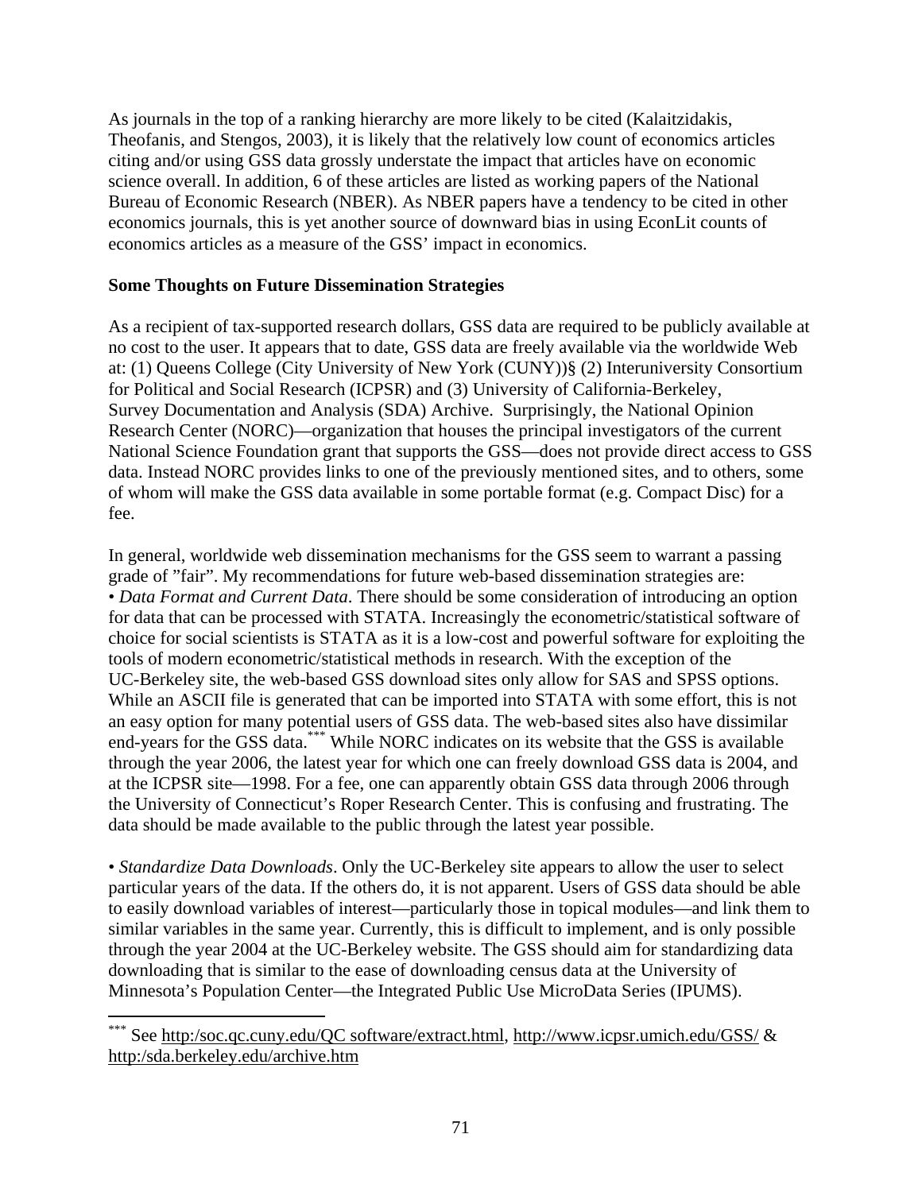As journals in the top of a ranking hierarchy are more likely to be cited (Kalaitzidakis, Theofanis, and Stengos, 2003), it is likely that the relatively low count of economics articles citing and/or using GSS data grossly understate the impact that articles have on economic science overall. In addition, 6 of these articles are listed as working papers of the National Bureau of Economic Research (NBER). As NBER papers have a tendency to be cited in other economics journals, this is yet another source of downward bias in using EconLit counts of economics articles as a measure of the GSS' impact in economics.

**Some Thoughts on Future Dissemination Strategies**

As a recipient of tax-supported research dollars, GSS data are required to be publicly available at no cost to the user. It appears that to date, GSS data are freely available via the worldwide Web at: (1) Queens College (City University of New York (CUNY))§ (2) Interuniversity Consortium for Political and Social Research (ICPSR) and (3) University of California-Berkeley, Survey Documentation and Analysis (SDA) Archive. Surprisingly, the National Opinion Research Center (NORC)—organization that houses the principal investigators of the current National Science Foundation grant that supports the GSS—does not provide direct access to GSS data. Instead NORC provides links to one of the previously mentioned sites, and to others, some of whom will make the GSS data available in some portable format (e.g. Compact Disc) for a fee.

In general, worldwide web dissemination mechanisms for the GSS seem to warrant a passing grade of "fair". My recommendations for future web-based dissemination strategies are:

• *Data Format and Current Data*. There should be some consideration of introducing an option for data that can be processed with STATA. Increasingly the econometric/statistical software of choice for social scientists is STATA as it is a low-cost and powerful software for exploiting the tools of modern econometric/statistical methods in research. With the exception of the UC-Berkeley site, the web-based GSS download sites only allow for SAS and SPSS options. While an ASCII file is generated that can be imported into STATA with some effort, this is not an easy option for many potential users of GSS data. The web-based sites also have dissimilar end-years for the GSS data.[***] While NORC indicates on its website that the GSS is available through the year 2006, the latest year for which one can freely download GSS data is 2004, and at the ICPSR site—1998. For a fee, one can apparently obtain GSS data through 2006 through the University of Connecticut's Roper Research Center. This is confusing and frustrating. The data should be made available to the public through the latest year possible.

• *Standardize Data Downloads*. Only the UC-Berkeley site appears to allow the user to select particular years of the data. If the others do, it is not apparent. Users of GSS data should be able to easily download variables of interest—particularly those in topical modules—and link them to similar variables in the same year. Currently, this is difficult to implement, and is only possible through the year 2004 at the UC-Berkeley website. The GSS should aim for standardizing data downloading that is similar to the ease of downloading census data at the University of Minnesota's Population Center—the Integrated Public Use MicroData Series (IPUMS).

---

[***] See http:/soc.qc.cuny.edu/QC software/extract.html, http://www.icpsr.umich.edu/GSS/ & http:/sda.berkeley.edu/archive.htm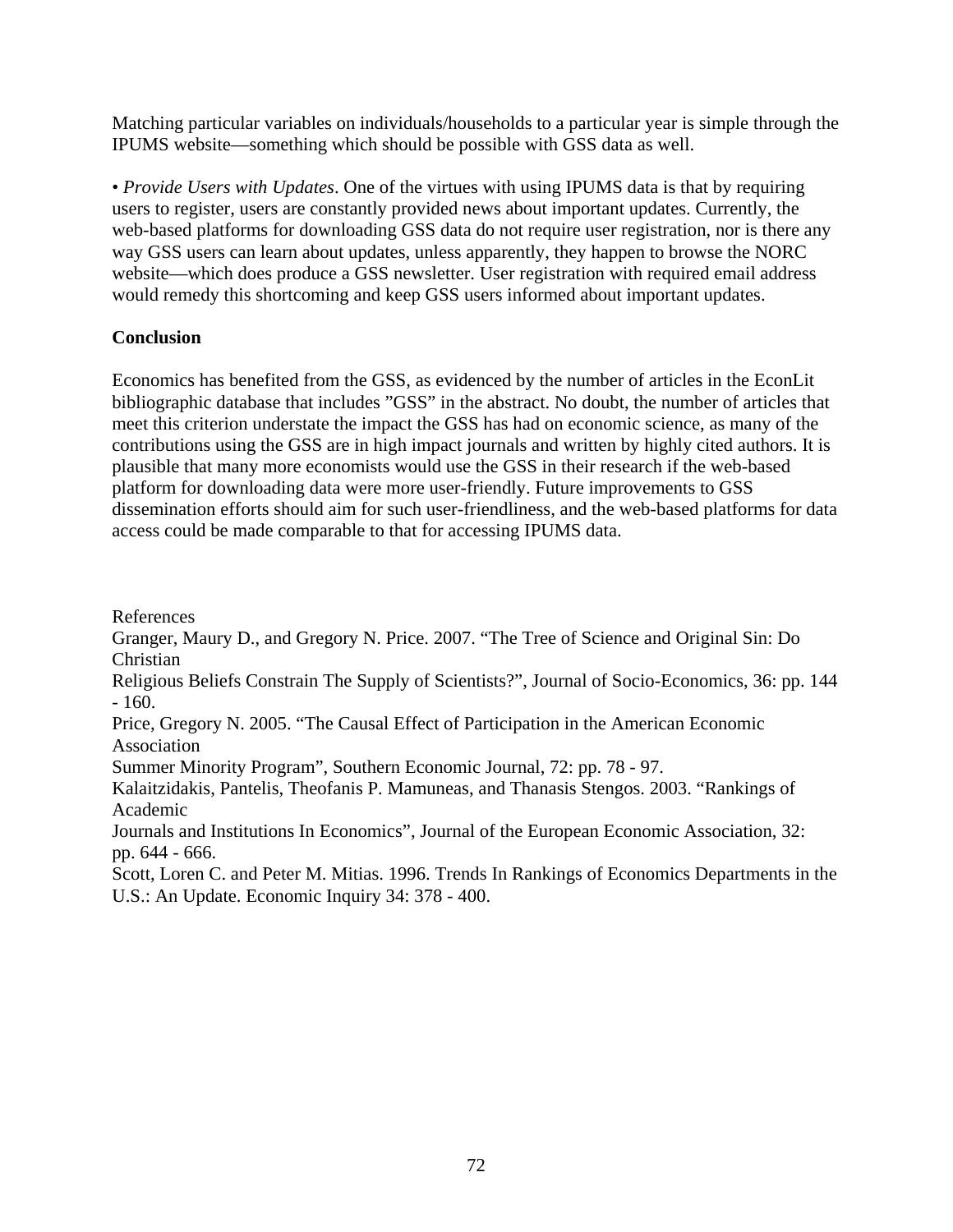Matching particular variables on individuals/households to a particular year is simple through the IPUMS website—something which should be possible with GSS data as well.

• *Provide Users with Updates*. One of the virtues with using IPUMS data is that by requiring users to register, users are constantly provided news about important updates. Currently, the web-based platforms for downloading GSS data do not require user registration, nor is there any way GSS users can learn about updates, unless apparently, they happen to browse the NORC website—which does produce a GSS newsletter. User registration with required email address would remedy this shortcoming and keep GSS users informed about important updates.

## Conclusion

Economics has benefited from the GSS, as evidenced by the number of articles in the EconLit bibliographic database that includes ”GSS” in the abstract. No doubt, the number of articles that meet this criterion understate the impact the GSS has had on economic science, as many of the contributions using the GSS are in high impact journals and written by highly cited authors. It is plausible that many more economists would use the GSS in their research if the web-based platform for downloading data were more user-friendly. Future improvements to GSS dissemination efforts should aim for such user-friendliness, and the web-based platforms for data access could be made comparable to that for accessing IPUMS data.

References

Granger, Maury D., and Gregory N. Price. 2007. “The Tree of Science and Original Sin: Do Christian Religious Beliefs Constrain The Supply of Scientists?”, Journal of Socio-Economics, 36: pp. 144 - 160.

Price, Gregory N. 2005. “The Causal Effect of Participation in the American Economic Association Summer Minority Program”, Southern Economic Journal, 72: pp. 78 - 97.

Kalaitzidakis, Pantelis, Theofanis P. Mamuneas, and Thanasis Stengos. 2003. “Rankings of Academic Journals and Institutions In Economics”, Journal of the European Economic Association, 32: pp. 644 - 666.

Scott, Loren C. and Peter M. Mitias. 1996. Trends In Rankings of Economics Departments in the U.S.: An Update. Economic Inquiry 34: 378 - 400.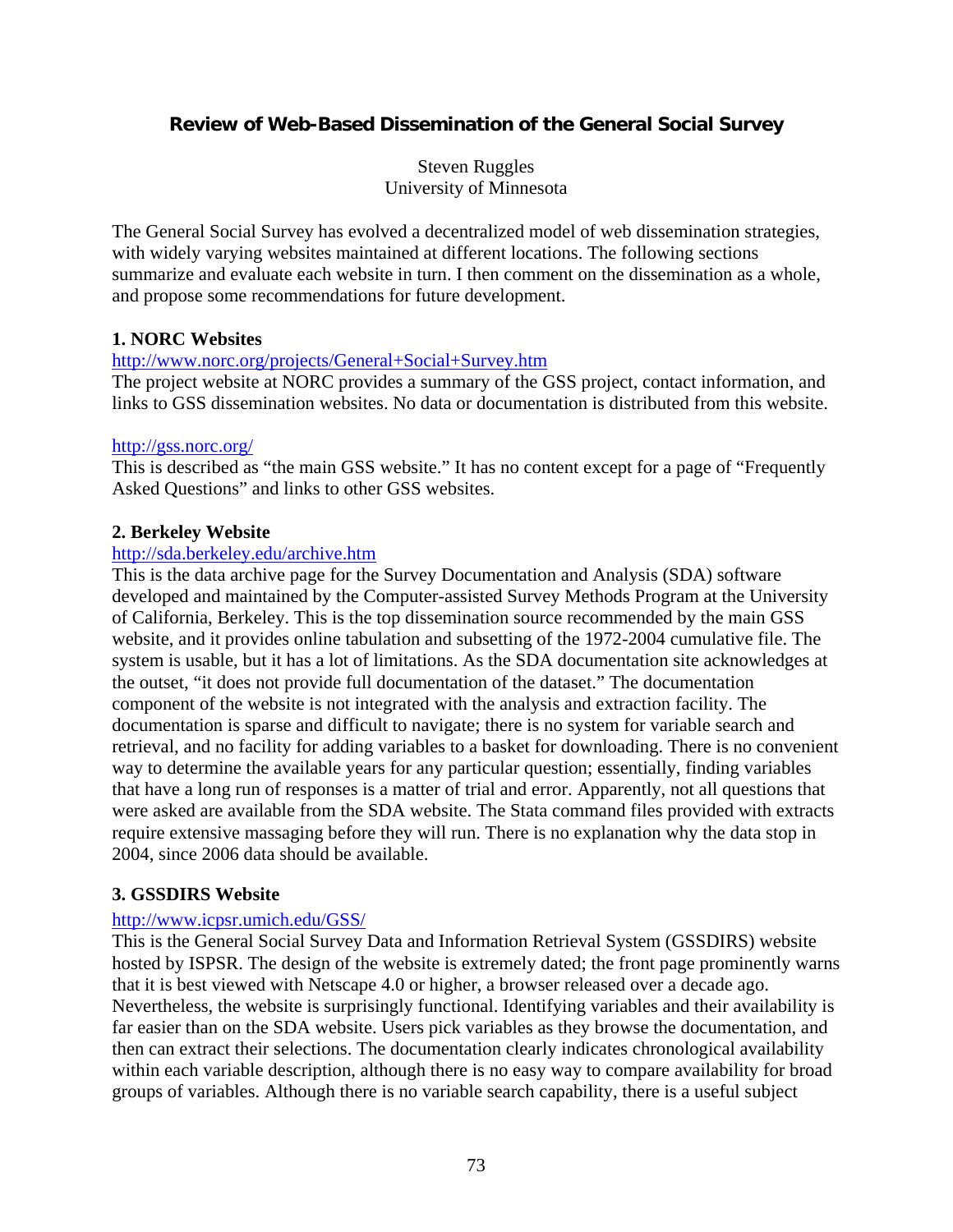## Review of Web-Based Dissemination of the General Social Survey

Steven Ruggles
University of Minnesota

The General Social Survey has evolved a decentralized model of web dissemination strategies, with widely varying websites maintained at different locations. The following sections summarize and evaluate each website in turn. I then comment on the dissemination as a whole, and propose some recommendations for future development.

### 1. NORC Websites

http://www.norc.org/projects/General+Social+Survey.htm
The project website at NORC provides a summary of the GSS project, contact information, and links to GSS dissemination websites. No data or documentation is distributed from this website.

http://gss.norc.org/
This is described as "the main GSS website." It has no content except for a page of "Frequently Asked Questions" and links to other GSS websites.

### 2. Berkeley Website

http://sda.berkeley.edu/archive.htm
This is the data archive page for the Survey Documentation and Analysis (SDA) software developed and maintained by the Computer-assisted Survey Methods Program at the University of California, Berkeley. This is the top dissemination source recommended by the main GSS website, and it provides online tabulation and subsetting of the 1972-2004 cumulative file. The system is usable, but it has a lot of limitations. As the SDA documentation site acknowledges at the outset, "it does not provide full documentation of the dataset." The documentation component of the website is not integrated with the analysis and extraction facility. The documentation is sparse and difficult to navigate; there is no system for variable search and retrieval, and no facility for adding variables to a basket for downloading. There is no convenient way to determine the available years for any particular question; essentially, finding variables that have a long run of responses is a matter of trial and error. Apparently, not all questions that were asked are available from the SDA website. The Stata command files provided with extracts require extensive massaging before they will run. There is no explanation why the data stop in 2004, since 2006 data should be available.

### 3. GSSDIRS Website

http://www.icpsr.umich.edu/GSS/
This is the General Social Survey Data and Information Retrieval System (GSSDIRS) website hosted by ISPSR. The design of the website is extremely dated; the front page prominently warns that it is best viewed with Netscape 4.0 or higher, a browser released over a decade ago. Nevertheless, the website is surprisingly functional. Identifying variables and their availability is far easier than on the SDA website. Users pick variables as they browse the documentation, and then can extract their selections. The documentation clearly indicates chronological availability within each variable description, although there is no easy way to compare availability for broad groups of variables. Although there is no variable search capability, there is a useful subject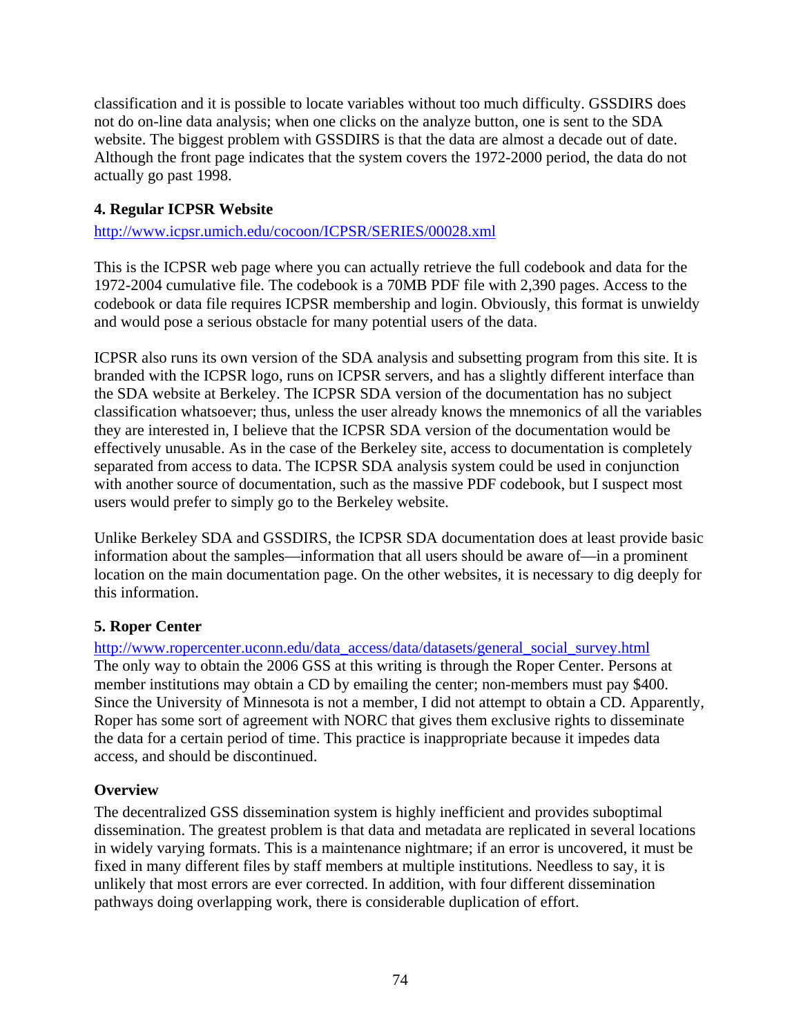classification and it is possible to locate variables without too much difficulty. GSSDIRS does not do on-line data analysis; when one clicks on the analyze button, one is sent to the SDA website. The biggest problem with GSSDIRS is that the data are almost a decade out of date. Although the front page indicates that the system covers the 1972-2000 period, the data do not actually go past 1998.

### 4. Regular ICPSR Website

http://www.icpsr.umich.edu/cocoon/ICPSR/SERIES/00028.xml

This is the ICPSR web page where you can actually retrieve the full codebook and data for the 1972-2004 cumulative file. The codebook is a 70MB PDF file with 2,390 pages. Access to the codebook or data file requires ICPSR membership and login. Obviously, this format is unwieldy and would pose a serious obstacle for many potential users of the data.

ICPSR also runs its own version of the SDA analysis and subsetting program from this site. It is branded with the ICPSR logo, runs on ICPSR servers, and has a slightly different interface than the SDA website at Berkeley. The ICPSR SDA version of the documentation has no subject classification whatsoever; thus, unless the user already knows the mnemonics of all the variables they are interested in, I believe that the ICPSR SDA version of the documentation would be effectively unusable. As in the case of the Berkeley site, access to documentation is completely separated from access to data. The ICPSR SDA analysis system could be used in conjunction with another source of documentation, such as the massive PDF codebook, but I suspect most users would prefer to simply go to the Berkeley website.

Unlike Berkeley SDA and GSSDIRS, the ICPSR SDA documentation does at least provide basic information about the samples—information that all users should be aware of—in a prominent location on the main documentation page. On the other websites, it is necessary to dig deeply for this information.

### 5. Roper Center

http://www.ropercenter.uconn.edu/data_access/data/datasets/general_social_survey.html
The only way to obtain the 2006 GSS at this writing is through the Roper Center. Persons at member institutions may obtain a CD by emailing the center; non-members must pay $400. Since the University of Minnesota is not a member, I did not attempt to obtain a CD. Apparently, Roper has some sort of agreement with NORC that gives them exclusive rights to disseminate the data for a certain period of time. This practice is inappropriate because it impedes data access, and should be discontinued.

### Overview

The decentralized GSS dissemination system is highly inefficient and provides suboptimal dissemination. The greatest problem is that data and metadata are replicated in several locations in widely varying formats. This is a maintenance nightmare; if an error is uncovered, it must be fixed in many different files by staff members at multiple institutions. Needless to say, it is unlikely that most errors are ever corrected. In addition, with four different dissemination pathways doing overlapping work, there is considerable duplication of effort.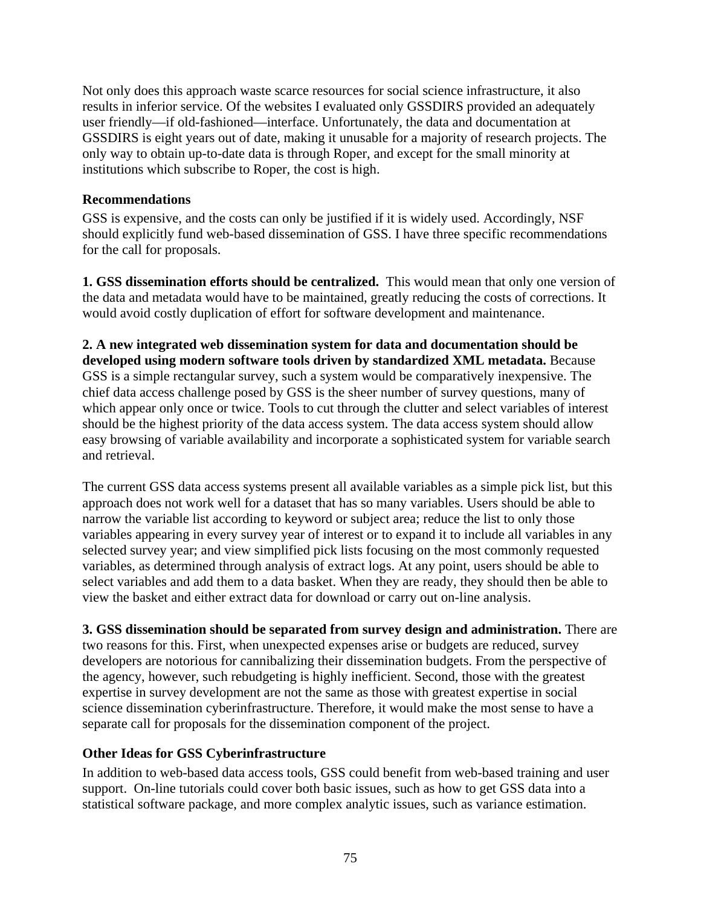Not only does this approach waste scarce resources for social science infrastructure, it also results in inferior service. Of the websites I evaluated only GSSDIRS provided an adequately user friendly—if old-fashioned—interface. Unfortunately, the data and documentation at GSSDIRS is eight years out of date, making it unusable for a majority of research projects. The only way to obtain up-to-date data is through Roper, and except for the small minority at institutions which subscribe to Roper, the cost is high.

### Recommendations

GSS is expensive, and the costs can only be justified if it is widely used. Accordingly, NSF should explicitly fund web-based dissemination of GSS. I have three specific recommendations for the call for proposals.

**1. GSS dissemination efforts should be centralized.** This would mean that only one version of the data and metadata would have to be maintained, greatly reducing the costs of corrections. It would avoid costly duplication of effort for software development and maintenance.

**2. A new integrated web dissemination system for data and documentation should be developed using modern software tools driven by standardized XML metadata.** Because GSS is a simple rectangular survey, such a system would be comparatively inexpensive. The chief data access challenge posed by GSS is the sheer number of survey questions, many of which appear only once or twice. Tools to cut through the clutter and select variables of interest should be the highest priority of the data access system. The data access system should allow easy browsing of variable availability and incorporate a sophisticated system for variable search and retrieval.

The current GSS data access systems present all available variables as a simple pick list, but this approach does not work well for a dataset that has so many variables. Users should be able to narrow the variable list according to keyword or subject area; reduce the list to only those variables appearing in every survey year of interest or to expand it to include all variables in any selected survey year; and view simplified pick lists focusing on the most commonly requested variables, as determined through analysis of extract logs. At any point, users should be able to select variables and add them to a data basket. When they are ready, they should then be able to view the basket and either extract data for download or carry out on-line analysis.

**3. GSS dissemination should be separated from survey design and administration.** There are two reasons for this. First, when unexpected expenses arise or budgets are reduced, survey developers are notorious for cannibalizing their dissemination budgets. From the perspective of the agency, however, such rebudgeting is highly inefficient. Second, those with the greatest expertise in survey development are not the same as those with greatest expertise in social science dissemination cyberinfrastructure. Therefore, it would make the most sense to have a separate call for proposals for the dissemination component of the project.

### Other Ideas for GSS Cyberinfrastructure

In addition to web-based data access tools, GSS could benefit from web-based training and user support. On-line tutorials could cover both basic issues, such as how to get GSS data into a statistical software package, and more complex analytic issues, such as variance estimation.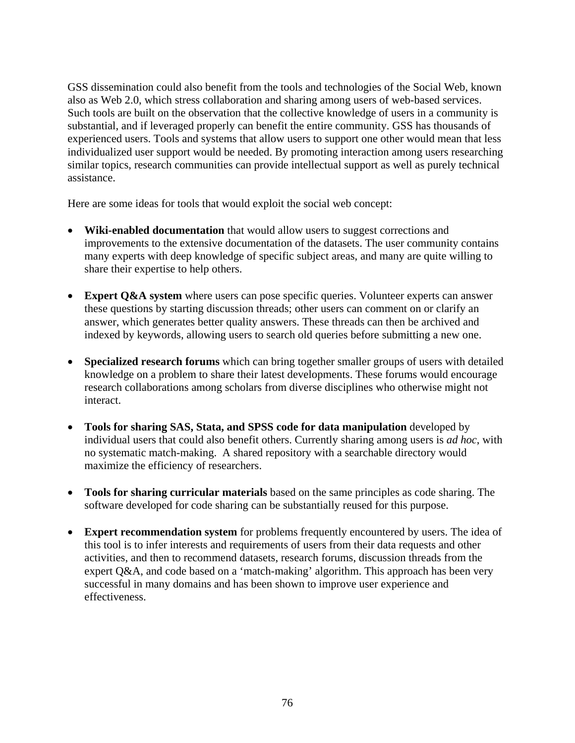GSS dissemination could also benefit from the tools and technologies of the Social Web, known also as Web 2.0, which stress collaboration and sharing among users of web-based services. Such tools are built on the observation that the collective knowledge of users in a community is substantial, and if leveraged properly can benefit the entire community. GSS has thousands of experienced users. Tools and systems that allow users to support one other would mean that less individualized user support would be needed. By promoting interaction among users researching similar topics, research communities can provide intellectual support as well as purely technical assistance.

Here are some ideas for tools that would exploit the social web concept:

- **Wiki-enabled documentation** that would allow users to suggest corrections and improvements to the extensive documentation of the datasets. The user community contains many experts with deep knowledge of specific subject areas, and many are quite willing to share their expertise to help others.

- **Expert Q&A system** where users can pose specific queries. Volunteer experts can answer these questions by starting discussion threads; other users can comment on or clarify an answer, which generates better quality answers. These threads can then be archived and indexed by keywords, allowing users to search old queries before submitting a new one.

- **Specialized research forums** which can bring together smaller groups of users with detailed knowledge on a problem to share their latest developments. These forums would encourage research collaborations among scholars from diverse disciplines who otherwise might not interact.

- **Tools for sharing SAS, Stata, and SPSS code for data manipulation** developed by individual users that could also benefit others. Currently sharing among users is *ad hoc*, with no systematic match-making. A shared repository with a searchable directory would maximize the efficiency of researchers.

- **Tools for sharing curricular materials** based on the same principles as code sharing. The software developed for code sharing can be substantially reused for this purpose.

- **Expert recommendation system** for problems frequently encountered by users. The idea of this tool is to infer interests and requirements of users from their data requests and other activities, and then to recommend datasets, research forums, discussion threads from the expert Q&A, and code based on a 'match-making' algorithm. This approach has been very successful in many domains and has been shown to improve user experience and effectiveness.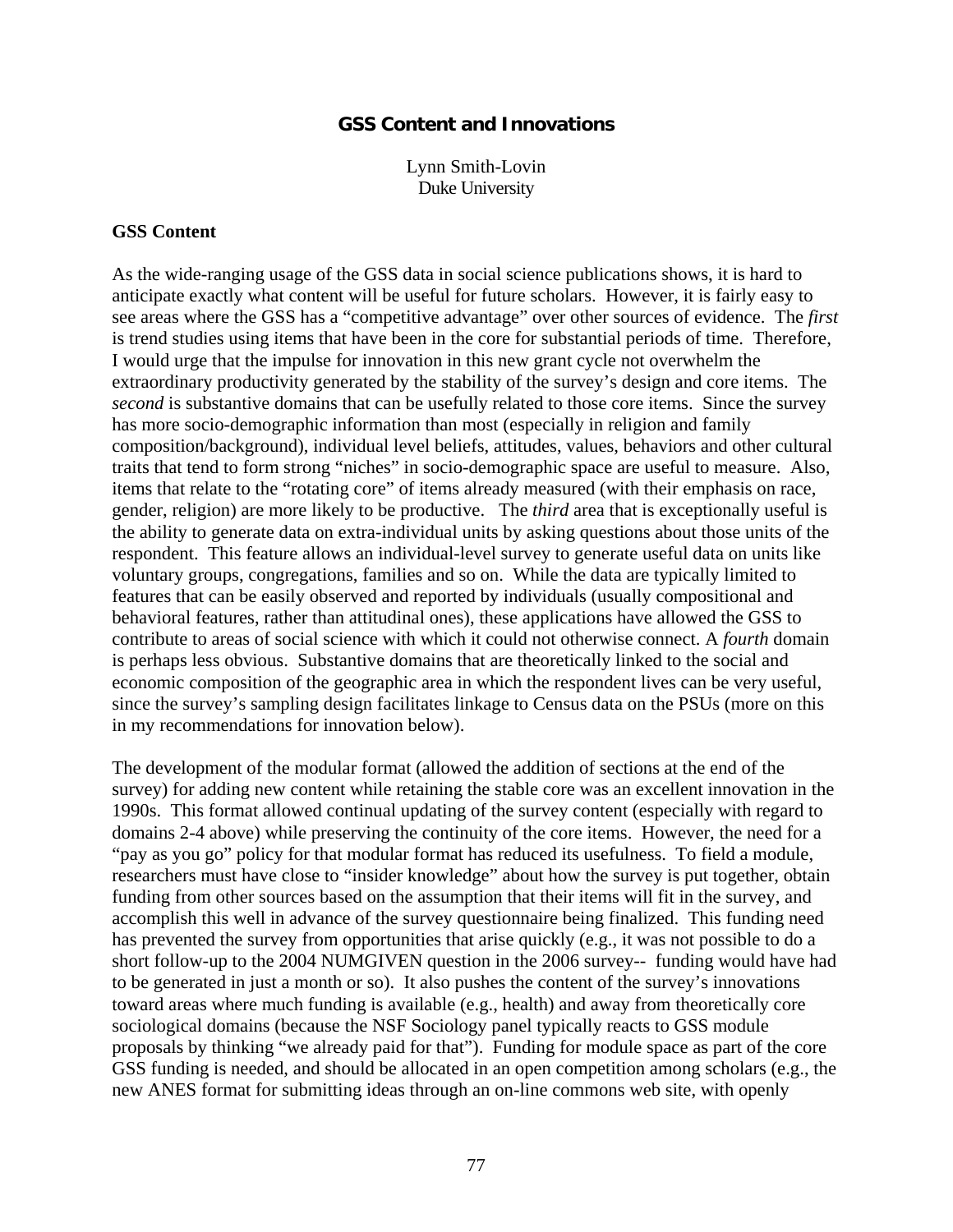## GSS Content and Innovations

Lynn Smith-Lovin
Duke University

### GSS Content

As the wide-ranging usage of the GSS data in social science publications shows, it is hard to anticipate exactly what content will be useful for future scholars. However, it is fairly easy to see areas where the GSS has a "competitive advantage" over other sources of evidence. The *first* is trend studies using items that have been in the core for substantial periods of time. Therefore, I would urge that the impulse for innovation in this new grant cycle not overwhelm the extraordinary productivity generated by the stability of the survey's design and core items. The *second* is substantive domains that can be usefully related to those core items. Since the survey has more socio-demographic information than most (especially in religion and family composition/background), individual level beliefs, attitudes, values, behaviors and other cultural traits that tend to form strong "niches" in socio-demographic space are useful to measure. Also, items that relate to the "rotating core" of items already measured (with their emphasis on race, gender, religion) are more likely to be productive. The *third* area that is exceptionally useful is the ability to generate data on extra-individual units by asking questions about those units of the respondent. This feature allows an individual-level survey to generate useful data on units like voluntary groups, congregations, families and so on. While the data are typically limited to features that can be easily observed and reported by individuals (usually compositional and behavioral features, rather than attitudinal ones), these applications have allowed the GSS to contribute to areas of social science with which it could not otherwise connect. A *fourth* domain is perhaps less obvious. Substantive domains that are theoretically linked to the social and economic composition of the geographic area in which the respondent lives can be very useful, since the survey's sampling design facilitates linkage to Census data on the PSUs (more on this in my recommendations for innovation below).

The development of the modular format (allowed the addition of sections at the end of the survey) for adding new content while retaining the stable core was an excellent innovation in the 1990s. This format allowed continual updating of the survey content (especially with regard to domains 2-4 above) while preserving the continuity of the core items. However, the need for a "pay as you go" policy for that modular format has reduced its usefulness. To field a module, researchers must have close to "insider knowledge" about how the survey is put together, obtain funding from other sources based on the assumption that their items will fit in the survey, and accomplish this well in advance of the survey questionnaire being finalized. This funding need has prevented the survey from opportunities that arise quickly (e.g., it was not possible to do a short follow-up to the 2004 NUMGIVEN question in the 2006 survey-- funding would have had to be generated in just a month or so). It also pushes the content of the survey's innovations toward areas where much funding is available (e.g., health) and away from theoretically core sociological domains (because the NSF Sociology panel typically reacts to GSS module proposals by thinking "we already paid for that"). Funding for module space as part of the core GSS funding is needed, and should be allocated in an open competition among scholars (e.g., the new ANES format for submitting ideas through an on-line commons web site, with openly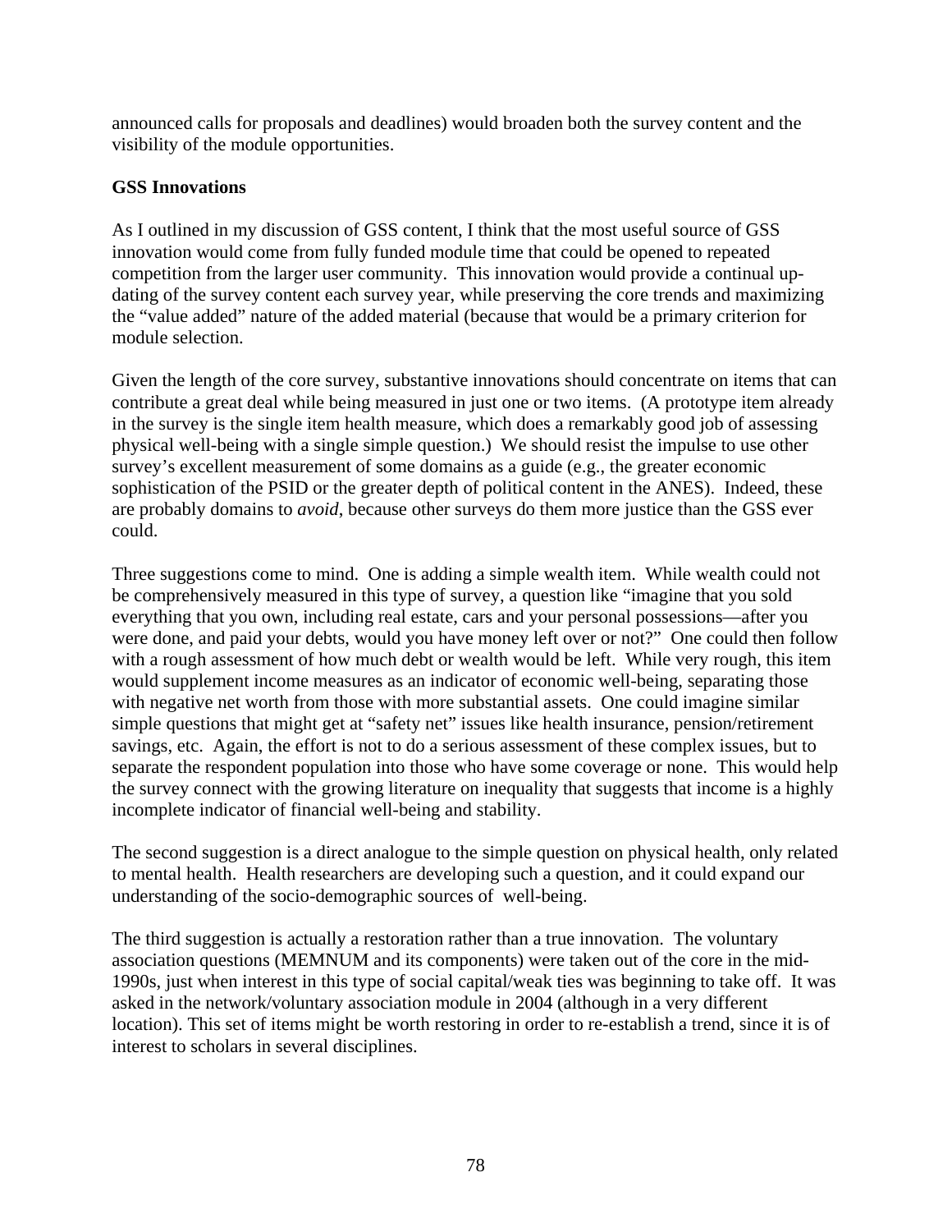announced calls for proposals and deadlines) would broaden both the survey content and the visibility of the module opportunities.

**GSS Innovations**

As I outlined in my discussion of GSS content, I think that the most useful source of GSS innovation would come from fully funded module time that could be opened to repeated competition from the larger user community. This innovation would provide a continual up-dating of the survey content each survey year, while preserving the core trends and maximizing the "value added" nature of the added material (because that would be a primary criterion for module selection.

Given the length of the core survey, substantive innovations should concentrate on items that can contribute a great deal while being measured in just one or two items. (A prototype item already in the survey is the single item health measure, which does a remarkably good job of assessing physical well-being with a single simple question.) We should resist the impulse to use other survey's excellent measurement of some domains as a guide (e.g., the greater economic sophistication of the PSID or the greater depth of political content in the ANES). Indeed, these are probably domains to *avoid*, because other surveys do them more justice than the GSS ever could.

Three suggestions come to mind. One is adding a simple wealth item. While wealth could not be comprehensively measured in this type of survey, a question like "imagine that you sold everything that you own, including real estate, cars and your personal possessions—after you were done, and paid your debts, would you have money left over or not?" One could then follow with a rough assessment of how much debt or wealth would be left. While very rough, this item would supplement income measures as an indicator of economic well-being, separating those with negative net worth from those with more substantial assets. One could imagine similar simple questions that might get at "safety net" issues like health insurance, pension/retirement savings, etc. Again, the effort is not to do a serious assessment of these complex issues, but to separate the respondent population into those who have some coverage or none. This would help the survey connect with the growing literature on inequality that suggests that income is a highly incomplete indicator of financial well-being and stability.

The second suggestion is a direct analogue to the simple question on physical health, only related to mental health. Health researchers are developing such a question, and it could expand our understanding of the socio-demographic sources of well-being.

The third suggestion is actually a restoration rather than a true innovation. The voluntary association questions (MEMNUM and its components) were taken out of the core in the mid-1990s, just when interest in this type of social capital/weak ties was beginning to take off. It was asked in the network/voluntary association module in 2004 (although in a very different location). This set of items might be worth restoring in order to re-establish a trend, since it is of interest to scholars in several disciplines.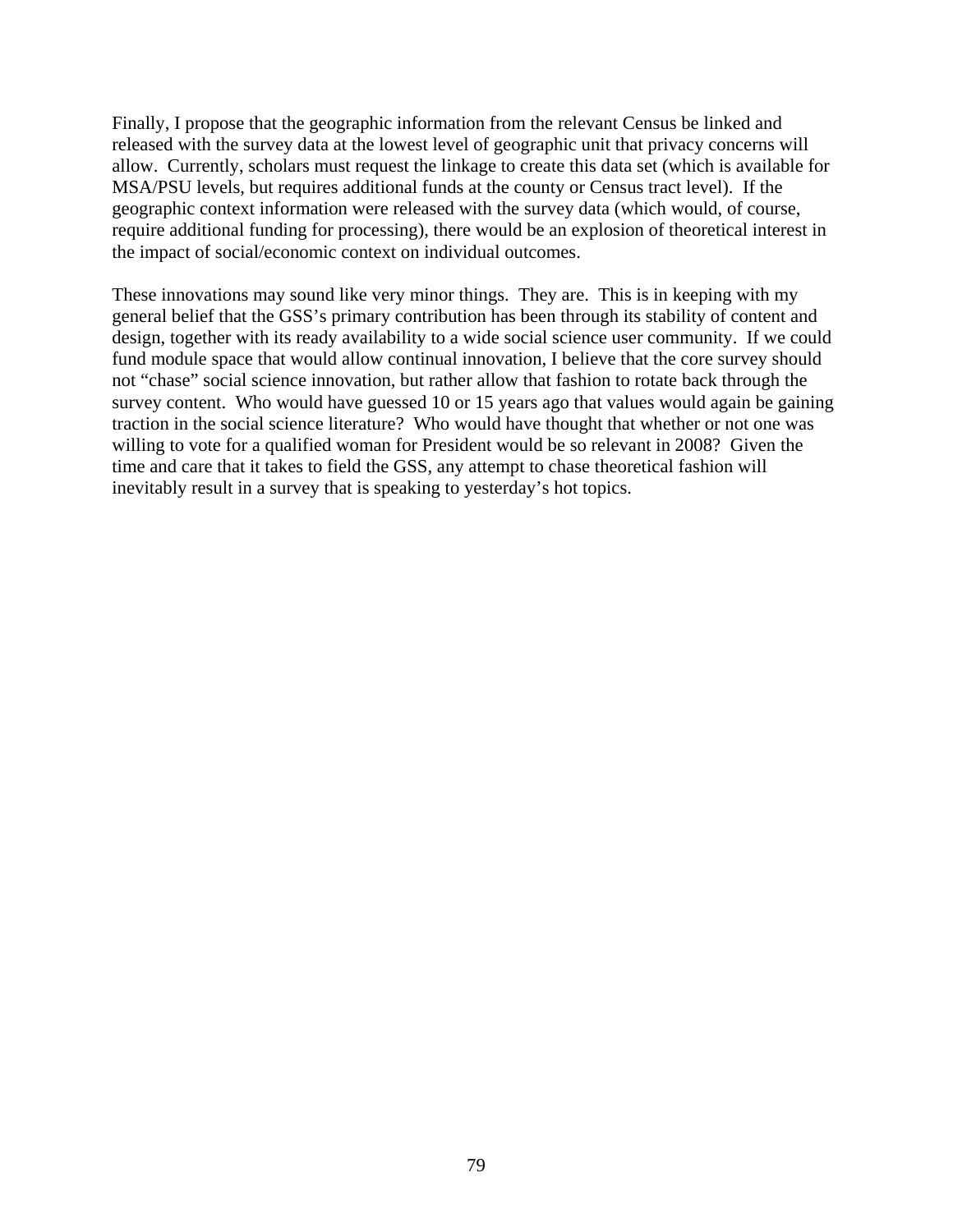Finally, I propose that the geographic information from the relevant Census be linked and released with the survey data at the lowest level of geographic unit that privacy concerns will allow. Currently, scholars must request the linkage to create this data set (which is available for MSA/PSU levels, but requires additional funds at the county or Census tract level). If the geographic context information were released with the survey data (which would, of course, require additional funding for processing), there would be an explosion of theoretical interest in the impact of social/economic context on individual outcomes.

These innovations may sound like very minor things. They are. This is in keeping with my general belief that the GSS's primary contribution has been through its stability of content and design, together with its ready availability to a wide social science user community. If we could fund module space that would allow continual innovation, I believe that the core survey should not "chase" social science innovation, but rather allow that fashion to rotate back through the survey content. Who would have guessed 10 or 15 years ago that values would again be gaining traction in the social science literature? Who would have thought that whether or not one was willing to vote for a qualified woman for President would be so relevant in 2008? Given the time and care that it takes to field the GSS, any attempt to chase theoretical fashion will inevitably result in a survey that is speaking to yesterday's hot topics.